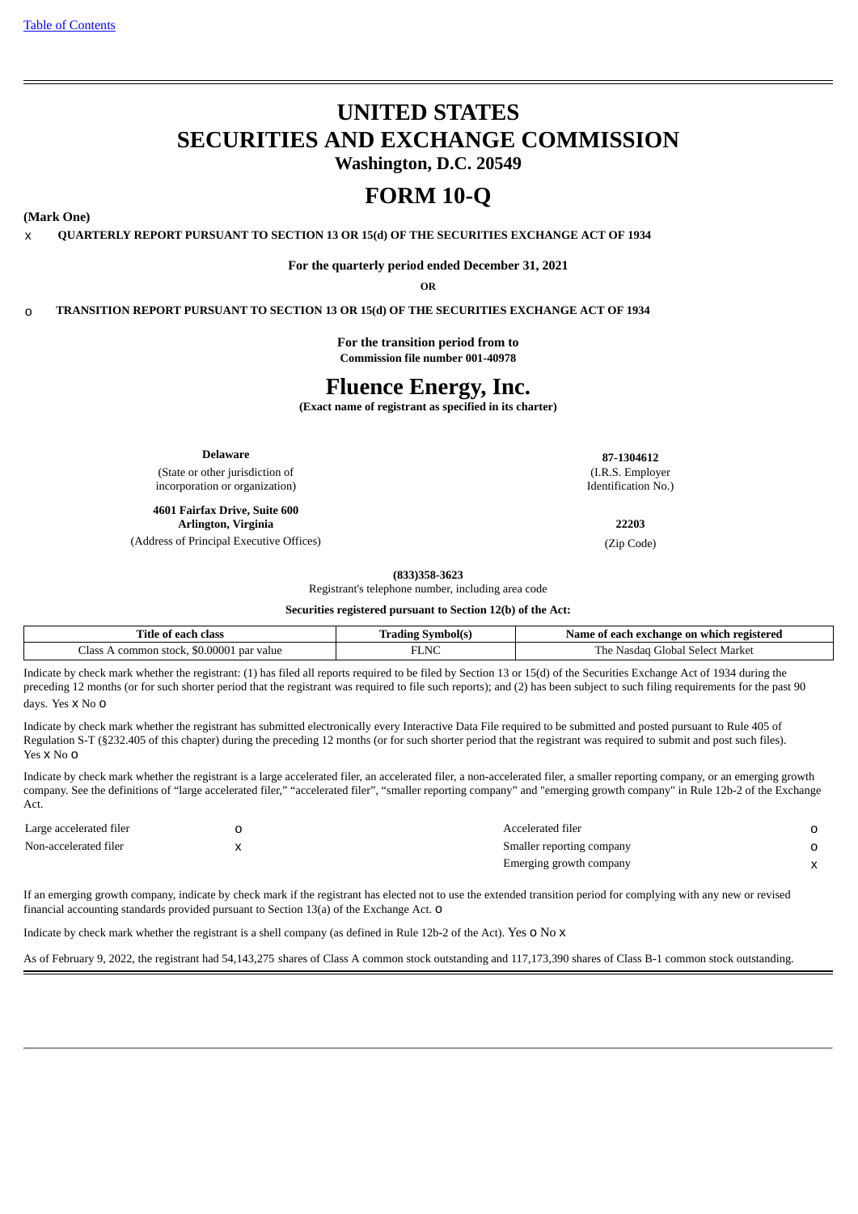Table of Contents

# UNITED STATES
# SECURITIES AND EXCHANGE COMMISSION
**Washington, D.C. 20549**

# FORM 10-Q

**(Mark One)**

x **QUARTERLY REPORT PURSUANT TO SECTION 13 OR 15(d) OF THE SECURITIES EXCHANGE ACT OF 1934**

**For the quarterly period ended December 31, 2021**

**OR**

o **TRANSITION REPORT PURSUANT TO SECTION 13 OR 15(d) OF THE SECURITIES EXCHANGE ACT OF 1934**

**For the transition period from to**
**Commission file number 001-40978**

# Fluence Energy, Inc.
**(Exact name of registrant as specified in its charter)**

| **Delaware** | **87-1304612** |
|---|---|
| (State or other jurisdiction of incorporation or organization) | (I.R.S. Employer Identification No.) |
| **4601 Fairfax Drive, Suite 600 Arlington, Virginia** | **22203** |
| (Address of Principal Executive Offices) | (Zip Code) |

**(833)358-3623**
Registrant's telephone number, including area code

**Securities registered pursuant to Section 12(b) of the Act:**

| Title of each class | Trading Symbol(s) | Name of each exchange on which registered |
|---|---|---|
| Class A common stock, $0.00001 par value | FLNC | The Nasdaq Global Select Market |

Indicate by check mark whether the registrant: (1) has filed all reports required to be filed by Section 13 or 15(d) of the Securities Exchange Act of 1934 during the preceding 12 months (or for such shorter period that the registrant was required to file such reports); and (2) has been subject to such filing requirements for the past 90 days. Yes x No o

Indicate by check mark whether the registrant has submitted electronically every Interactive Data File required to be submitted and posted pursuant to Rule 405 of Regulation S-T (§232.405 of this chapter) during the preceding 12 months (or for such shorter period that the registrant was required to submit and post such files). Yes x No o

Indicate by check mark whether the registrant is a large accelerated filer, an accelerated filer, a non-accelerated filer, a smaller reporting company, or an emerging growth company. See the definitions of "large accelerated filer," "accelerated filer", "smaller reporting company" and "emerging growth company" in Rule 12b-2 of the Exchange Act.

| | | | |
|---|---|---|---|
| Large accelerated filer | o | Accelerated filer | o |
| Non-accelerated filer | x | Smaller reporting company | o |
| | | Emerging growth company | x |

If an emerging growth company, indicate by check mark if the registrant has elected not to use the extended transition period for complying with any new or revised financial accounting standards provided pursuant to Section 13(a) of the Exchange Act. o

Indicate by check mark whether the registrant is a shell company (as defined in Rule 12b-2 of the Act). Yes o No x

As of February 9, 2022, the registrant had 54,143,275 shares of Class A common stock outstanding and 117,173,390 shares of Class B-1 common stock outstanding.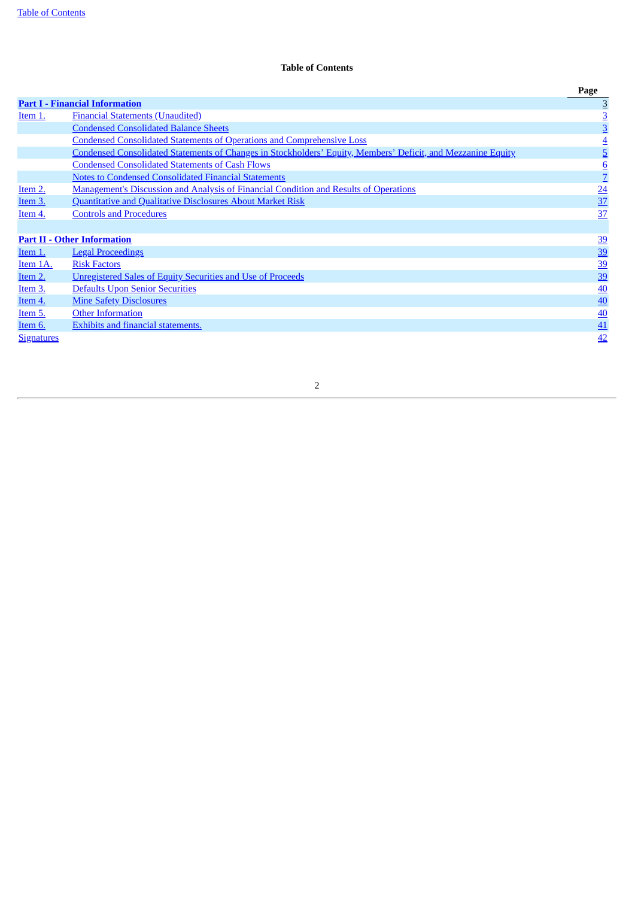**Table of Contents**

| | | Page |
|---|---|---|
| **Part I - Financial Information** | | 3 |
| Item 1. | Financial Statements (Unaudited) | 3 |
| | Condensed Consolidated Balance Sheets | 3 |
| | Condensed Consolidated Statements of Operations and Comprehensive Loss | 4 |
| | Condensed Consolidated Statements of Changes in Stockholders' Equity, Members' Deficit, and Mezzanine Equity | 5 |
| | Condensed Consolidated Statements of Cash Flows | 6 |
| | Notes to Condensed Consolidated Financial Statements | 7 |
| Item 2. | Management's Discussion and Analysis of Financial Condition and Results of Operations | 24 |
| Item 3. | Quantitative and Qualitative Disclosures About Market Risk | 37 |
| Item 4. | Controls and Procedures | 37 |
| | | |
| **Part II - Other Information** | | 39 |
| Item 1. | Legal Proceedings | 39 |
| Item 1A. | Risk Factors | 39 |
| Item 2. | Unregistered Sales of Equity Securities and Use of Proceeds | 39 |
| Item 3. | Defaults Upon Senior Securities | 40 |
| Item 4. | Mine Safety Disclosures | 40 |
| Item 5. | Other Information | 40 |
| Item 6. | Exhibits and financial statements. | 41 |
| Signatures | | 42 |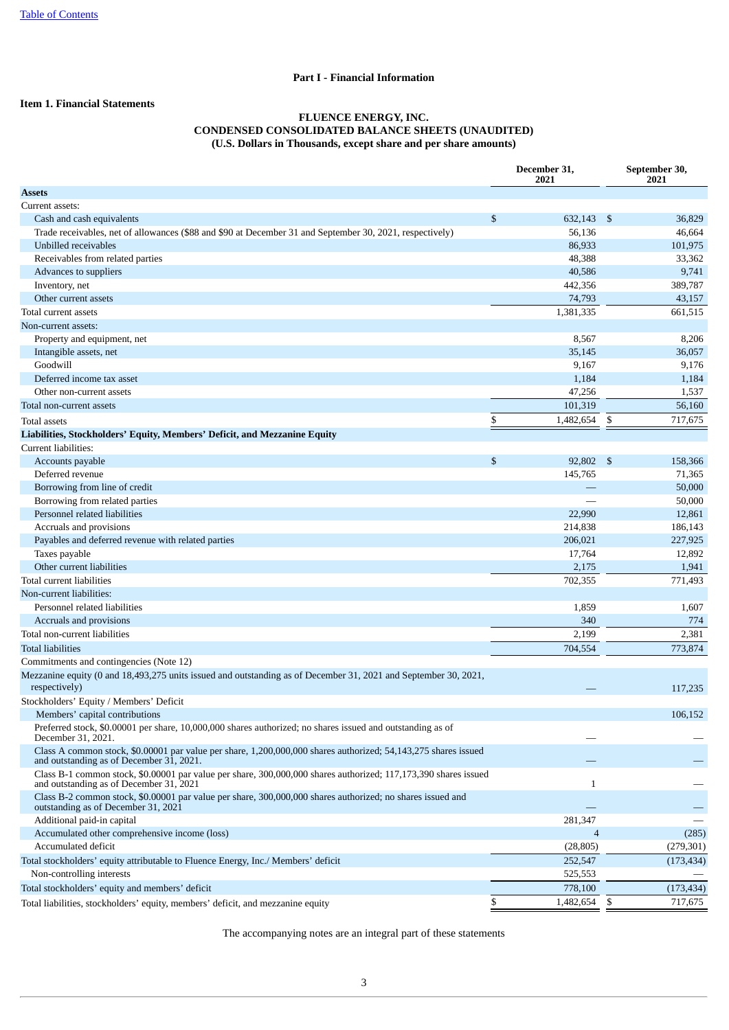[Table of Contents](#)

## Part I - Financial Information

### Item 1. Financial Statements

**FLUENCE ENERGY, INC.**
**CONDENSED CONSOLIDATED BALANCE SHEETS (UNAUDITED)**
**(U.S. Dollars in Thousands, except share and per share amounts)**

| | December 31, 2021 | September 30, 2021 |
|---|---|---|
| **Assets** | | |
| Current assets: | | |
| Cash and cash equivalents | $ 632,143 | $ 36,829 |
| Trade receivables, net of allowances ($88 and $90 at December 31 and September 30, 2021, respectively) | 56,136 | 46,664 |
| Unbilled receivables | 86,933 | 101,975 |
| Receivables from related parties | 48,388 | 33,362 |
| Advances to suppliers | 40,586 | 9,741 |
| Inventory, net | 442,356 | 389,787 |
| Other current assets | 74,793 | 43,157 |
| Total current assets | 1,381,335 | 661,515 |
| Non-current assets: | | |
| Property and equipment, net | 8,567 | 8,206 |
| Intangible assets, net | 35,145 | 36,057 |
| Goodwill | 9,167 | 9,176 |
| Deferred income tax asset | 1,184 | 1,184 |
| Other non-current assets | 47,256 | 1,537 |
| Total non-current assets | 101,319 | 56,160 |
| Total assets | $ 1,482,654 | $ 717,675 |
| **Liabilities, Stockholders' Equity, Members' Deficit, and Mezzanine Equity** | | |
| Current liabilities: | | |
| Accounts payable | $ 92,802 | $ 158,366 |
| Deferred revenue | 145,765 | 71,365 |
| Borrowing from line of credit | — | 50,000 |
| Borrowing from related parties | — | 50,000 |
| Personnel related liabilities | 22,990 | 12,861 |
| Accruals and provisions | 214,838 | 186,143 |
| Payables and deferred revenue with related parties | 206,021 | 227,925 |
| Taxes payable | 17,764 | 12,892 |
| Other current liabilities | 2,175 | 1,941 |
| Total current liabilities | 702,355 | 771,493 |
| Non-current liabilities: | | |
| Personnel related liabilities | 1,859 | 1,607 |
| Accruals and provisions | 340 | 774 |
| Total non-current liabilities | 2,199 | 2,381 |
| Total liabilities | 704,554 | 773,874 |
| Commitments and contingencies (Note 12) | | |
| Mezzanine equity (0 and 18,493,275 units issued and outstanding as of December 31, 2021 and September 30, 2021, respectively) | — | 117,235 |
| Stockholders' Equity / Members' Deficit | | |
| Members' capital contributions | | 106,152 |
| Preferred stock, $0.00001 per share, 10,000,000 shares authorized; no shares issued and outstanding as of December 31, 2021. | — | — |
| Class A common stock, $0.00001 par value per share, 1,200,000,000 shares authorized; 54,143,275 shares issued and outstanding as of December 31, 2021. | — | — |
| Class B-1 common stock, $0.00001 par value per share, 300,000,000 shares authorized; 117,173,390 shares issued and outstanding as of December 31, 2021 | 1 | — |
| Class B-2 common stock, $0.00001 par value per share, 300,000,000 shares authorized; no shares issued and outstanding as of December 31, 2021 | — | — |
| Additional paid-in capital | 281,347 | — |
| Accumulated other comprehensive income (loss) | 4 | (285) |
| Accumulated deficit | (28,805) | (279,301) |
| Total stockholders' equity attributable to Fluence Energy, Inc./ Members' deficit | 252,547 | (173,434) |
| Non-controlling interests | 525,553 | — |
| Total stockholders' equity and members' deficit | 778,100 | (173,434) |
| Total liabilities, stockholders' equity, members' deficit, and mezzanine equity | $ 1,482,654 | $ 717,675 |

The accompanying notes are an integral part of these statements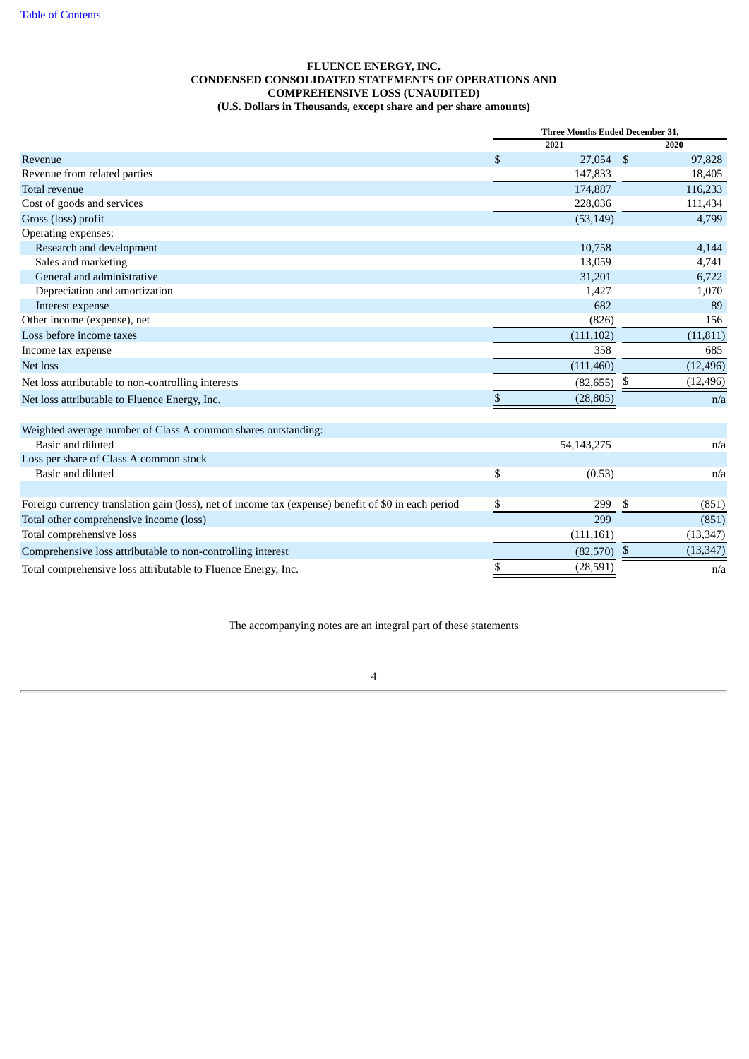# FLUENCE ENERGY, INC.
## CONDENSED CONSOLIDATED STATEMENTS OF OPERATIONS AND COMPREHENSIVE LOSS (UNAUDITED)
### (U.S. Dollars in Thousands, except share and per share amounts)

| | Three Months Ended December 31, | |
|---|---|---|
| | 2021 | 2020 |
| Revenue | $ 27,054 | $ 97,828 |
| Revenue from related parties | 147,833 | 18,405 |
| Total revenue | 174,887 | 116,233 |
| Cost of goods and services | 228,036 | 111,434 |
| Gross (loss) profit | (53,149) | 4,799 |
| Operating expenses: | | |
| Research and development | 10,758 | 4,144 |
| Sales and marketing | 13,059 | 4,741 |
| General and administrative | 31,201 | 6,722 |
| Depreciation and amortization | 1,427 | 1,070 |
| Interest expense | 682 | 89 |
| Other income (expense), net | (826) | 156 |
| Loss before income taxes | (111,102) | (11,811) |
| Income tax expense | 358 | 685 |
| Net loss | (111,460) | (12,496) |
| Net loss attributable to non-controlling interests | (82,655) | $ (12,496) |
| Net loss attributable to Fluence Energy, Inc. | $ (28,805) | n/a |
| | | |
| Weighted average number of Class A common shares outstanding: | | |
| Basic and diluted | 54,143,275 | n/a |
| Loss per share of Class A common stock | | |
| Basic and diluted | $ (0.53) | n/a |
| | | |
| Foreign currency translation gain (loss), net of income tax (expense) benefit of $0 in each period | $ 299 | $ (851) |
| Total other comprehensive income (loss) | 299 | (851) |
| Total comprehensive loss | (111,161) | (13,347) |
| Comprehensive loss attributable to non-controlling interest | (82,570) | $ (13,347) |
| Total comprehensive loss attributable to Fluence Energy, Inc. | $ (28,591) | n/a |

The accompanying notes are an integral part of these statements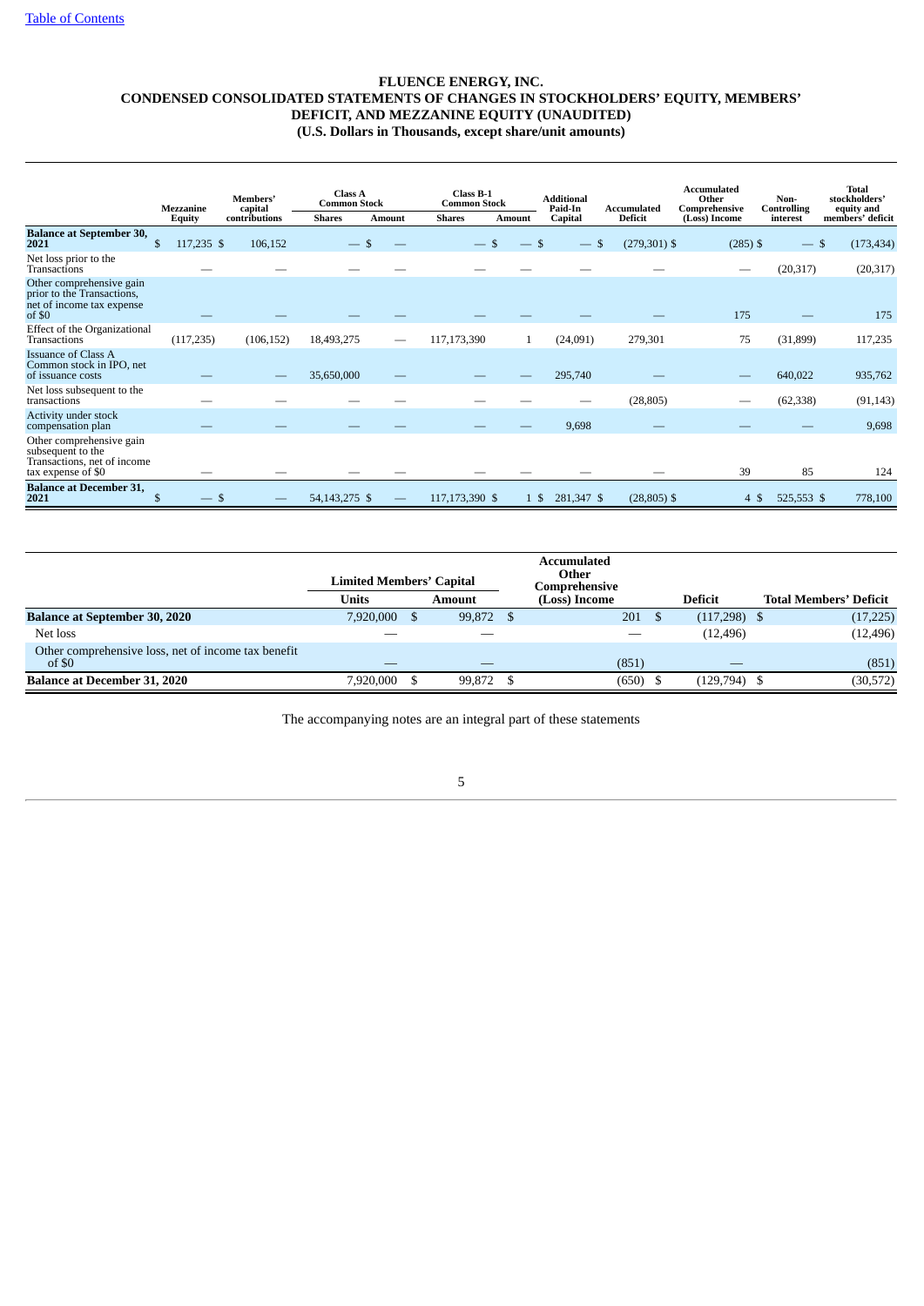# FLUENCE ENERGY, INC.
## CONDENSED CONSOLIDATED STATEMENTS OF CHANGES IN STOCKHOLDERS' EQUITY, MEMBERS' DEFICIT, AND MEZZANINE EQUITY (UNAUDITED)
### (U.S. Dollars in Thousands, except share/unit amounts)

| | Mezzanine Equity | Members' capital contributions | Class A Common Stock | | Class B-1 Common Stock | | Additional Paid-In Capital | Accumulated Deficit | Accumulated Other Comprehensive (Loss) Income | Non-Controlling interest | Total stockholders' equity and members' deficit |
|---|---|---|---|---|---|---|---|---|---|---|---|
| | | | Shares | Amount | Shares | Amount | | | | | |
| **Balance at September 30, 2021** | $ 117,235 | $ 106,152 | — | $ — | — | $ — | $ — | $ (279,301) | $ (285) | $ — | $ (173,434) |
| Net loss prior to the Transactions | — | — | — | — | — | — | — | — | — | (20,317) | (20,317) |
| Other comprehensive gain prior to the Transactions, net of income tax expense of $0 | — | — | — | — | — | — | — | — | 175 | — | 175 |
| Effect of the Organizational Transactions | (117,235) | (106,152) | 18,493,275 | — | 117,173,390 | 1 | (24,091) | 279,301 | 75 | (31,899) | 117,235 |
| Issuance of Class A Common stock in IPO, net of issuance costs | — | — | 35,650,000 | — | — | — | 295,740 | — | — | 640,022 | 935,762 |
| Net loss subsequent to the transactions | — | — | — | — | — | — | — | (28,805) | — | (62,338) | (91,143) |
| Activity under stock compensation plan | — | — | — | — | — | — | 9,698 | — | — | — | 9,698 |
| Other comprehensive gain subsequent to the Transactions, net of income tax expense of $0 | — | — | — | — | — | — | — | — | 39 | 85 | 124 |
| **Balance at December 31, 2021** | $ — | $ — | 54,143,275 | $ — | 117,173,390 | $ 1 | $ 281,347 | $ (28,805) | $ 4 | $ 525,553 | $ 778,100 |

| | Limited Members' Capital | | Accumulated Other Comprehensive (Loss) Income | Deficit | Total Members' Deficit |
|---|---|---|---|---|---|
| | Units | Amount | | | |
| **Balance at September 30, 2020** | 7,920,000 | $ 99,872 | $ 201 | $ (117,298) | $ (17,225) |
| Net loss | — | — | — | (12,496) | (12,496) |
| Other comprehensive loss, net of income tax benefit of $0 | — | — | (851) | — | (851) |
| **Balance at December 31, 2020** | 7,920,000 | $ 99,872 | $ (650) | $ (129,794) | $ (30,572) |

The accompanying notes are an integral part of these statements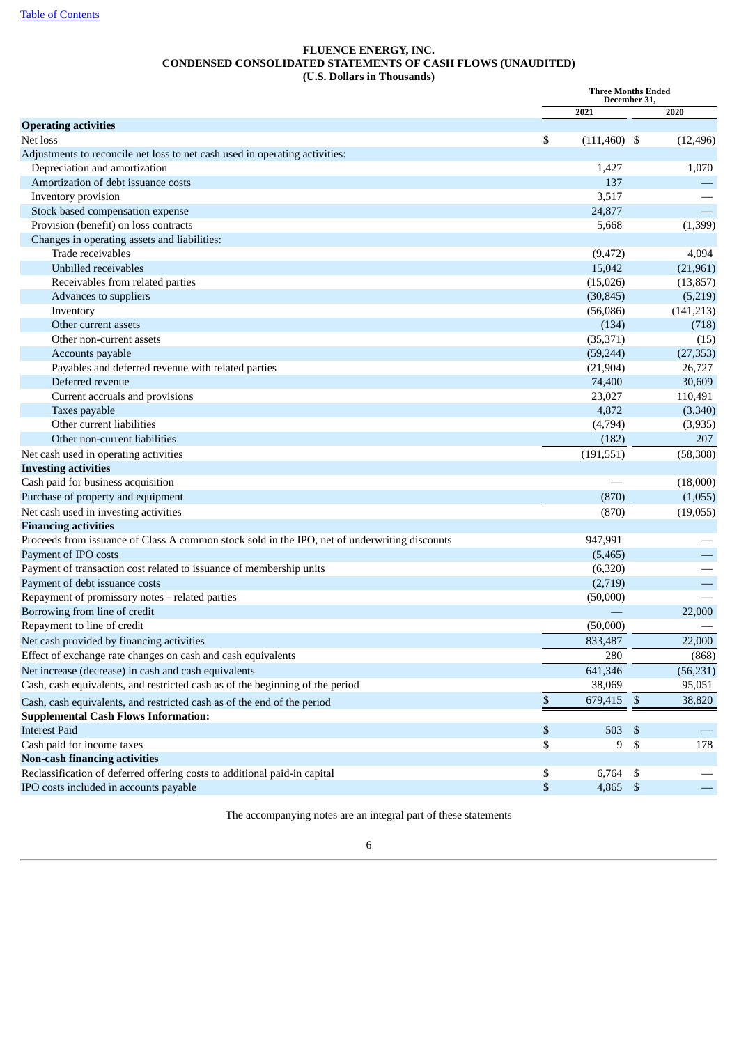[Table of Contents](#)

# FLUENCE ENERGY, INC.
## CONDENSED CONSOLIDATED STATEMENTS OF CASH FLOWS (UNAUDITED)
### (U.S. Dollars in Thousands)

| | Three Months Ended December 31, | |
|---|---|---|
| | 2021 | 2020 |
| **Operating activities** | | |
| Net loss | $ (111,460) | $ (12,496) |
| Adjustments to reconcile net loss to net cash used in operating activities: | | |
| Depreciation and amortization | 1,427 | 1,070 |
| Amortization of debt issuance costs | 137 | — |
| Inventory provision | 3,517 | — |
| Stock based compensation expense | 24,877 | — |
| Provision (benefit) on loss contracts | 5,668 | (1,399) |
| Changes in operating assets and liabilities: | | |
| Trade receivables | (9,472) | 4,094 |
| Unbilled receivables | 15,042 | (21,961) |
| Receivables from related parties | (15,026) | (13,857) |
| Advances to suppliers | (30,845) | (5,219) |
| Inventory | (56,086) | (141,213) |
| Other current assets | (134) | (718) |
| Other non-current assets | (35,371) | (15) |
| Accounts payable | (59,244) | (27,353) |
| Payables and deferred revenue with related parties | (21,904) | 26,727 |
| Deferred revenue | 74,400 | 30,609 |
| Current accruals and provisions | 23,027 | 110,491 |
| Taxes payable | 4,872 | (3,340) |
| Other current liabilities | (4,794) | (3,935) |
| Other non-current liabilities | (182) | 207 |
| Net cash used in operating activities | (191,551) | (58,308) |
| **Investing activities** | | |
| Cash paid for business acquisition | — | (18,000) |
| Purchase of property and equipment | (870) | (1,055) |
| Net cash used in investing activities | (870) | (19,055) |
| **Financing activities** | | |
| Proceeds from issuance of Class A common stock sold in the IPO, net of underwriting discounts | 947,991 | — |
| Payment of IPO costs | (5,465) | — |
| Payment of transaction cost related to issuance of membership units | (6,320) | — |
| Payment of debt issuance costs | (2,719) | — |
| Repayment of promissory notes – related parties | (50,000) | — |
| Borrowing from line of credit | — | 22,000 |
| Repayment to line of credit | (50,000) | — |
| Net cash provided by financing activities | 833,487 | 22,000 |
| Effect of exchange rate changes on cash and cash equivalents | 280 | (868) |
| Net increase (decrease) in cash and cash equivalents | 641,346 | (56,231) |
| Cash, cash equivalents, and restricted cash as of the beginning of the period | 38,069 | 95,051 |
| Cash, cash equivalents, and restricted cash as of the end of the period | $ 679,415 | $ 38,820 |
| **Supplemental Cash Flows Information:** | | |
| Interest Paid | $ 503 | $ — |
| Cash paid for income taxes | $ 9 | $ 178 |
| **Non-cash financing activities** | | |
| Reclassification of deferred offering costs to additional paid-in capital | $ 6,764 | $ — |
| IPO costs included in accounts payable | $ 4,865 | $ — |

The accompanying notes are an integral part of these statements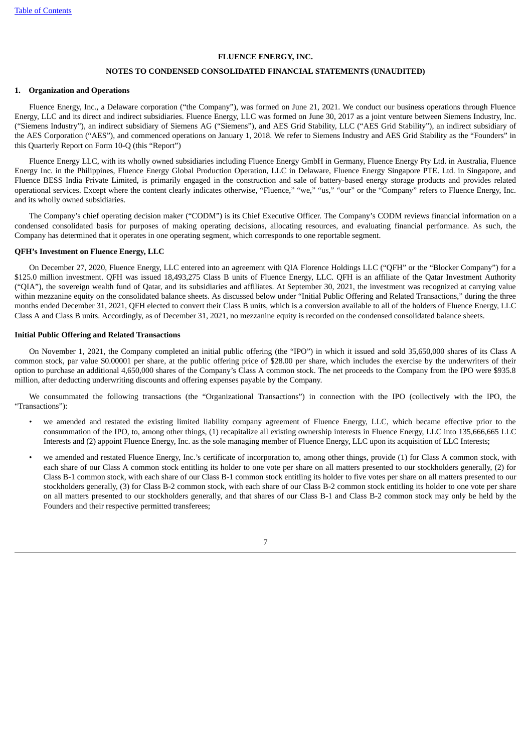**FLUENCE ENERGY, INC.**

**NOTES TO CONDENSED CONSOLIDATED FINANCIAL STATEMENTS (UNAUDITED)**

## 1. Organization and Operations

Fluence Energy, Inc., a Delaware corporation ("the Company"), was formed on June 21, 2021. We conduct our business operations through Fluence Energy, LLC and its direct and indirect subsidiaries. Fluence Energy, LLC was formed on June 30, 2017 as a joint venture between Siemens Industry, Inc. ("Siemens Industry"), an indirect subsidiary of Siemens AG ("Siemens"), and AES Grid Stability, LLC ("AES Grid Stability"), an indirect subsidiary of the AES Corporation ("AES"), and commenced operations on January 1, 2018. We refer to Siemens Industry and AES Grid Stability as the "Founders" in this Quarterly Report on Form 10-Q (this "Report")

Fluence Energy LLC, with its wholly owned subsidiaries including Fluence Energy GmbH in Germany, Fluence Energy Pty Ltd. in Australia, Fluence Energy Inc. in the Philippines, Fluence Energy Global Production Operation, LLC in Delaware, Fluence Energy Singapore PTE. Ltd. in Singapore, and Fluence BESS India Private Limited, is primarily engaged in the construction and sale of battery-based energy storage products and provides related operational services. Except where the content clearly indicates otherwise, "Fluence," "we," "us," "our" or the "Company" refers to Fluence Energy, Inc. and its wholly owned subsidiaries.

The Company's chief operating decision maker ("CODM") is its Chief Executive Officer. The Company's CODM reviews financial information on a condensed consolidated basis for purposes of making operating decisions, allocating resources, and evaluating financial performance. As such, the Company has determined that it operates in one operating segment, which corresponds to one reportable segment.

### QFH's Investment on Fluence Energy, LLC

On December 27, 2020, Fluence Energy, LLC entered into an agreement with QIA Florence Holdings LLC ("QFH" or the "Blocker Company") for a $125.0 million investment. QFH was issued 18,493,275 Class B units of Fluence Energy, LLC. QFH is an affiliate of the Qatar Investment Authority ("QIA"), the sovereign wealth fund of Qatar, and its subsidiaries and affiliates. At September 30, 2021, the investment was recognized at carrying value within mezzanine equity on the consolidated balance sheets. As discussed below under "Initial Public Offering and Related Transactions," during the three months ended December 31, 2021, QFH elected to convert their Class B units, which is a conversion available to all of the holders of Fluence Energy, LLC Class A and Class B units. Accordingly, as of December 31, 2021, no mezzanine equity is recorded on the condensed consolidated balance sheets.

### Initial Public Offering and Related Transactions

On November 1, 2021, the Company completed an initial public offering (the "IPO") in which it issued and sold 35,650,000 shares of its Class A common stock, par value $0.00001 per share, at the public offering price of $28.00 per share, which includes the exercise by the underwriters of their option to purchase an additional 4,650,000 shares of the Company's Class A common stock. The net proceeds to the Company from the IPO were $935.8 million, after deducting underwriting discounts and offering expenses payable by the Company.

We consummated the following transactions (the "Organizational Transactions") in connection with the IPO (collectively with the IPO, the "Transactions"):

- we amended and restated the existing limited liability company agreement of Fluence Energy, LLC, which became effective prior to the consummation of the IPO, to, among other things, (1) recapitalize all existing ownership interests in Fluence Energy, LLC into 135,666,665 LLC Interests and (2) appoint Fluence Energy, Inc. as the sole managing member of Fluence Energy, LLC upon its acquisition of LLC Interests;
- we amended and restated Fluence Energy, Inc.'s certificate of incorporation to, among other things, provide (1) for Class A common stock, with each share of our Class A common stock entitling its holder to one vote per share on all matters presented to our stockholders generally, (2) for Class B-1 common stock, with each share of our Class B-1 common stock entitling its holder to five votes per share on all matters presented to our stockholders generally, (3) for Class B-2 common stock, with each share of our Class B-2 common stock entitling its holder to one vote per share on all matters presented to our stockholders generally, and that shares of our Class B-1 and Class B-2 common stock may only be held by the Founders and their respective permitted transferees;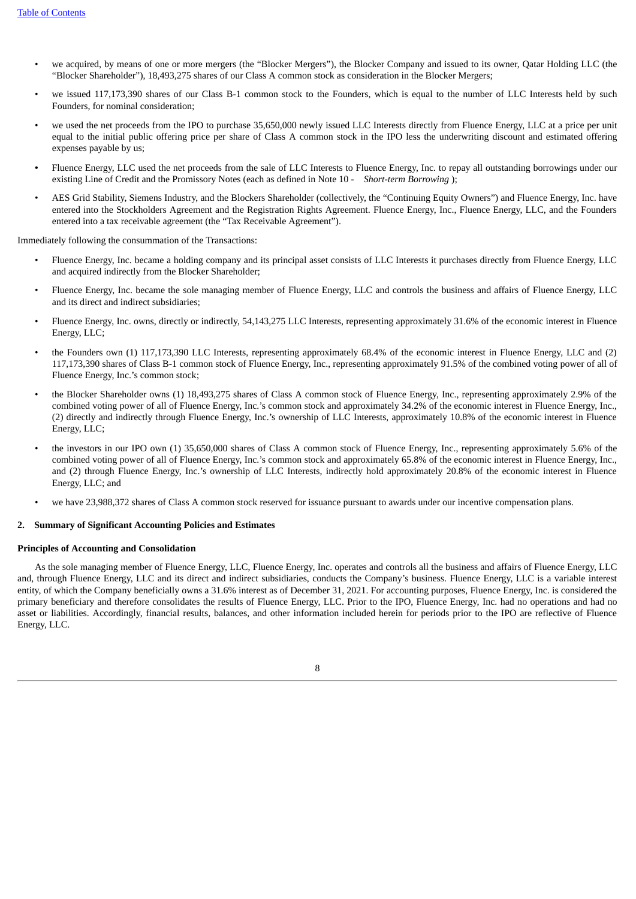- we acquired, by means of one or more mergers (the "Blocker Mergers"), the Blocker Company and issued to its owner, Qatar Holding LLC (the "Blocker Shareholder"), 18,493,275 shares of our Class A common stock as consideration in the Blocker Mergers;
- we issued 117,173,390 shares of our Class B-1 common stock to the Founders, which is equal to the number of LLC Interests held by such Founders, for nominal consideration;
- we used the net proceeds from the IPO to purchase 35,650,000 newly issued LLC Interests directly from Fluence Energy, LLC at a price per unit equal to the initial public offering price per share of Class A common stock in the IPO less the underwriting discount and estimated offering expenses payable by us;
- Fluence Energy, LLC used the net proceeds from the sale of LLC Interests to Fluence Energy, Inc. to repay all outstanding borrowings under our existing Line of Credit and the Promissory Notes (each as defined in Note 10 - *Short-term Borrowing* );
- AES Grid Stability, Siemens Industry, and the Blockers Shareholder (collectively, the "Continuing Equity Owners") and Fluence Energy, Inc. have entered into the Stockholders Agreement and the Registration Rights Agreement. Fluence Energy, Inc., Fluence Energy, LLC, and the Founders entered into a tax receivable agreement (the "Tax Receivable Agreement").

Immediately following the consummation of the Transactions:

- Fluence Energy, Inc. became a holding company and its principal asset consists of LLC Interests it purchases directly from Fluence Energy, LLC and acquired indirectly from the Blocker Shareholder;
- Fluence Energy, Inc. became the sole managing member of Fluence Energy, LLC and controls the business and affairs of Fluence Energy, LLC and its direct and indirect subsidiaries;
- Fluence Energy, Inc. owns, directly or indirectly, 54,143,275 LLC Interests, representing approximately 31.6% of the economic interest in Fluence Energy, LLC;
- the Founders own (1) 117,173,390 LLC Interests, representing approximately 68.4% of the economic interest in Fluence Energy, LLC and (2) 117,173,390 shares of Class B-1 common stock of Fluence Energy, Inc., representing approximately 91.5% of the combined voting power of all of Fluence Energy, Inc.'s common stock;
- the Blocker Shareholder owns (1) 18,493,275 shares of Class A common stock of Fluence Energy, Inc., representing approximately 2.9% of the combined voting power of all of Fluence Energy, Inc.'s common stock and approximately 34.2% of the economic interest in Fluence Energy, Inc., (2) directly and indirectly through Fluence Energy, Inc.'s ownership of LLC Interests, approximately 10.8% of the economic interest in Fluence Energy, LLC;
- the investors in our IPO own (1) 35,650,000 shares of Class A common stock of Fluence Energy, Inc., representing approximately 5.6% of the combined voting power of all of Fluence Energy, Inc.'s common stock and approximately 65.8% of the economic interest in Fluence Energy, Inc., and (2) through Fluence Energy, Inc.'s ownership of LLC Interests, indirectly hold approximately 20.8% of the economic interest in Fluence Energy, LLC; and
- we have 23,988,372 shares of Class A common stock reserved for issuance pursuant to awards under our incentive compensation plans.

## 2. Summary of Significant Accounting Policies and Estimates

### Principles of Accounting and Consolidation

As the sole managing member of Fluence Energy, LLC, Fluence Energy, Inc. operates and controls all the business and affairs of Fluence Energy, LLC and, through Fluence Energy, LLC and its direct and indirect subsidiaries, conducts the Company's business. Fluence Energy, LLC is a variable interest entity, of which the Company beneficially owns a 31.6% interest as of December 31, 2021. For accounting purposes, Fluence Energy, Inc. is considered the primary beneficiary and therefore consolidates the results of Fluence Energy, LLC. Prior to the IPO, Fluence Energy, Inc. had no operations and had no asset or liabilities. Accordingly, financial results, balances, and other information included herein for periods prior to the IPO are reflective of Fluence Energy, LLC.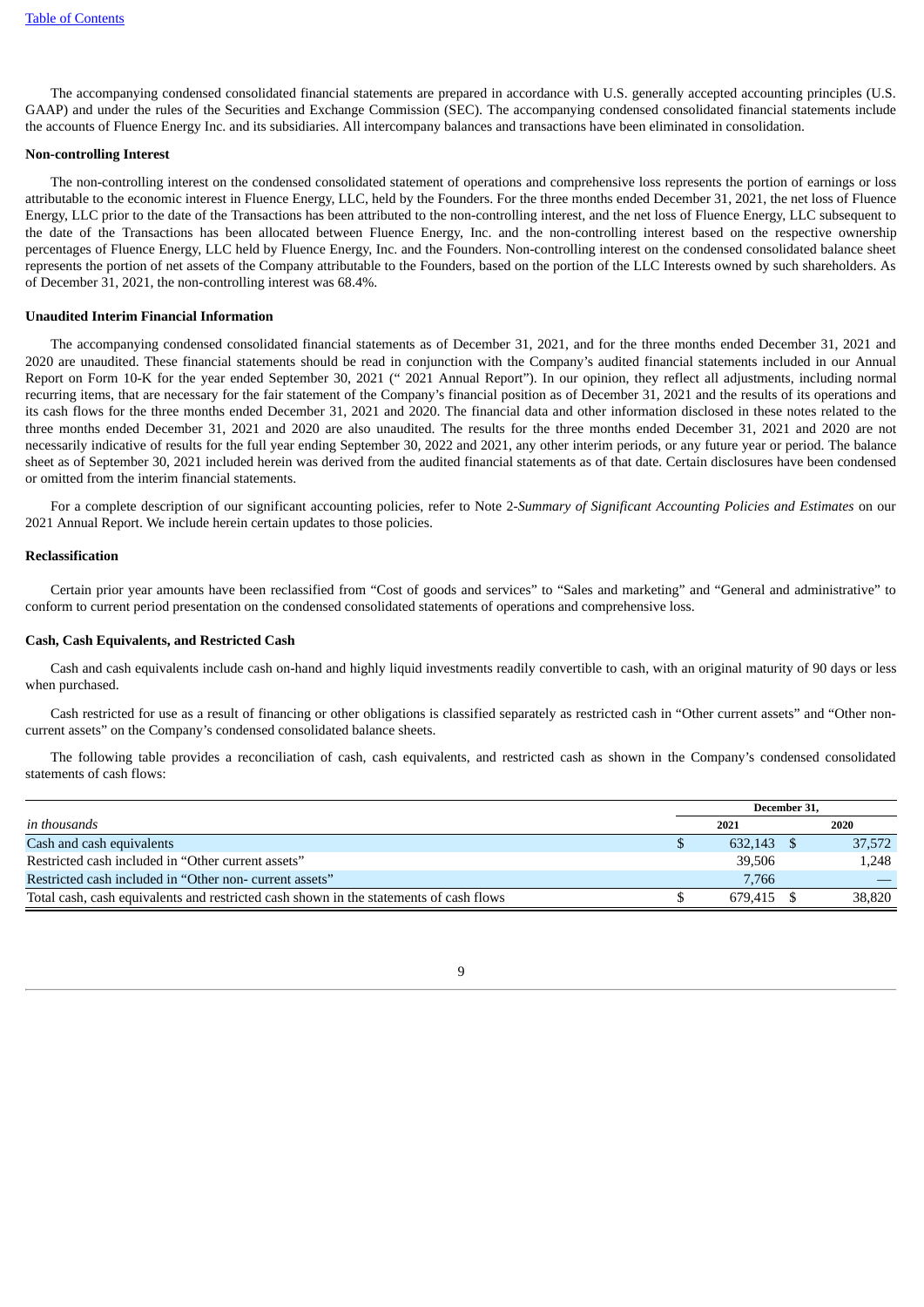The accompanying condensed consolidated financial statements are prepared in accordance with U.S. generally accepted accounting principles (U.S. GAAP) and under the rules of the Securities and Exchange Commission (SEC). The accompanying condensed consolidated financial statements include the accounts of Fluence Energy Inc. and its subsidiaries. All intercompany balances and transactions have been eliminated in consolidation.

**Non-controlling Interest**

The non-controlling interest on the condensed consolidated statement of operations and comprehensive loss represents the portion of earnings or loss attributable to the economic interest in Fluence Energy, LLC, held by the Founders. For the three months ended December 31, 2021, the net loss of Fluence Energy, LLC prior to the date of the Transactions has been attributed to the non-controlling interest, and the net loss of Fluence Energy, LLC subsequent to the date of the Transactions has been allocated between Fluence Energy, Inc. and the non-controlling interest based on the respective ownership percentages of Fluence Energy, LLC held by Fluence Energy, Inc. and the Founders. Non-controlling interest on the condensed consolidated balance sheet represents the portion of net assets of the Company attributable to the Founders, based on the portion of the LLC Interests owned by such shareholders. As of December 31, 2021, the non-controlling interest was 68.4%.

**Unaudited Interim Financial Information**

The accompanying condensed consolidated financial statements as of December 31, 2021, and for the three months ended December 31, 2021 and 2020 are unaudited. These financial statements should be read in conjunction with the Company's audited financial statements included in our Annual Report on Form 10-K for the year ended September 30, 2021 (" 2021 Annual Report"). In our opinion, they reflect all adjustments, including normal recurring items, that are necessary for the fair statement of the Company's financial position as of December 31, 2021 and the results of its operations and its cash flows for the three months ended December 31, 2021 and 2020. The financial data and other information disclosed in these notes related to the three months ended December 31, 2021 and 2020 are also unaudited. The results for the three months ended December 31, 2021 and 2020 are not necessarily indicative of results for the full year ending September 30, 2022 and 2021, any other interim periods, or any future year or period. The balance sheet as of September 30, 2021 included herein was derived from the audited financial statements as of that date. Certain disclosures have been condensed or omitted from the interim financial statements.

For a complete description of our significant accounting policies, refer to Note 2-*Summary of Significant Accounting Policies and Estimates* on our 2021 Annual Report. We include herein certain updates to those policies.

**Reclassification**

Certain prior year amounts have been reclassified from "Cost of goods and services" to "Sales and marketing" and "General and administrative" to conform to current period presentation on the condensed consolidated statements of operations and comprehensive loss.

**Cash, Cash Equivalents, and Restricted Cash**

Cash and cash equivalents include cash on-hand and highly liquid investments readily convertible to cash, with an original maturity of 90 days or less when purchased.

Cash restricted for use as a result of financing or other obligations is classified separately as restricted cash in "Other current assets" and "Other non-current assets" on the Company's condensed consolidated balance sheets.

The following table provides a reconciliation of cash, cash equivalents, and restricted cash as shown in the Company's condensed consolidated statements of cash flows:

| | December 31, | |
|---|---|---|
| *in thousands* | 2021 | 2020 |
| Cash and cash equivalents | $ 632,143 | $ 37,572 |
| Restricted cash included in "Other current assets" | 39,506 | 1,248 |
| Restricted cash included in "Other non- current assets" | 7,766 | — |
| Total cash, cash equivalents and restricted cash shown in the statements of cash flows | $ 679,415 | $ 38,820 |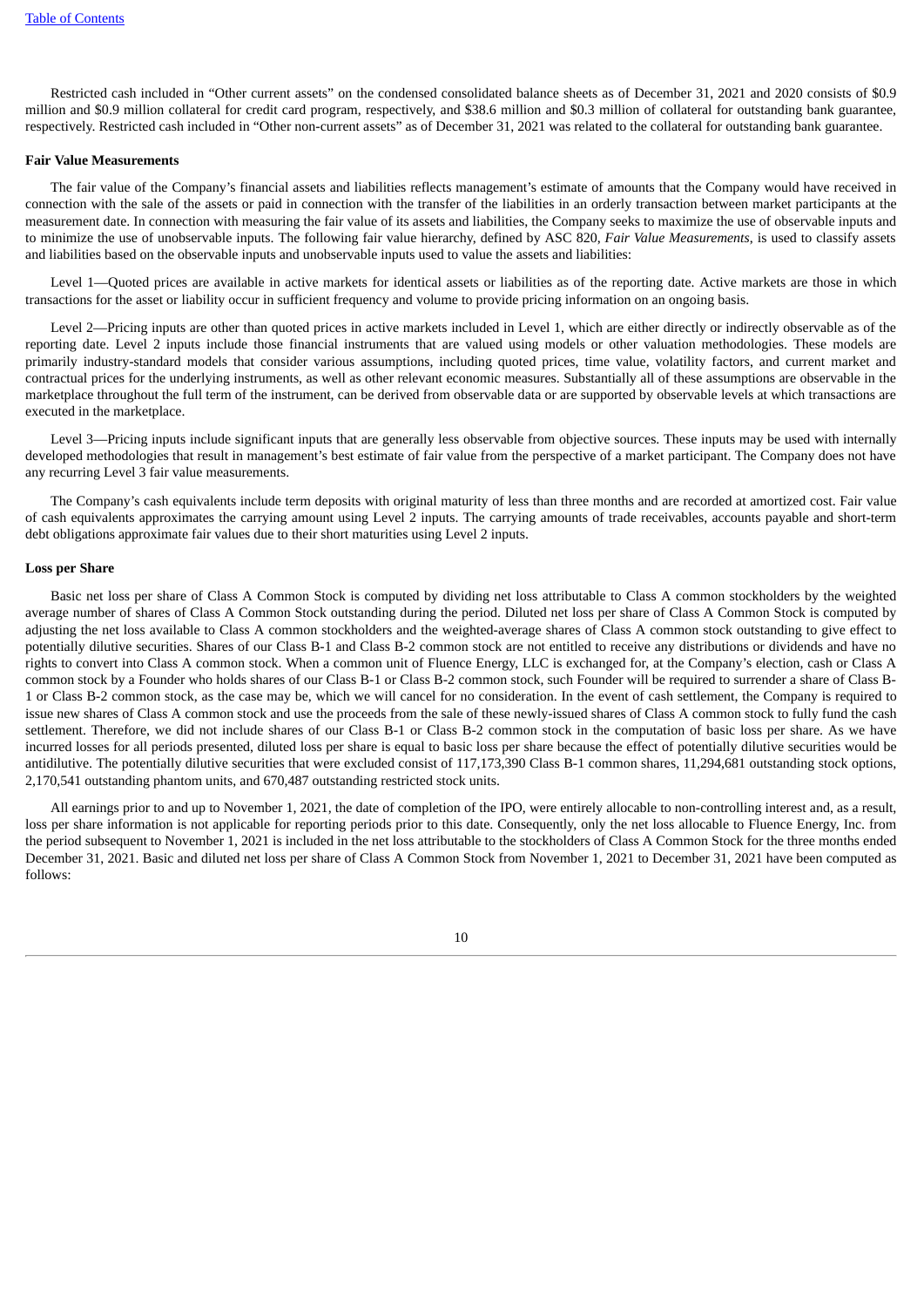Restricted cash included in "Other current assets" on the condensed consolidated balance sheets as of December 31, 2021 and 2020 consists of $0.9 million and $0.9 million collateral for credit card program, respectively, and $38.6 million and $0.3 million of collateral for outstanding bank guarantee, respectively. Restricted cash included in "Other non-current assets" as of December 31, 2021 was related to the collateral for outstanding bank guarantee.

**Fair Value Measurements**

The fair value of the Company's financial assets and liabilities reflects management's estimate of amounts that the Company would have received in connection with the sale of the assets or paid in connection with the transfer of the liabilities in an orderly transaction between market participants at the measurement date. In connection with measuring the fair value of its assets and liabilities, the Company seeks to maximize the use of observable inputs and to minimize the use of unobservable inputs. The following fair value hierarchy, defined by ASC 820, *Fair Value Measurements*, is used to classify assets and liabilities based on the observable inputs and unobservable inputs used to value the assets and liabilities:

Level 1—Quoted prices are available in active markets for identical assets or liabilities as of the reporting date. Active markets are those in which transactions for the asset or liability occur in sufficient frequency and volume to provide pricing information on an ongoing basis.

Level 2—Pricing inputs are other than quoted prices in active markets included in Level 1, which are either directly or indirectly observable as of the reporting date. Level 2 inputs include those financial instruments that are valued using models or other valuation methodologies. These models are primarily industry-standard models that consider various assumptions, including quoted prices, time value, volatility factors, and current market and contractual prices for the underlying instruments, as well as other relevant economic measures. Substantially all of these assumptions are observable in the marketplace throughout the full term of the instrument, can be derived from observable data or are supported by observable levels at which transactions are executed in the marketplace.

Level 3—Pricing inputs include significant inputs that are generally less observable from objective sources. These inputs may be used with internally developed methodologies that result in management's best estimate of fair value from the perspective of a market participant. The Company does not have any recurring Level 3 fair value measurements.

The Company's cash equivalents include term deposits with original maturity of less than three months and are recorded at amortized cost. Fair value of cash equivalents approximates the carrying amount using Level 2 inputs. The carrying amounts of trade receivables, accounts payable and short-term debt obligations approximate fair values due to their short maturities using Level 2 inputs.

**Loss per Share**

Basic net loss per share of Class A Common Stock is computed by dividing net loss attributable to Class A common stockholders by the weighted average number of shares of Class A Common Stock outstanding during the period. Diluted net loss per share of Class A Common Stock is computed by adjusting the net loss available to Class A common stockholders and the weighted-average shares of Class A common stock outstanding to give effect to potentially dilutive securities. Shares of our Class B-1 and Class B-2 common stock are not entitled to receive any distributions or dividends and have no rights to convert into Class A common stock. When a common unit of Fluence Energy, LLC is exchanged for, at the Company's election, cash or Class A common stock by a Founder who holds shares of our Class B-1 or Class B-2 common stock, such Founder will be required to surrender a share of Class B-1 or Class B-2 common stock, as the case may be, which we will cancel for no consideration. In the event of cash settlement, the Company is required to issue new shares of Class A common stock and use the proceeds from the sale of these newly-issued shares of Class A common stock to fully fund the cash settlement. Therefore, we did not include shares of our Class B-1 or Class B-2 common stock in the computation of basic loss per share. As we have incurred losses for all periods presented, diluted loss per share is equal to basic loss per share because the effect of potentially dilutive securities would be antidilutive. The potentially dilutive securities that were excluded consist of 117,173,390 Class B-1 common shares, 11,294,681 outstanding stock options, 2,170,541 outstanding phantom units, and 670,487 outstanding restricted stock units.

All earnings prior to and up to November 1, 2021, the date of completion of the IPO, were entirely allocable to non-controlling interest and, as a result, loss per share information is not applicable for reporting periods prior to this date. Consequently, only the net loss allocable to Fluence Energy, Inc. from the period subsequent to November 1, 2021 is included in the net loss attributable to the stockholders of Class A Common Stock for the three months ended December 31, 2021. Basic and diluted net loss per share of Class A Common Stock from November 1, 2021 to December 31, 2021 have been computed as follows: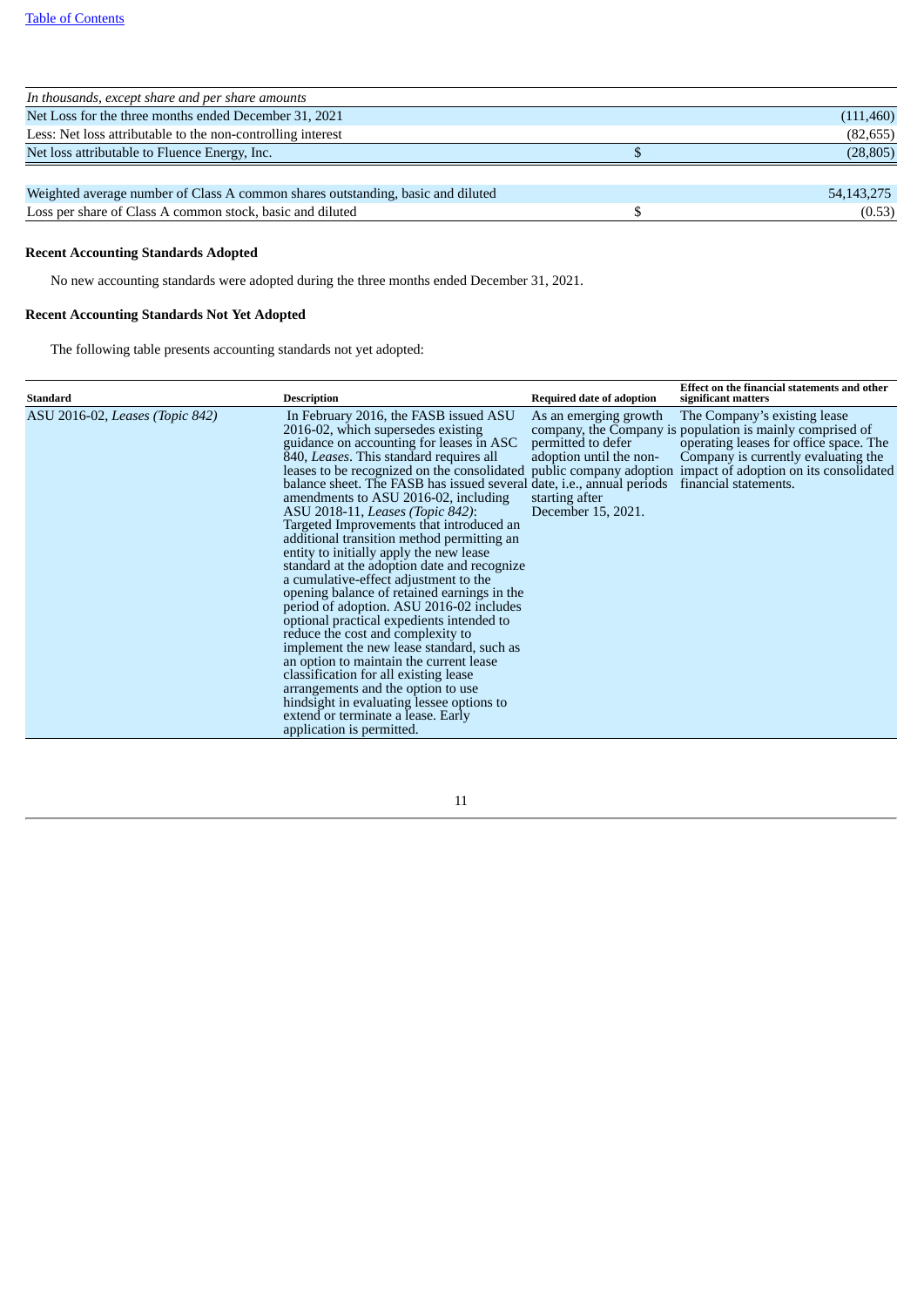| In thousands, except share and per share amounts | | |
|---|---|---|
| Net Loss for the three months ended December 31, 2021 | | (111,460) |
| Less: Net loss attributable to the non-controlling interest | | (82,655) |
| Net loss attributable to Fluence Energy, Inc. | $ | (28,805) |
| | | |
| Weighted average number of Class A common shares outstanding, basic and diluted | | 54,143,275 |
| Loss per share of Class A common stock, basic and diluted | $ | (0.53) |

**Recent Accounting Standards Adopted**

No new accounting standards were adopted during the three months ended December 31, 2021.

**Recent Accounting Standards Not Yet Adopted**

The following table presents accounting standards not yet adopted:

| Standard | Description | Required date of adoption | Effect on the financial statements and other significant matters |
|---|---|---|---|
| ASU 2016-02, *Leases (Topic 842)* | In February 2016, the FASB issued ASU 2016-02, which supersedes existing guidance on accounting for leases in ASC 840, *Leases*. This standard requires all leases to be recognized on the consolidated balance sheet. The FASB has issued several amendments to ASU 2016-02, including ASU 2018-11, *Leases (Topic 842)*: Targeted Improvements that introduced an additional transition method permitting an entity to initially apply the new lease standard at the adoption date and recognize a cumulative-effect adjustment to the opening balance of retained earnings in the period of adoption. ASU 2016-02 includes optional practical expedients intended to reduce the cost and complexity to implement the new lease standard, such as an option to maintain the current lease classification for all existing lease arrangements and the option to use hindsight in evaluating lessee options to extend or terminate a lease. Early application is permitted. | As an emerging growth company, the Company is permitted to defer adoption until the non-public company adoption date, i.e., annual periods starting after December 15, 2021. | The Company's existing lease population is mainly comprised of operating leases for office space. The Company is currently evaluating the impact of adoption on its consolidated financial statements. |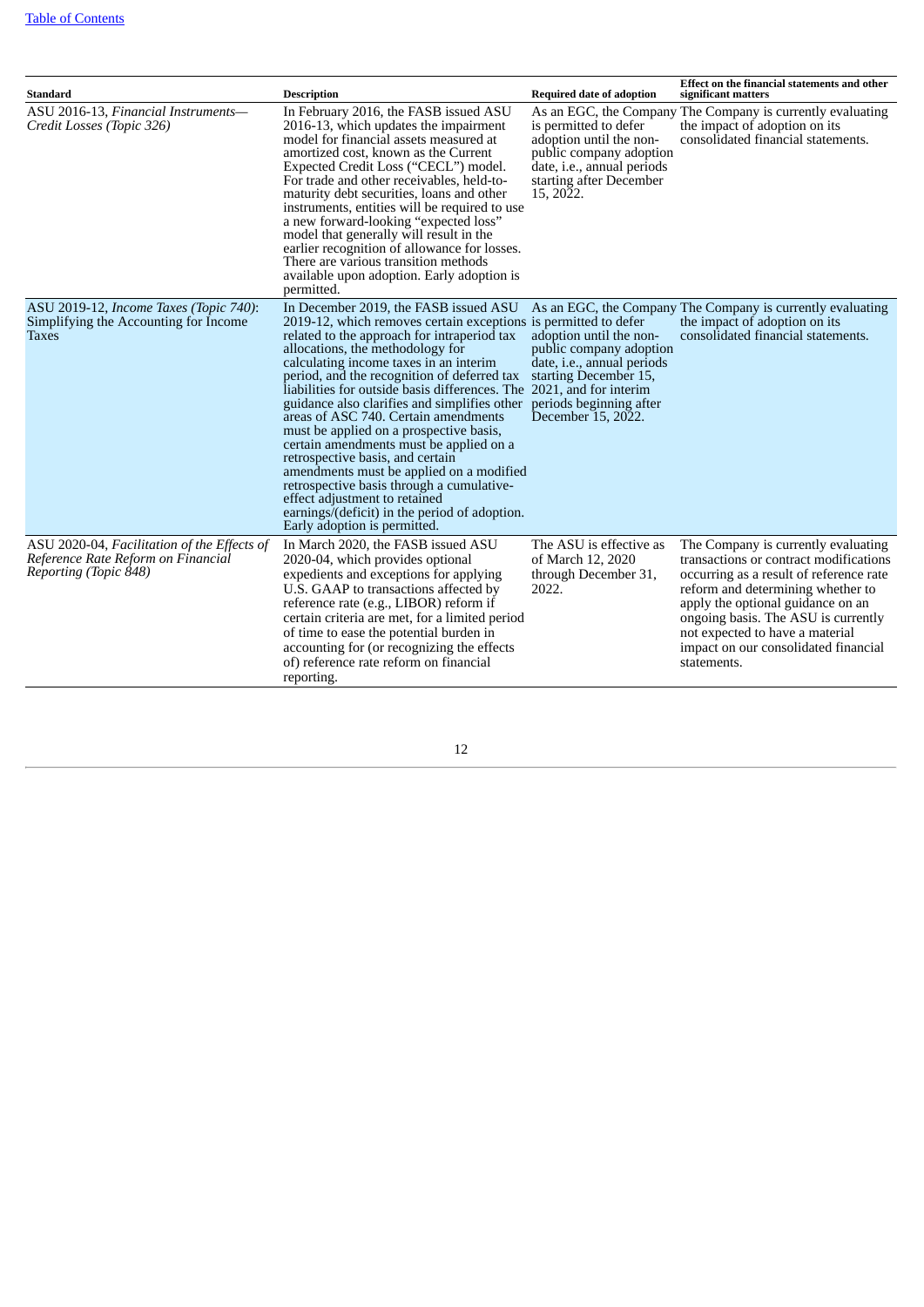| Standard | Description | Required date of adoption | Effect on the financial statements and other significant matters |
|---|---|---|---|
| ASU 2016-13, *Financial Instruments—Credit Losses (Topic 326)* | In February 2016, the FASB issued ASU 2016-13, which updates the impairment model for financial assets measured at amortized cost, known as the Current Expected Credit Loss ("CECL") model. For trade and other receivables, held-to-maturity debt securities, loans and other instruments, entities will be required to use a new forward-looking "expected loss" model that generally will result in the earlier recognition of allowance for losses. There are various transition methods available upon adoption. Early adoption is permitted. | As an EGC, the Company is permitted to defer adoption until the non-public company adoption date, i.e., annual periods starting after December 15, 2022. | The Company is currently evaluating the impact of adoption on its consolidated financial statements. |
| ASU 2019-12, *Income Taxes (Topic 740)*: Simplifying the Accounting for Income Taxes | In December 2019, the FASB issued ASU 2019-12, which removes certain exceptions related to the approach for intraperiod tax allocations, the methodology for calculating income taxes in an interim period, and the recognition of deferred tax liabilities for outside basis differences. The guidance also clarifies and simplifies other areas of ASC 740. Certain amendments must be applied on a prospective basis, certain amendments must be applied on a retrospective basis, and certain amendments must be applied on a modified retrospective basis through a cumulative-effect adjustment to retained earnings/(deficit) in the period of adoption. Early adoption is permitted. | As an EGC, the Company is permitted to defer adoption until the non-public company adoption date, i.e., annual periods starting December 15, 2021, and for interim periods beginning after December 15, 2022. | The Company is currently evaluating the impact of adoption on its consolidated financial statements. |
| ASU 2020-04, *Facilitation of the Effects of Reference Rate Reform on Financial Reporting (Topic 848)* | In March 2020, the FASB issued ASU 2020-04, which provides optional expedients and exceptions for applying U.S. GAAP to transactions affected by reference rate (e.g., LIBOR) reform if certain criteria are met, for a limited period of time to ease the potential burden in accounting for (or recognizing the effects of) reference rate reform on financial reporting. | The ASU is effective as of March 12, 2020 through December 31, 2022. | The Company is currently evaluating transactions or contract modifications occurring as a result of reference rate reform and determining whether to apply the optional guidance on an ongoing basis. The ASU is currently not expected to have a material impact on our consolidated financial statements. |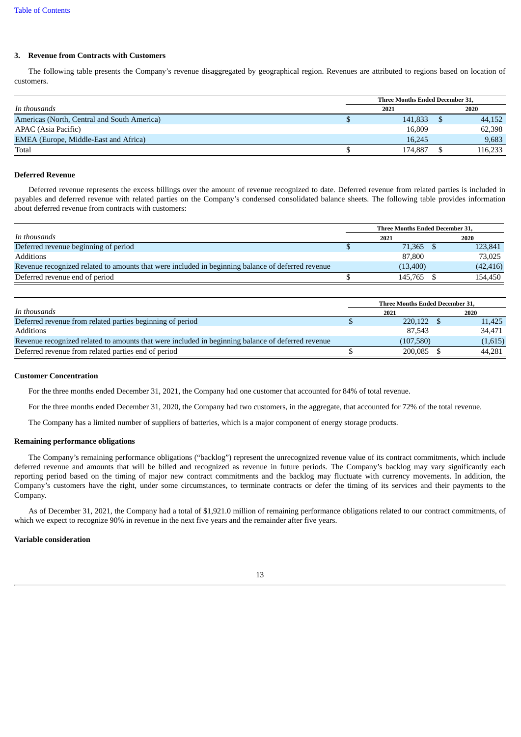### 3. Revenue from Contracts with Customers

The following table presents the Company's revenue disaggregated by geographical region. Revenues are attributed to regions based on location of customers.

| *In thousands* | Three Months Ended December 31, | |
|---|---|---|
| | 2021 | 2020 |
| Americas (North, Central and South America) | $ 141,833 | $ 44,152 |
| APAC (Asia Pacific) | 16,809 | 62,398 |
| EMEA (Europe, Middle-East and Africa) | 16,245 | 9,683 |
| Total | $ 174,887 | $ 116,233 |

**Deferred Revenue**

Deferred revenue represents the excess billings over the amount of revenue recognized to date. Deferred revenue from related parties is included in payables and deferred revenue with related parties on the Company's condensed consolidated balance sheets. The following table provides information about deferred revenue from contracts with customers:

| *In thousands* | Three Months Ended December 31, | |
|---|---|---|
| | 2021 | 2020 |
| Deferred revenue beginning of period | $ 71,365 | $ 123,841 |
| Additions | 87,800 | 73,025 |
| Revenue recognized related to amounts that were included in beginning balance of deferred revenue | (13,400) | (42,416) |
| Deferred revenue end of period | $ 145,765 | $ 154,450 |

| *In thousands* | Three Months Ended December 31, | |
|---|---|---|
| | 2021 | 2020 |
| Deferred revenue from related parties beginning of period | $ 220,122 | $ 11,425 |
| Additions | 87,543 | 34,471 |
| Revenue recognized related to amounts that were included in beginning balance of deferred revenue | (107,580) | (1,615) |
| Deferred revenue from related parties end of period | $ 200,085 | $ 44,281 |

**Customer Concentration**

For the three months ended December 31, 2021, the Company had one customer that accounted for 84% of total revenue.

For the three months ended December 31, 2020, the Company had two customers, in the aggregate, that accounted for 72% of the total revenue.

The Company has a limited number of suppliers of batteries, which is a major component of energy storage products.

**Remaining performance obligations**

The Company's remaining performance obligations ("backlog") represent the unrecognized revenue value of its contract commitments, which include deferred revenue and amounts that will be billed and recognized as revenue in future periods. The Company's backlog may vary significantly each reporting period based on the timing of major new contract commitments and the backlog may fluctuate with currency movements. In addition, the Company's customers have the right, under some circumstances, to terminate contracts or defer the timing of its services and their payments to the Company.

As of December 31, 2021, the Company had a total of $1,921.0 million of remaining performance obligations related to our contract commitments, of which we expect to recognize 90% in revenue in the next five years and the remainder after five years.

**Variable consideration**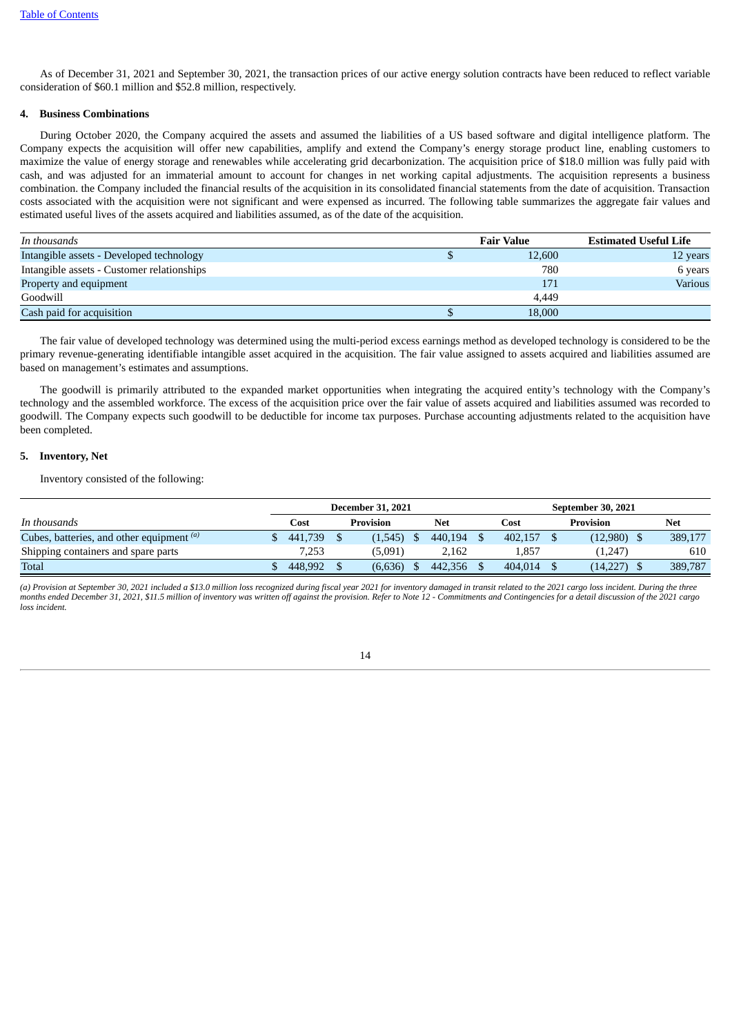As of December 31, 2021 and September 30, 2021, the transaction prices of our active energy solution contracts have been reduced to reflect variable consideration of $60.1 million and $52.8 million, respectively.

## 4. Business Combinations

During October 2020, the Company acquired the assets and assumed the liabilities of a US based software and digital intelligence platform. The Company expects the acquisition will offer new capabilities, amplify and extend the Company's energy storage product line, enabling customers to maximize the value of energy storage and renewables while accelerating grid decarbonization. The acquisition price of $18.0 million was fully paid with cash, and was adjusted for an immaterial amount to account for changes in net working capital adjustments. The acquisition represents a business combination. the Company included the financial results of the acquisition in its consolidated financial statements from the date of acquisition. Transaction costs associated with the acquisition were not significant and were expensed as incurred. The following table summarizes the aggregate fair values and estimated useful lives of the assets acquired and liabilities assumed, as of the date of the acquisition.

| *In thousands* | Fair Value | Estimated Useful Life |
|---|---|---|
| Intangible assets - Developed technology | $ 12,600 | 12 years |
| Intangible assets - Customer relationships | 780 | 6 years |
| Property and equipment | 171 | Various |
| Goodwill | 4,449 | |
| Cash paid for acquisition | $ 18,000 | |

The fair value of developed technology was determined using the multi-period excess earnings method as developed technology is considered to be the primary revenue-generating identifiable intangible asset acquired in the acquisition. The fair value assigned to assets acquired and liabilities assumed are based on management's estimates and assumptions.

The goodwill is primarily attributed to the expanded market opportunities when integrating the acquired entity's technology with the Company's technology and the assembled workforce. The excess of the acquisition price over the fair value of assets acquired and liabilities assumed was recorded to goodwill. The Company expects such goodwill to be deductible for income tax purposes. Purchase accounting adjustments related to the acquisition have been completed.

## 5. Inventory, Net

Inventory consisted of the following:

| | December 31, 2021 | | | September 30, 2021 | | |
|---|---|---|---|---|---|---|
| *In thousands* | Cost | Provision | Net | Cost | Provision | Net |
| Cubes, batteries, and other equipment [(a)] | $ 441,739 | $ (1,545) | $ 440,194 | $ 402,157 | $ (12,980) | $ 389,177 |
| Shipping containers and spare parts | 7,253 | (5,091) | 2,162 | 1,857 | (1,247) | 610 |
| Total | $ 448,992 | $ (6,636) | $ 442,356 | $ 404,014 | $ (14,227) | $ 389,787 |

*(a) Provision at September 30, 2021 included a $13.0 million loss recognized during fiscal year 2021 for inventory damaged in transit related to the 2021 cargo loss incident. During the three months ended December 31, 2021, $11.5 million of inventory was written off against the provision. Refer to Note 12 - Commitments and Contingencies for a detail discussion of the 2021 cargo loss incident.*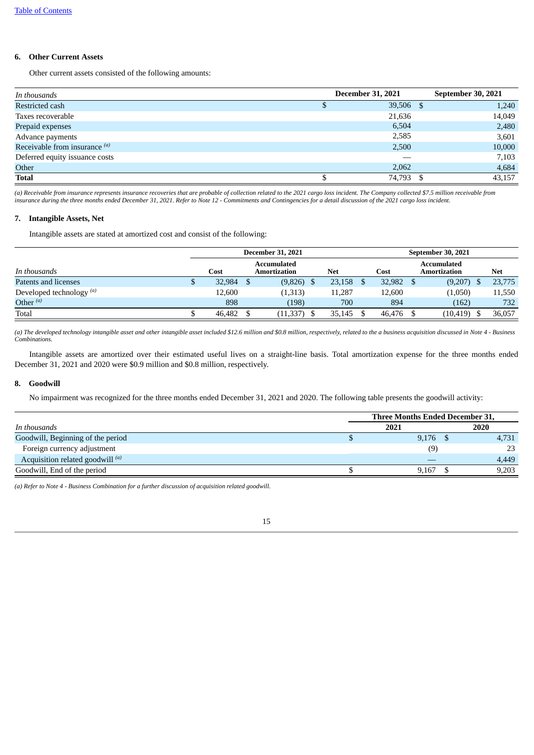[Table of Contents]

### 6. Other Current Assets

Other current assets consisted of the following amounts:

| In thousands | December 31, 2021 | September 30, 2021 |
|---|---|---|
| Restricted cash | $ 39,506 | $ 1,240 |
| Taxes recoverable | 21,636 | 14,049 |
| Prepaid expenses | 6,504 | 2,480 |
| Advance payments | 2,585 | 3,601 |
| Receivable from insurance [(a)] | 2,500 | 10,000 |
| Deferred equity issuance costs | — | 7,103 |
| Other | 2,062 | 4,684 |
| **Total** | $ 74,793 | $ 43,157 |

*(a) Receivable from insurance represents insurance recoveries that are probable of collection related to the 2021 cargo loss incident. The Company collected $7.5 million receivable from insurance during the three months ended December 31, 2021. Refer to Note 12 - Commitments and Contingencies for a detail discussion of the 2021 cargo loss incident.*

### 7. Intangible Assets, Net

Intangible assets are stated at amortized cost and consist of the following:

| | December 31, 2021 | | | September 30, 2021 | | |
|---|---|---|---|---|---|---|
| In thousands | Cost | Accumulated Amortization | Net | Cost | Accumulated Amortization | Net |
| Patents and licenses | $ 32,984 | $ (9,826) | $ 23,158 | $ 32,982 | $ (9,207) | $ 23,775 |
| Developed technology [(a)] | 12,600 | (1,313) | 11,287 | 12,600 | (1,050) | 11,550 |
| Other [(a)] | 898 | (198) | 700 | 894 | (162) | 732 |
| Total | $ 46,482 | $ (11,337) | $ 35,145 | $ 46,476 | $ (10,419) | $ 36,057 |

*(a) The developed technology intangible asset and other intangible asset included $12.6 million and $0.8 million, respectively, related to the a business acquisition discussed in Note 4 - Business Combinations.*

Intangible assets are amortized over their estimated useful lives on a straight-line basis. Total amortization expense for the three months ended December 31, 2021 and 2020 were $0.9 million and $0.8 million, respectively.

### 8. Goodwill

No impairment was recognized for the three months ended December 31, 2021 and 2020. The following table presents the goodwill activity:

| | Three Months Ended December 31, | |
|---|---|---|
| In thousands | 2021 | 2020 |
| Goodwill, Beginning of the period | $ 9,176 | $ 4,731 |
| Foreign currency adjustment | (9) | 23 |
| Acquisition related goodwill [(a)] | — | 4,449 |
| Goodwill, End of the period | $ 9,167 | $ 9,203 |

*(a) Refer to Note 4 - Business Combination for a further discussion of acquisition related goodwill.*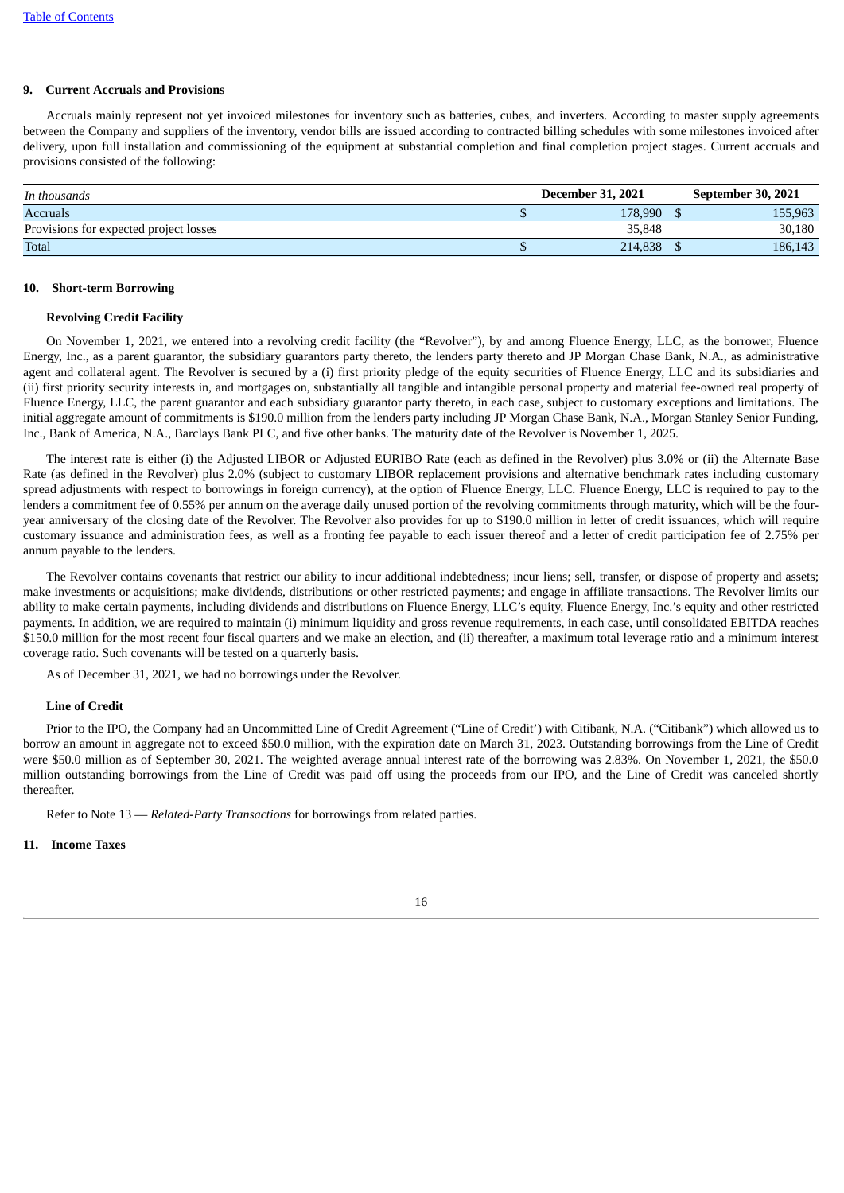### 9. Current Accruals and Provisions

Accruals mainly represent not yet invoiced milestones for inventory such as batteries, cubes, and inverters. According to master supply agreements between the Company and suppliers of the inventory, vendor bills are issued according to contracted billing schedules with some milestones invoiced after delivery, upon full installation and commissioning of the equipment at substantial completion and final completion project stages. Current accruals and provisions consisted of the following:

| *In thousands* | December 31, 2021 | September 30, 2021 |
|---|---|---|
| Accruals | $ 178,990 | $ 155,963 |
| Provisions for expected project losses | 35,848 | 30,180 |
| Total | $ 214,838 | $ 186,143 |

### 10. Short-term Borrowing

**Revolving Credit Facility**

On November 1, 2021, we entered into a revolving credit facility (the "Revolver"), by and among Fluence Energy, LLC, as the borrower, Fluence Energy, Inc., as a parent guarantor, the subsidiary guarantors party thereto, the lenders party thereto and JP Morgan Chase Bank, N.A., as administrative agent and collateral agent. The Revolver is secured by a (i) first priority pledge of the equity securities of Fluence Energy, LLC and its subsidiaries and (ii) first priority security interests in, and mortgages on, substantially all tangible and intangible personal property and material fee-owned real property of Fluence Energy, LLC, the parent guarantor and each subsidiary guarantor party thereto, in each case, subject to customary exceptions and limitations. The initial aggregate amount of commitments is $190.0 million from the lenders party including JP Morgan Chase Bank, N.A., Morgan Stanley Senior Funding, Inc., Bank of America, N.A., Barclays Bank PLC, and five other banks. The maturity date of the Revolver is November 1, 2025.

The interest rate is either (i) the Adjusted LIBOR or Adjusted EURIBO Rate (each as defined in the Revolver) plus 3.0% or (ii) the Alternate Base Rate (as defined in the Revolver) plus 2.0% (subject to customary LIBOR replacement provisions and alternative benchmark rates including customary spread adjustments with respect to borrowings in foreign currency), at the option of Fluence Energy, LLC. Fluence Energy, LLC is required to pay to the lenders a commitment fee of 0.55% per annum on the average daily unused portion of the revolving commitments through maturity, which will be the four-year anniversary of the closing date of the Revolver. The Revolver also provides for up to $190.0 million in letter of credit issuances, which will require customary issuance and administration fees, as well as a fronting fee payable to each issuer thereof and a letter of credit participation fee of 2.75% per annum payable to the lenders.

The Revolver contains covenants that restrict our ability to incur additional indebtedness; incur liens; sell, transfer, or dispose of property and assets; make investments or acquisitions; make dividends, distributions or other restricted payments; and engage in affiliate transactions. The Revolver limits our ability to make certain payments, including dividends and distributions on Fluence Energy, LLC's equity, Fluence Energy, Inc.'s equity and other restricted payments. In addition, we are required to maintain (i) minimum liquidity and gross revenue requirements, in each case, until consolidated EBITDA reaches $150.0 million for the most recent four fiscal quarters and we make an election, and (ii) thereafter, a maximum total leverage ratio and a minimum interest coverage ratio. Such covenants will be tested on a quarterly basis.

As of December 31, 2021, we had no borrowings under the Revolver.

**Line of Credit**

Prior to the IPO, the Company had an Uncommitted Line of Credit Agreement ("Line of Credit') with Citibank, N.A. ("Citibank") which allowed us to borrow an amount in aggregate not to exceed $50.0 million, with the expiration date on March 31, 2023. Outstanding borrowings from the Line of Credit were $50.0 million as of September 30, 2021. The weighted average annual interest rate of the borrowing was 2.83%. On November 1, 2021, the $50.0 million outstanding borrowings from the Line of Credit was paid off using the proceeds from our IPO, and the Line of Credit was canceled shortly thereafter.

Refer to Note 13 — *Related-Party Transactions* for borrowings from related parties.

### 11. Income Taxes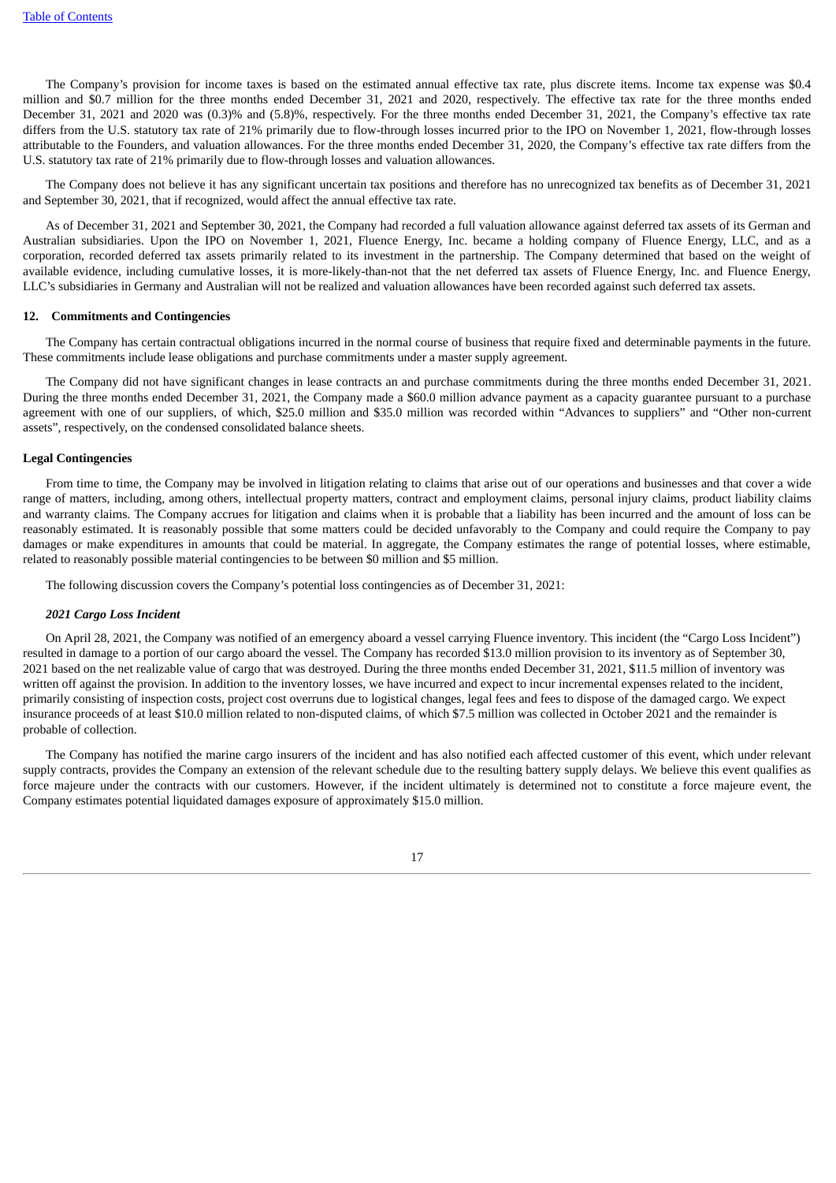The Company's provision for income taxes is based on the estimated annual effective tax rate, plus discrete items. Income tax expense was $0.4 million and $0.7 million for the three months ended December 31, 2021 and 2020, respectively. The effective tax rate for the three months ended December 31, 2021 and 2020 was (0.3)% and (5.8)%, respectively. For the three months ended December 31, 2021, the Company's effective tax rate differs from the U.S. statutory tax rate of 21% primarily due to flow-through losses incurred prior to the IPO on November 1, 2021, flow-through losses attributable to the Founders, and valuation allowances. For the three months ended December 31, 2020, the Company's effective tax rate differs from the U.S. statutory tax rate of 21% primarily due to flow-through losses and valuation allowances.

The Company does not believe it has any significant uncertain tax positions and therefore has no unrecognized tax benefits as of December 31, 2021 and September 30, 2021, that if recognized, would affect the annual effective tax rate.

As of December 31, 2021 and September 30, 2021, the Company had recorded a full valuation allowance against deferred tax assets of its German and Australian subsidiaries. Upon the IPO on November 1, 2021, Fluence Energy, Inc. became a holding company of Fluence Energy, LLC, and as a corporation, recorded deferred tax assets primarily related to its investment in the partnership. The Company determined that based on the weight of available evidence, including cumulative losses, it is more-likely-than-not that the net deferred tax assets of Fluence Energy, Inc. and Fluence Energy, LLC's subsidiaries in Germany and Australian will not be realized and valuation allowances have been recorded against such deferred tax assets.

## 12. Commitments and Contingencies

The Company has certain contractual obligations incurred in the normal course of business that require fixed and determinable payments in the future. These commitments include lease obligations and purchase commitments under a master supply agreement.

The Company did not have significant changes in lease contracts an and purchase commitments during the three months ended December 31, 2021. During the three months ended December 31, 2021, the Company made a $60.0 million advance payment as a capacity guarantee pursuant to a purchase agreement with one of our suppliers, of which, $25.0 million and $35.0 million was recorded within "Advances to suppliers" and "Other non-current assets", respectively, on the condensed consolidated balance sheets.

### Legal Contingencies

From time to time, the Company may be involved in litigation relating to claims that arise out of our operations and businesses and that cover a wide range of matters, including, among others, intellectual property matters, contract and employment claims, personal injury claims, product liability claims and warranty claims. The Company accrues for litigation and claims when it is probable that a liability has been incurred and the amount of loss can be reasonably estimated. It is reasonably possible that some matters could be decided unfavorably to the Company and could require the Company to pay damages or make expenditures in amounts that could be material. In aggregate, the Company estimates the range of potential losses, where estimable, related to reasonably possible material contingencies to be between $0 million and $5 million.

The following discussion covers the Company's potential loss contingencies as of December 31, 2021:

#### *2021 Cargo Loss Incident*

On April 28, 2021, the Company was notified of an emergency aboard a vessel carrying Fluence inventory. This incident (the "Cargo Loss Incident") resulted in damage to a portion of our cargo aboard the vessel. The Company has recorded $13.0 million provision to its inventory as of September 30, 2021 based on the net realizable value of cargo that was destroyed. During the three months ended December 31, 2021, $11.5 million of inventory was written off against the provision. In addition to the inventory losses, we have incurred and expect to incur incremental expenses related to the incident, primarily consisting of inspection costs, project cost overruns due to logistical changes, legal fees and fees to dispose of the damaged cargo. We expect insurance proceeds of at least $10.0 million related to non-disputed claims, of which $7.5 million was collected in October 2021 and the remainder is probable of collection.

The Company has notified the marine cargo insurers of the incident and has also notified each affected customer of this event, which under relevant supply contracts, provides the Company an extension of the relevant schedule due to the resulting battery supply delays. We believe this event qualifies as force majeure under the contracts with our customers. However, if the incident ultimately is determined not to constitute a force majeure event, the Company estimates potential liquidated damages exposure of approximately $15.0 million.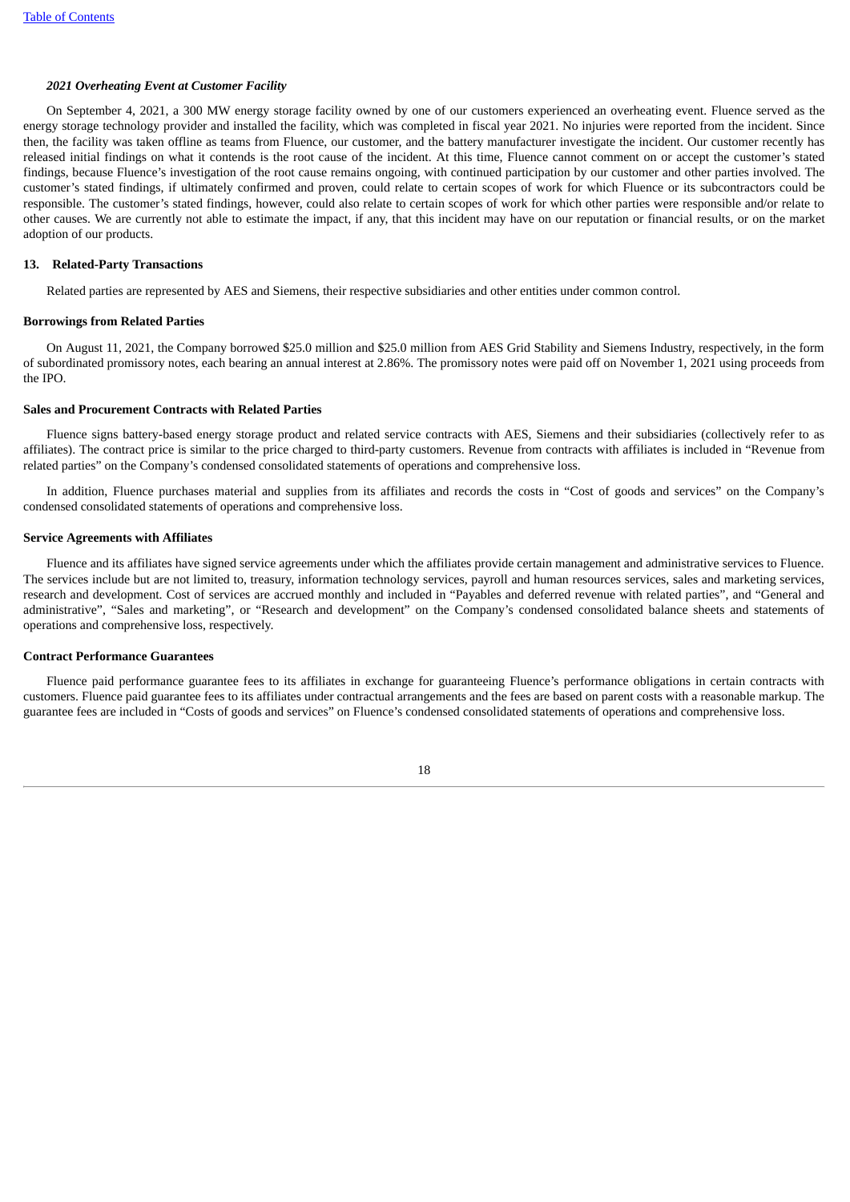### *2021 Overheating Event at Customer Facility*

On September 4, 2021, a 300 MW energy storage facility owned by one of our customers experienced an overheating event. Fluence served as the energy storage technology provider and installed the facility, which was completed in fiscal year 2021. No injuries were reported from the incident. Since then, the facility was taken offline as teams from Fluence, our customer, and the battery manufacturer investigate the incident. Our customer recently has released initial findings on what it contends is the root cause of the incident. At this time, Fluence cannot comment on or accept the customer's stated findings, because Fluence's investigation of the root cause remains ongoing, with continued participation by our customer and other parties involved. The customer's stated findings, if ultimately confirmed and proven, could relate to certain scopes of work for which Fluence or its subcontractors could be responsible. The customer's stated findings, however, could also relate to certain scopes of work for which other parties were responsible and/or relate to other causes. We are currently not able to estimate the impact, if any, that this incident may have on our reputation or financial results, or on the market adoption of our products.

## 13. Related-Party Transactions

Related parties are represented by AES and Siemens, their respective subsidiaries and other entities under common control.

### Borrowings from Related Parties

On August 11, 2021, the Company borrowed $25.0 million and $25.0 million from AES Grid Stability and Siemens Industry, respectively, in the form of subordinated promissory notes, each bearing an annual interest at 2.86%. The promissory notes were paid off on November 1, 2021 using proceeds from the IPO.

### Sales and Procurement Contracts with Related Parties

Fluence signs battery-based energy storage product and related service contracts with AES, Siemens and their subsidiaries (collectively refer to as affiliates). The contract price is similar to the price charged to third-party customers. Revenue from contracts with affiliates is included in "Revenue from related parties" on the Company's condensed consolidated statements of operations and comprehensive loss.

In addition, Fluence purchases material and supplies from its affiliates and records the costs in "Cost of goods and services" on the Company's condensed consolidated statements of operations and comprehensive loss.

### Service Agreements with Affiliates

Fluence and its affiliates have signed service agreements under which the affiliates provide certain management and administrative services to Fluence. The services include but are not limited to, treasury, information technology services, payroll and human resources services, sales and marketing services, research and development. Cost of services are accrued monthly and included in "Payables and deferred revenue with related parties", and "General and administrative", "Sales and marketing", or "Research and development" on the Company's condensed consolidated balance sheets and statements of operations and comprehensive loss, respectively.

### Contract Performance Guarantees

Fluence paid performance guarantee fees to its affiliates in exchange for guaranteeing Fluence's performance obligations in certain contracts with customers. Fluence paid guarantee fees to its affiliates under contractual arrangements and the fees are based on parent costs with a reasonable markup. The guarantee fees are included in "Costs of goods and services" on Fluence's condensed consolidated statements of operations and comprehensive loss.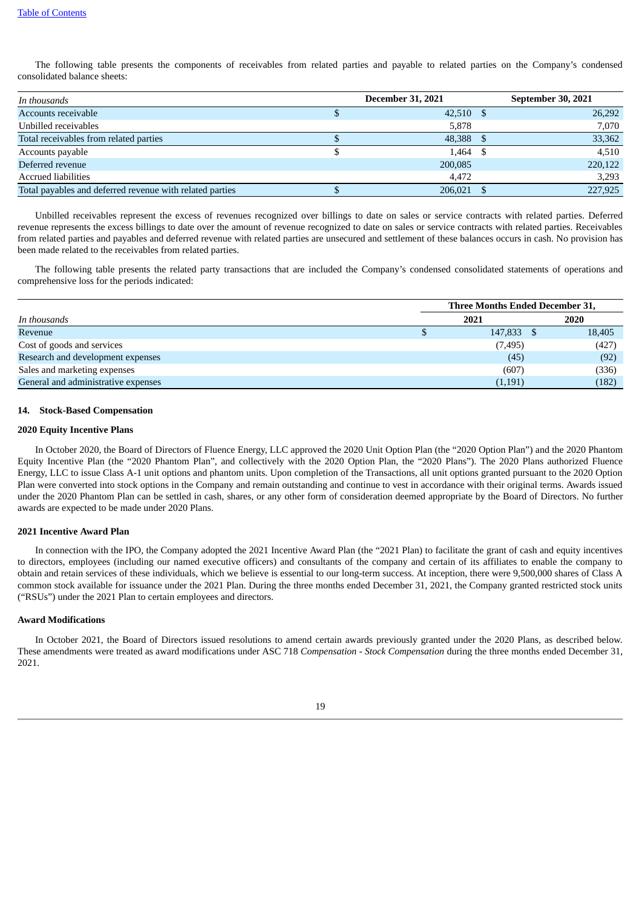The following table presents the components of receivables from related parties and payable to related parties on the Company's condensed consolidated balance sheets:

| *In thousands* | December 31, 2021 | September 30, 2021 |
|---|---|---|
| Accounts receivable | $ 42,510 | $ 26,292 |
| Unbilled receivables | 5,878 | 7,070 |
| Total receivables from related parties | $ 48,388 | $ 33,362 |
| Accounts payable | $ 1,464 | $ 4,510 |
| Deferred revenue | 200,085 | 220,122 |
| Accrued liabilities | 4,472 | 3,293 |
| Total payables and deferred revenue with related parties | $ 206,021 | $ 227,925 |

Unbilled receivables represent the excess of revenues recognized over billings to date on sales or service contracts with related parties. Deferred revenue represents the excess billings to date over the amount of revenue recognized to date on sales or service contracts with related parties. Receivables from related parties and payables and deferred revenue with related parties are unsecured and settlement of these balances occurs in cash. No provision has been made related to the receivables from related parties.

The following table presents the related party transactions that are included the Company's condensed consolidated statements of operations and comprehensive loss for the periods indicated:

| | Three Months Ended December 31, | |
|---|---|---|
| *In thousands* | 2021 | 2020 |
| Revenue | $ 147,833 | $ 18,405 |
| Cost of goods and services | (7,495) | (427) |
| Research and development expenses | (45) | (92) |
| Sales and marketing expenses | (607) | (336) |
| General and administrative expenses | (1,191) | (182) |

#### 14. Stock-Based Compensation

**2020 Equity Incentive Plans**

In October 2020, the Board of Directors of Fluence Energy, LLC approved the 2020 Unit Option Plan (the "2020 Option Plan") and the 2020 Phantom Equity Incentive Plan (the "2020 Phantom Plan", and collectively with the 2020 Option Plan, the "2020 Plans"). The 2020 Plans authorized Fluence Energy, LLC to issue Class A-1 unit options and phantom units. Upon completion of the Transactions, all unit options granted pursuant to the 2020 Option Plan were converted into stock options in the Company and remain outstanding and continue to vest in accordance with their original terms. Awards issued under the 2020 Phantom Plan can be settled in cash, shares, or any other form of consideration deemed appropriate by the Board of Directors. No further awards are expected to be made under 2020 Plans.

**2021 Incentive Award Plan**

In connection with the IPO, the Company adopted the 2021 Incentive Award Plan (the "2021 Plan) to facilitate the grant of cash and equity incentives to directors, employees (including our named executive officers) and consultants of the company and certain of its affiliates to enable the company to obtain and retain services of these individuals, which we believe is essential to our long-term success. At inception, there were 9,500,000 shares of Class A common stock available for issuance under the 2021 Plan. During the three months ended December 31, 2021, the Company granted restricted stock units ("RSUs") under the 2021 Plan to certain employees and directors.

**Award Modifications**

In October 2021, the Board of Directors issued resolutions to amend certain awards previously granted under the 2020 Plans, as described below. These amendments were treated as award modifications under ASC 718 *Compensation - Stock Compensation* during the three months ended December 31, 2021.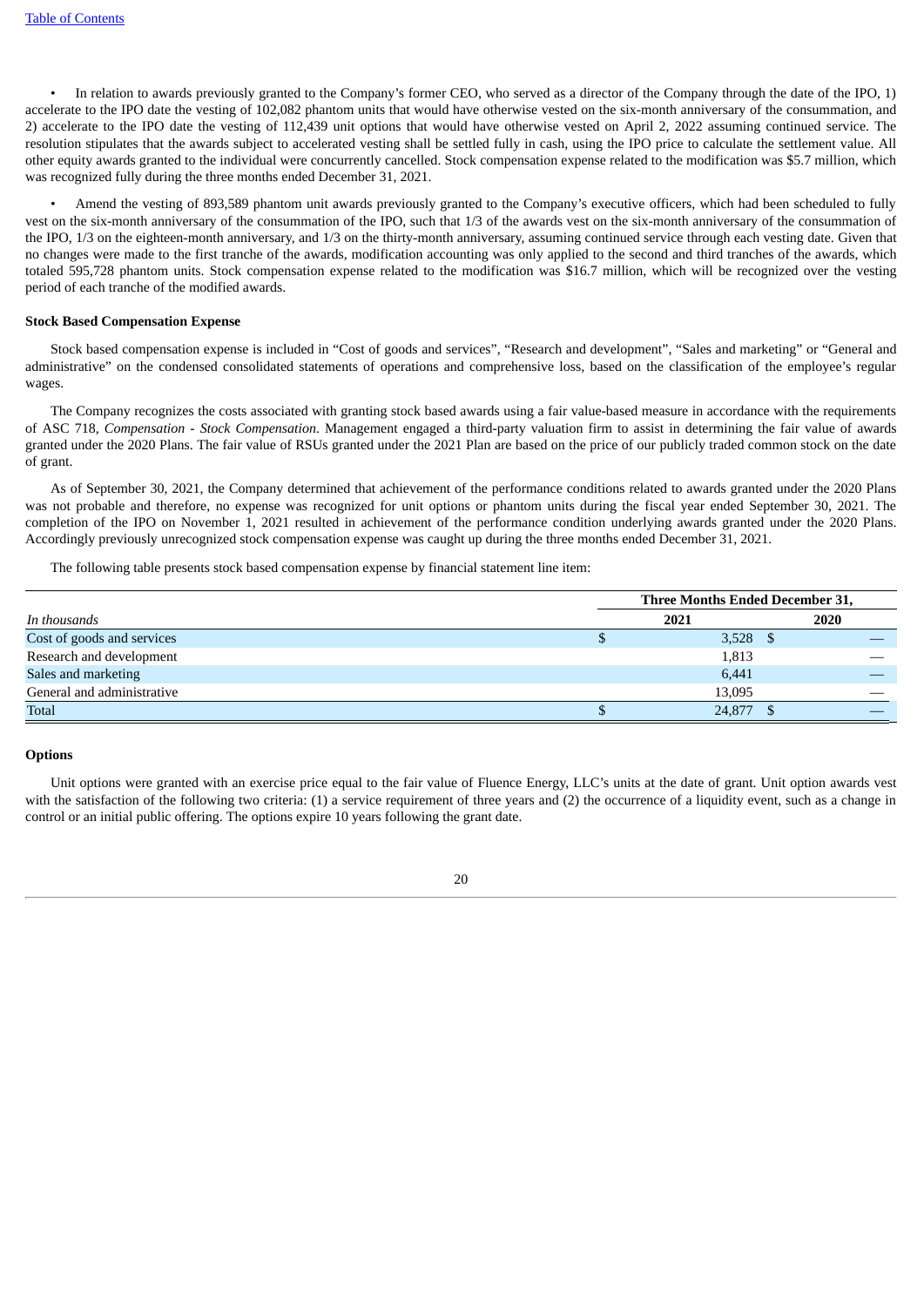- In relation to awards previously granted to the Company's former CEO, who served as a director of the Company through the date of the IPO, 1) accelerate to the IPO date the vesting of 102,082 phantom units that would have otherwise vested on the six-month anniversary of the consummation, and 2) accelerate to the IPO date the vesting of 112,439 unit options that would have otherwise vested on April 2, 2022 assuming continued service. The resolution stipulates that the awards subject to accelerated vesting shall be settled fully in cash, using the IPO price to calculate the settlement value. All other equity awards granted to the individual were concurrently cancelled. Stock compensation expense related to the modification was $5.7 million, which was recognized fully during the three months ended December 31, 2021.

- Amend the vesting of 893,589 phantom unit awards previously granted to the Company's executive officers, which had been scheduled to fully vest on the six-month anniversary of the consummation of the IPO, such that 1/3 of the awards vest on the six-month anniversary of the consummation of the IPO, 1/3 on the eighteen-month anniversary, and 1/3 on the thirty-month anniversary, assuming continued service through each vesting date. Given that no changes were made to the first tranche of the awards, modification accounting was only applied to the second and third tranches of the awards, which totaled 595,728 phantom units. Stock compensation expense related to the modification was $16.7 million, which will be recognized over the vesting period of each tranche of the modified awards.

**Stock Based Compensation Expense**

Stock based compensation expense is included in "Cost of goods and services", "Research and development", "Sales and marketing" or "General and administrative" on the condensed consolidated statements of operations and comprehensive loss, based on the classification of the employee's regular wages.

The Company recognizes the costs associated with granting stock based awards using a fair value-based measure in accordance with the requirements of ASC 718, *Compensation - Stock Compensation*. Management engaged a third-party valuation firm to assist in determining the fair value of awards granted under the 2020 Plans. The fair value of RSUs granted under the 2021 Plan are based on the price of our publicly traded common stock on the date of grant.

As of September 30, 2021, the Company determined that achievement of the performance conditions related to awards granted under the 2020 Plans was not probable and therefore, no expense was recognized for unit options or phantom units during the fiscal year ended September 30, 2021. The completion of the IPO on November 1, 2021 resulted in achievement of the performance condition underlying awards granted under the 2020 Plans. Accordingly previously unrecognized stock compensation expense was caught up during the three months ended December 31, 2021.

The following table presents stock based compensation expense by financial statement line item:

| | Three Months Ended December 31, | |
|---|---|---|
| *In thousands* | 2021 | 2020 |
| Cost of goods and services | $ 3,528 | $ — |
| Research and development | 1,813 | — |
| Sales and marketing | 6,441 | — |
| General and administrative | 13,095 | — |
| Total | $ 24,877 | $ — |

**Options**

Unit options were granted with an exercise price equal to the fair value of Fluence Energy, LLC's units at the date of grant. Unit option awards vest with the satisfaction of the following two criteria: (1) a service requirement of three years and (2) the occurrence of a liquidity event, such as a change in control or an initial public offering. The options expire 10 years following the grant date.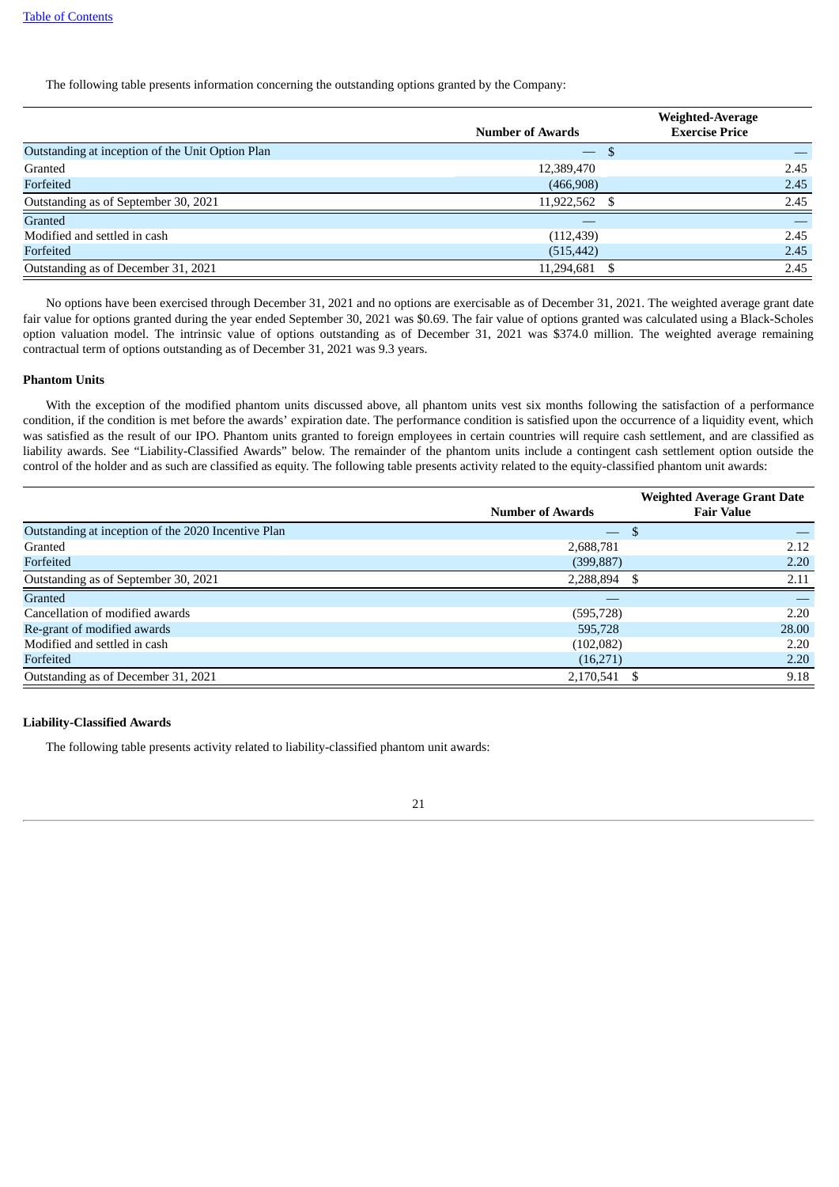The following table presents information concerning the outstanding options granted by the Company:

| | Number of Awards | Weighted-Average Exercise Price |
|---|---|---|
| Outstanding at inception of the Unit Option Plan | — | $ — |
| Granted | 12,389,470 | 2.45 |
| Forfeited | (466,908) | 2.45 |
| Outstanding as of September 30, 2021 | 11,922,562 | $ 2.45 |
| Granted | — | — |
| Modified and settled in cash | (112,439) | 2.45 |
| Forfeited | (515,442) | 2.45 |
| Outstanding as of December 31, 2021 | 11,294,681 | $ 2.45 |

No options have been exercised through December 31, 2021 and no options are exercisable as of December 31, 2021. The weighted average grant date fair value for options granted during the year ended September 30, 2021 was $0.69. The fair value of options granted was calculated using a Black-Scholes option valuation model. The intrinsic value of options outstanding as of December 31, 2021 was $374.0 million. The weighted average remaining contractual term of options outstanding as of December 31, 2021 was 9.3 years.

**Phantom Units**

With the exception of the modified phantom units discussed above, all phantom units vest six months following the satisfaction of a performance condition, if the condition is met before the awards' expiration date. The performance condition is satisfied upon the occurrence of a liquidity event, which was satisfied as the result of our IPO. Phantom units granted to foreign employees in certain countries will require cash settlement, and are classified as liability awards. See "Liability-Classified Awards" below. The remainder of the phantom units include a contingent cash settlement option outside the control of the holder and as such are classified as equity. The following table presents activity related to the equity-classified phantom unit awards:

| | Number of Awards | Weighted Average Grant Date Fair Value |
|---|---|---|
| Outstanding at inception of the 2020 Incentive Plan | — | $ — |
| Granted | 2,688,781 | 2.12 |
| Forfeited | (399,887) | 2.20 |
| Outstanding as of September 30, 2021 | 2,288,894 | $ 2.11 |
| Granted | — | — |
| Cancellation of modified awards | (595,728) | 2.20 |
| Re-grant of modified awards | 595,728 | 28.00 |
| Modified and settled in cash | (102,082) | 2.20 |
| Forfeited | (16,271) | 2.20 |
| Outstanding as of December 31, 2021 | 2,170,541 | $ 9.18 |

**Liability-Classified Awards**

The following table presents activity related to liability-classified phantom unit awards: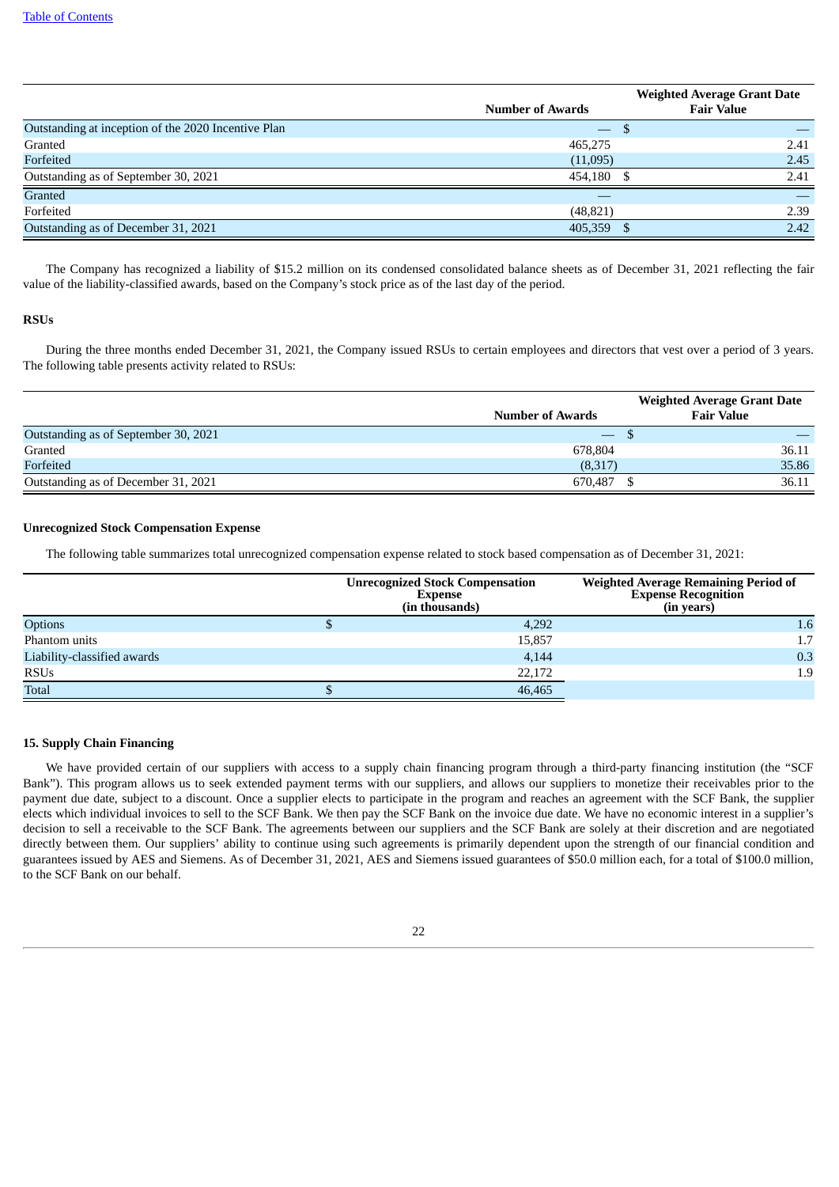| | Number of Awards | Weighted Average Grant Date Fair Value |
|---|---|---|
| Outstanding at inception of the 2020 Incentive Plan | — | $ — |
| Granted | 465,275 | 2.41 |
| Forfeited | (11,095) | 2.45 |
| Outstanding as of September 30, 2021 | 454,180 | $ 2.41 |
| Granted | — | — |
| Forfeited | (48,821) | 2.39 |
| Outstanding as of December 31, 2021 | 405,359 | $ 2.42 |

The Company has recognized a liability of $15.2 million on its condensed consolidated balance sheets as of December 31, 2021 reflecting the fair value of the liability-classified awards, based on the Company's stock price as of the last day of the period.

**RSUs**

During the three months ended December 31, 2021, the Company issued RSUs to certain employees and directors that vest over a period of 3 years. The following table presents activity related to RSUs:

| | Number of Awards | Weighted Average Grant Date Fair Value |
|---|---|---|
| Outstanding as of September 30, 2021 | — | $ — |
| Granted | 678,804 | 36.11 |
| Forfeited | (8,317) | 35.86 |
| Outstanding as of December 31, 2021 | 670,487 | $ 36.11 |

**Unrecognized Stock Compensation Expense**

The following table summarizes total unrecognized compensation expense related to stock based compensation as of December 31, 2021:

| | Unrecognized Stock Compensation Expense (in thousands) | Weighted Average Remaining Period of Expense Recognition (in years) |
|---|---|---|
| Options | $ 4,292 | 1.6 |
| Phantom units | 15,857 | 1.7 |
| Liability-classified awards | 4,144 | 0.3 |
| RSUs | 22,172 | 1.9 |
| Total | $ 46,465 | |

**15. Supply Chain Financing**

We have provided certain of our suppliers with access to a supply chain financing program through a third-party financing institution (the "SCF Bank"). This program allows us to seek extended payment terms with our suppliers, and allows our suppliers to monetize their receivables prior to the payment due date, subject to a discount. Once a supplier elects to participate in the program and reaches an agreement with the SCF Bank, the supplier elects which individual invoices to sell to the SCF Bank. We then pay the SCF Bank on the invoice due date. We have no economic interest in a supplier's decision to sell a receivable to the SCF Bank. The agreements between our suppliers and the SCF Bank are solely at their discretion and are negotiated directly between them. Our suppliers' ability to continue using such agreements is primarily dependent upon the strength of our financial condition and guarantees issued by AES and Siemens. As of December 31, 2021, AES and Siemens issued guarantees of $50.0 million each, for a total of $100.0 million, to the SCF Bank on our behalf.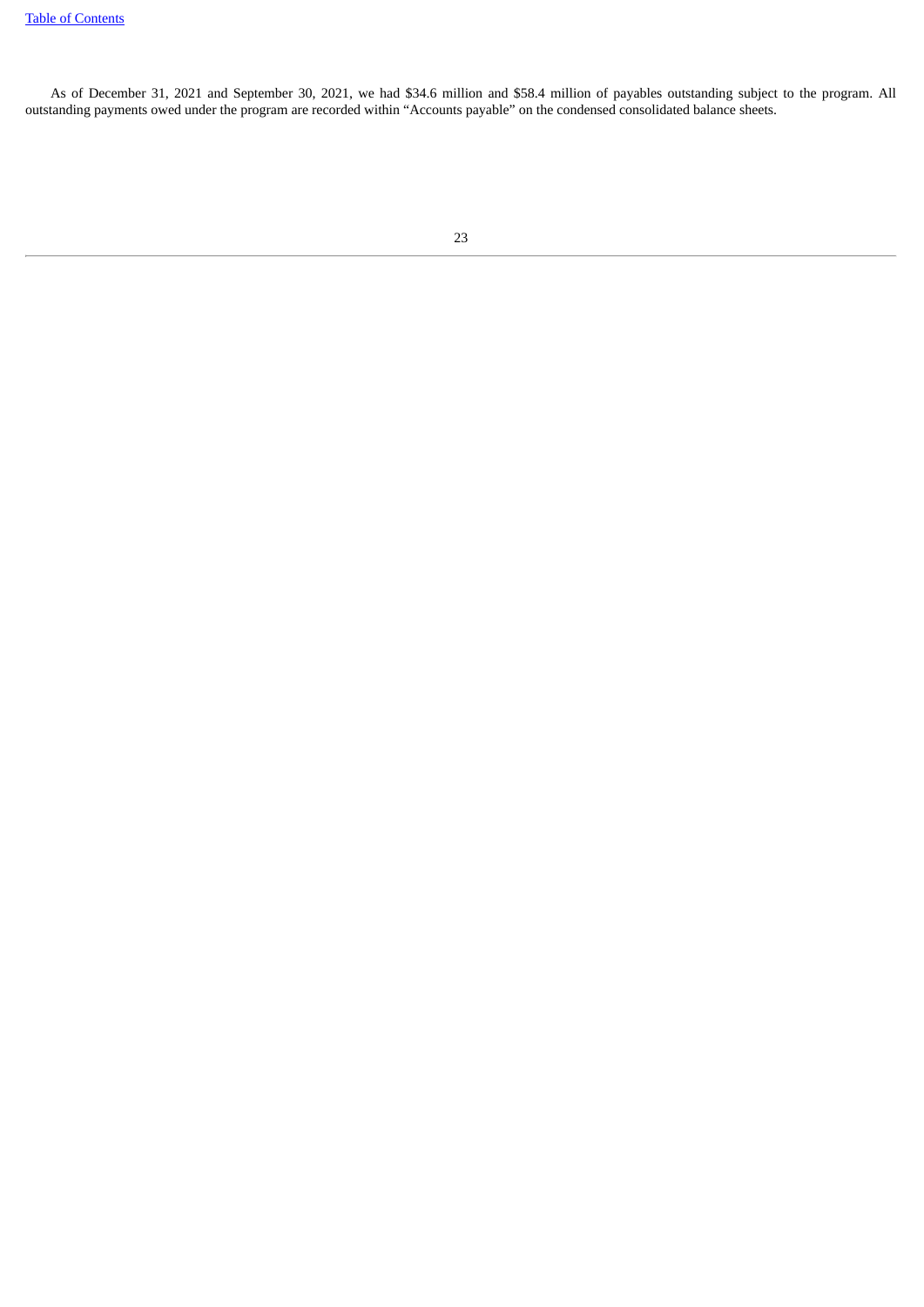As of December 31, 2021 and September 30, 2021, we had $34.6 million and $58.4 million of payables outstanding subject to the program. All outstanding payments owed under the program are recorded within "Accounts payable" on the condensed consolidated balance sheets.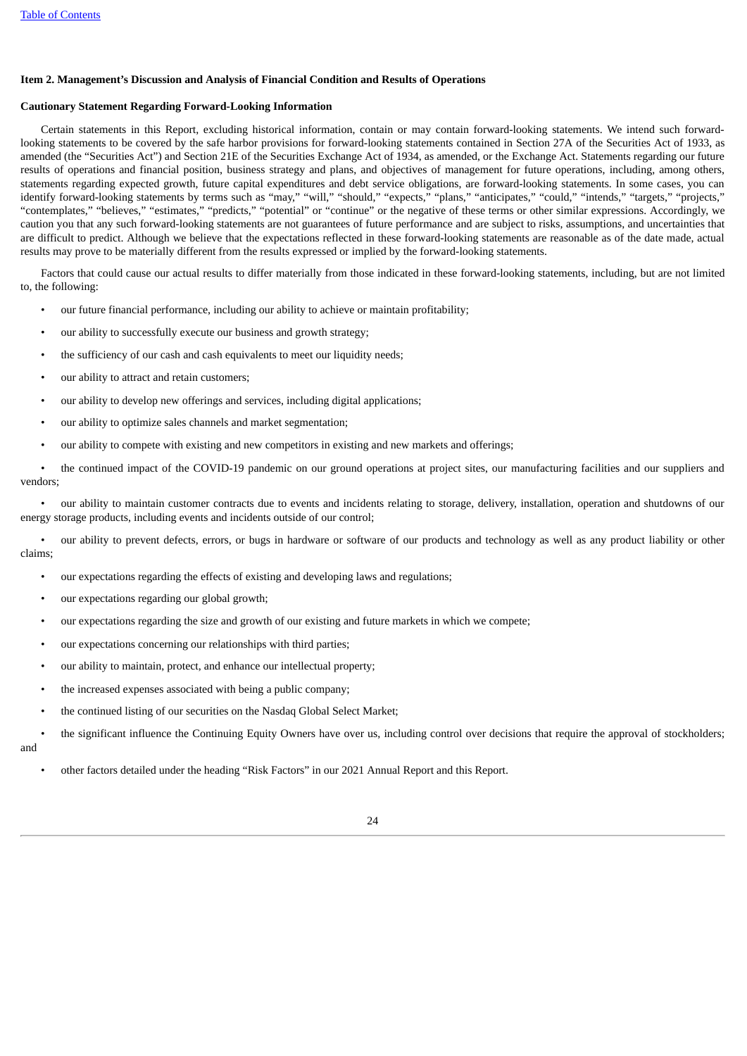## Item 2. Management's Discussion and Analysis of Financial Condition and Results of Operations

### Cautionary Statement Regarding Forward-Looking Information

Certain statements in this Report, excluding historical information, contain or may contain forward-looking statements. We intend such forward-looking statements to be covered by the safe harbor provisions for forward-looking statements contained in Section 27A of the Securities Act of 1933, as amended (the "Securities Act") and Section 21E of the Securities Exchange Act of 1934, as amended, or the Exchange Act. Statements regarding our future results of operations and financial position, business strategy and plans, and objectives of management for future operations, including, among others, statements regarding expected growth, future capital expenditures and debt service obligations, are forward-looking statements. In some cases, you can identify forward-looking statements by terms such as "may," "will," "should," "expects," "plans," "anticipates," "could," "intends," "targets," "projects," "contemplates," "believes," "estimates," "predicts," "potential" or "continue" or the negative of these terms or other similar expressions. Accordingly, we caution you that any such forward-looking statements are not guarantees of future performance and are subject to risks, assumptions, and uncertainties that are difficult to predict. Although we believe that the expectations reflected in these forward-looking statements are reasonable as of the date made, actual results may prove to be materially different from the results expressed or implied by the forward-looking statements.

Factors that could cause our actual results to differ materially from those indicated in these forward-looking statements, including, but are not limited to, the following:

- our future financial performance, including our ability to achieve or maintain profitability;
- our ability to successfully execute our business and growth strategy;
- the sufficiency of our cash and cash equivalents to meet our liquidity needs;
- our ability to attract and retain customers;
- our ability to develop new offerings and services, including digital applications;
- our ability to optimize sales channels and market segmentation;
- our ability to compete with existing and new competitors in existing and new markets and offerings;
- the continued impact of the COVID-19 pandemic on our ground operations at project sites, our manufacturing facilities and our suppliers and vendors;
- our ability to maintain customer contracts due to events and incidents relating to storage, delivery, installation, operation and shutdowns of our energy storage products, including events and incidents outside of our control;
- our ability to prevent defects, errors, or bugs in hardware or software of our products and technology as well as any product liability or other claims;
- our expectations regarding the effects of existing and developing laws and regulations;
- our expectations regarding our global growth;
- our expectations regarding the size and growth of our existing and future markets in which we compete;
- our expectations concerning our relationships with third parties;
- our ability to maintain, protect, and enhance our intellectual property;
- the increased expenses associated with being a public company;
- the continued listing of our securities on the Nasdaq Global Select Market;
- the significant influence the Continuing Equity Owners have over us, including control over decisions that require the approval of stockholders; and
- other factors detailed under the heading "Risk Factors" in our 2021 Annual Report and this Report.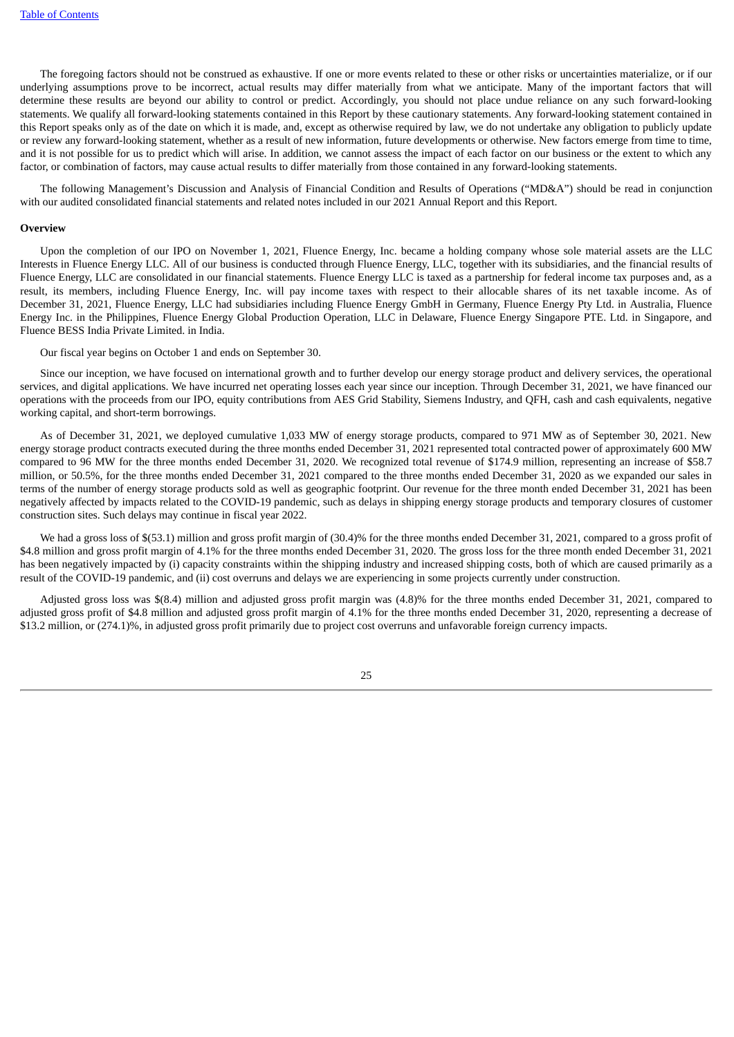The foregoing factors should not be construed as exhaustive. If one or more events related to these or other risks or uncertainties materialize, or if our underlying assumptions prove to be incorrect, actual results may differ materially from what we anticipate. Many of the important factors that will determine these results are beyond our ability to control or predict. Accordingly, you should not place undue reliance on any such forward-looking statements. We qualify all forward-looking statements contained in this Report by these cautionary statements. Any forward-looking statement contained in this Report speaks only as of the date on which it is made, and, except as otherwise required by law, we do not undertake any obligation to publicly update or review any forward-looking statement, whether as a result of new information, future developments or otherwise. New factors emerge from time to time, and it is not possible for us to predict which will arise. In addition, we cannot assess the impact of each factor on our business or the extent to which any factor, or combination of factors, may cause actual results to differ materially from those contained in any forward-looking statements.

The following Management's Discussion and Analysis of Financial Condition and Results of Operations ("MD&A") should be read in conjunction with our audited consolidated financial statements and related notes included in our 2021 Annual Report and this Report.

**Overview**

Upon the completion of our IPO on November 1, 2021, Fluence Energy, Inc. became a holding company whose sole material assets are the LLC Interests in Fluence Energy LLC. All of our business is conducted through Fluence Energy, LLC, together with its subsidiaries, and the financial results of Fluence Energy, LLC are consolidated in our financial statements. Fluence Energy LLC is taxed as a partnership for federal income tax purposes and, as a result, its members, including Fluence Energy, Inc. will pay income taxes with respect to their allocable shares of its net taxable income. As of December 31, 2021, Fluence Energy, LLC had subsidiaries including Fluence Energy GmbH in Germany, Fluence Energy Pty Ltd. in Australia, Fluence Energy Inc. in the Philippines, Fluence Energy Global Production Operation, LLC in Delaware, Fluence Energy Singapore PTE. Ltd. in Singapore, and Fluence BESS India Private Limited. in India.

Our fiscal year begins on October 1 and ends on September 30.

Since our inception, we have focused on international growth and to further develop our energy storage product and delivery services, the operational services, and digital applications. We have incurred net operating losses each year since our inception. Through December 31, 2021, we have financed our operations with the proceeds from our IPO, equity contributions from AES Grid Stability, Siemens Industry, and QFH, cash and cash equivalents, negative working capital, and short-term borrowings.

As of December 31, 2021, we deployed cumulative 1,033 MW of energy storage products, compared to 971 MW as of September 30, 2021. New energy storage product contracts executed during the three months ended December 31, 2021 represented total contracted power of approximately 600 MW compared to 96 MW for the three months ended December 31, 2020. We recognized total revenue of $174.9 million, representing an increase of $58.7 million, or 50.5%, for the three months ended December 31, 2021 compared to the three months ended December 31, 2020 as we expanded our sales in terms of the number of energy storage products sold as well as geographic footprint. Our revenue for the three month ended December 31, 2021 has been negatively affected by impacts related to the COVID-19 pandemic, such as delays in shipping energy storage products and temporary closures of customer construction sites. Such delays may continue in fiscal year 2022.

We had a gross loss of $(53.1) million and gross profit margin of (30.4)% for the three months ended December 31, 2021, compared to a gross profit of $4.8 million and gross profit margin of 4.1% for the three months ended December 31, 2020. The gross loss for the three month ended December 31, 2021 has been negatively impacted by (i) capacity constraints within the shipping industry and increased shipping costs, both of which are caused primarily as a result of the COVID-19 pandemic, and (ii) cost overruns and delays we are experiencing in some projects currently under construction.

Adjusted gross loss was $(8.4) million and adjusted gross profit margin was (4.8)% for the three months ended December 31, 2021, compared to adjusted gross profit of $4.8 million and adjusted gross profit margin of 4.1% for the three months ended December 31, 2020, representing a decrease of $13.2 million, or (274.1)%, in adjusted gross profit primarily due to project cost overruns and unfavorable foreign currency impacts.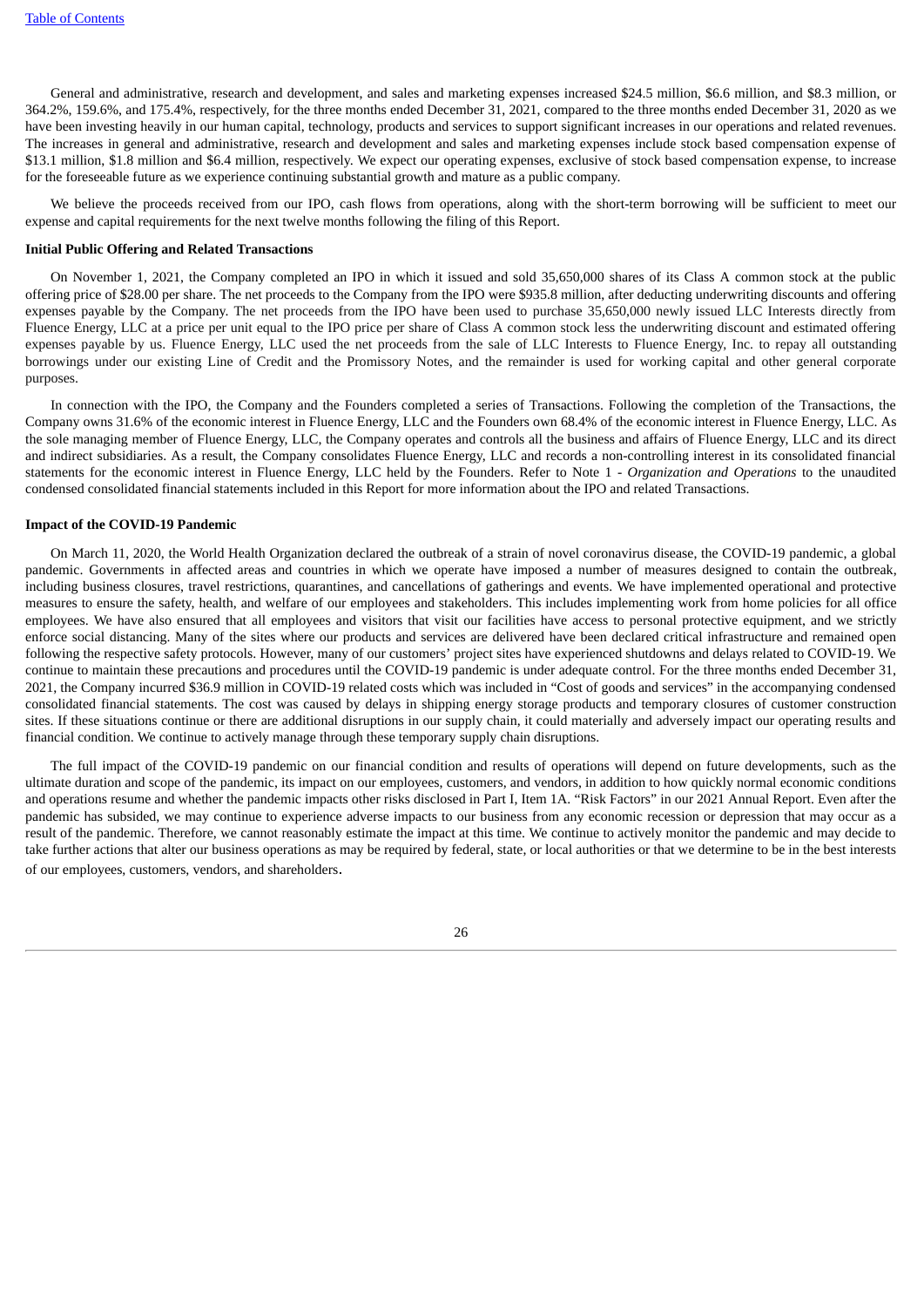General and administrative, research and development, and sales and marketing expenses increased $24.5 million, $6.6 million, and $8.3 million, or 364.2%, 159.6%, and 175.4%, respectively, for the three months ended December 31, 2021, compared to the three months ended December 31, 2020 as we have been investing heavily in our human capital, technology, products and services to support significant increases in our operations and related revenues. The increases in general and administrative, research and development and sales and marketing expenses include stock based compensation expense of $13.1 million, $1.8 million and $6.4 million, respectively. We expect our operating expenses, exclusive of stock based compensation expense, to increase for the foreseeable future as we experience continuing substantial growth and mature as a public company.

We believe the proceeds received from our IPO, cash flows from operations, along with the short-term borrowing will be sufficient to meet our expense and capital requirements for the next twelve months following the filing of this Report.

**Initial Public Offering and Related Transactions**

On November 1, 2021, the Company completed an IPO in which it issued and sold 35,650,000 shares of its Class A common stock at the public offering price of $28.00 per share. The net proceeds to the Company from the IPO were $935.8 million, after deducting underwriting discounts and offering expenses payable by the Company. The net proceeds from the IPO have been used to purchase 35,650,000 newly issued LLC Interests directly from Fluence Energy, LLC at a price per unit equal to the IPO price per share of Class A common stock less the underwriting discount and estimated offering expenses payable by us. Fluence Energy, LLC used the net proceeds from the sale of LLC Interests to Fluence Energy, Inc. to repay all outstanding borrowings under our existing Line of Credit and the Promissory Notes, and the remainder is used for working capital and other general corporate purposes.

In connection with the IPO, the Company and the Founders completed a series of Transactions. Following the completion of the Transactions, the Company owns 31.6% of the economic interest in Fluence Energy, LLC and the Founders own 68.4% of the economic interest in Fluence Energy, LLC. As the sole managing member of Fluence Energy, LLC, the Company operates and controls all the business and affairs of Fluence Energy, LLC and its direct and indirect subsidiaries. As a result, the Company consolidates Fluence Energy, LLC and records a non-controlling interest in its consolidated financial statements for the economic interest in Fluence Energy, LLC held by the Founders. Refer to Note 1 - *Organization and Operations* to the unaudited condensed consolidated financial statements included in this Report for more information about the IPO and related Transactions.

**Impact of the COVID-19 Pandemic**

On March 11, 2020, the World Health Organization declared the outbreak of a strain of novel coronavirus disease, the COVID-19 pandemic, a global pandemic. Governments in affected areas and countries in which we operate have imposed a number of measures designed to contain the outbreak, including business closures, travel restrictions, quarantines, and cancellations of gatherings and events. We have implemented operational and protective measures to ensure the safety, health, and welfare of our employees and stakeholders. This includes implementing work from home policies for all office employees. We have also ensured that all employees and visitors that visit our facilities have access to personal protective equipment, and we strictly enforce social distancing. Many of the sites where our products and services are delivered have been declared critical infrastructure and remained open following the respective safety protocols. However, many of our customers' project sites have experienced shutdowns and delays related to COVID-19. We continue to maintain these precautions and procedures until the COVID-19 pandemic is under adequate control. For the three months ended December 31, 2021, the Company incurred $36.9 million in COVID-19 related costs which was included in "Cost of goods and services" in the accompanying condensed consolidated financial statements. The cost was caused by delays in shipping energy storage products and temporary closures of customer construction sites. If these situations continue or there are additional disruptions in our supply chain, it could materially and adversely impact our operating results and financial condition. We continue to actively manage through these temporary supply chain disruptions.

The full impact of the COVID-19 pandemic on our financial condition and results of operations will depend on future developments, such as the ultimate duration and scope of the pandemic, its impact on our employees, customers, and vendors, in addition to how quickly normal economic conditions and operations resume and whether the pandemic impacts other risks disclosed in Part I, Item 1A. "Risk Factors" in our 2021 Annual Report. Even after the pandemic has subsided, we may continue to experience adverse impacts to our business from any economic recession or depression that may occur as a result of the pandemic. Therefore, we cannot reasonably estimate the impact at this time. We continue to actively monitor the pandemic and may decide to take further actions that alter our business operations as may be required by federal, state, or local authorities or that we determine to be in the best interests of our employees, customers, vendors, and shareholders.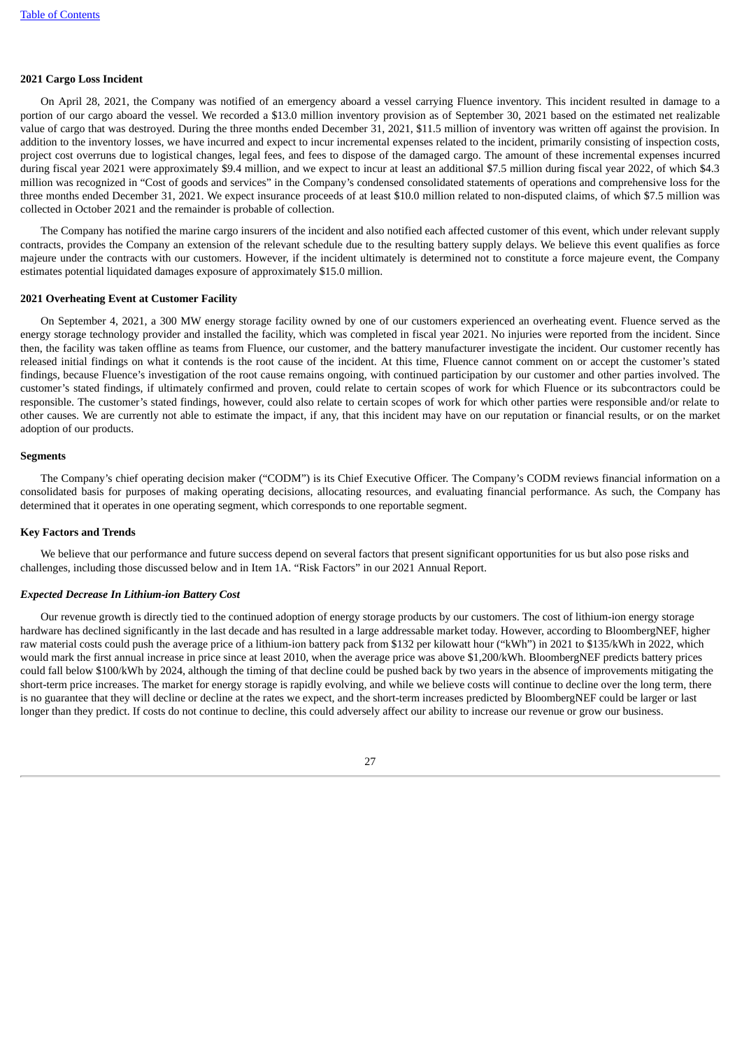#### 2021 Cargo Loss Incident

On April 28, 2021, the Company was notified of an emergency aboard a vessel carrying Fluence inventory. This incident resulted in damage to a portion of our cargo aboard the vessel. We recorded a $13.0 million inventory provision as of September 30, 2021 based on the estimated net realizable value of cargo that was destroyed. During the three months ended December 31, 2021, $11.5 million of inventory was written off against the provision. In addition to the inventory losses, we have incurred and expect to incur incremental expenses related to the incident, primarily consisting of inspection costs, project cost overruns due to logistical changes, legal fees, and fees to dispose of the damaged cargo. The amount of these incremental expenses incurred during fiscal year 2021 were approximately $9.4 million, and we expect to incur at least an additional $7.5 million during fiscal year 2022, of which $4.3 million was recognized in "Cost of goods and services" in the Company's condensed consolidated statements of operations and comprehensive loss for the three months ended December 31, 2021. We expect insurance proceeds of at least $10.0 million related to non-disputed claims, of which $7.5 million was collected in October 2021 and the remainder is probable of collection.

The Company has notified the marine cargo insurers of the incident and also notified each affected customer of this event, which under relevant supply contracts, provides the Company an extension of the relevant schedule due to the resulting battery supply delays. We believe this event qualifies as force majeure under the contracts with our customers. However, if the incident ultimately is determined not to constitute a force majeure event, the Company estimates potential liquidated damages exposure of approximately $15.0 million.

#### 2021 Overheating Event at Customer Facility

On September 4, 2021, a 300 MW energy storage facility owned by one of our customers experienced an overheating event. Fluence served as the energy storage technology provider and installed the facility, which was completed in fiscal year 2021. No injuries were reported from the incident. Since then, the facility was taken offline as teams from Fluence, our customer, and the battery manufacturer investigate the incident. Our customer recently has released initial findings on what it contends is the root cause of the incident. At this time, Fluence cannot comment on or accept the customer's stated findings, because Fluence's investigation of the root cause remains ongoing, with continued participation by our customer and other parties involved. The customer's stated findings, if ultimately confirmed and proven, could relate to certain scopes of work for which Fluence or its subcontractors could be responsible. The customer's stated findings, however, could also relate to certain scopes of work for which other parties were responsible and/or relate to other causes. We are currently not able to estimate the impact, if any, that this incident may have on our reputation or financial results, or on the market adoption of our products.

#### Segments

The Company's chief operating decision maker ("CODM") is its Chief Executive Officer. The Company's CODM reviews financial information on a consolidated basis for purposes of making operating decisions, allocating resources, and evaluating financial performance. As such, the Company has determined that it operates in one operating segment, which corresponds to one reportable segment.

#### Key Factors and Trends

We believe that our performance and future success depend on several factors that present significant opportunities for us but also pose risks and challenges, including those discussed below and in Item 1A. "Risk Factors" in our 2021 Annual Report.

##### *Expected Decrease In Lithium-ion Battery Cost*

Our revenue growth is directly tied to the continued adoption of energy storage products by our customers. The cost of lithium-ion energy storage hardware has declined significantly in the last decade and has resulted in a large addressable market today. However, according to BloombergNEF, higher raw material costs could push the average price of a lithium-ion battery pack from $132 per kilowatt hour ("kWh") in 2021 to $135/kWh in 2022, which would mark the first annual increase in price since at least 2010, when the average price was above $1,200/kWh. BloombergNEF predicts battery prices could fall below $100/kWh by 2024, although the timing of that decline could be pushed back by two years in the absence of improvements mitigating the short-term price increases. The market for energy storage is rapidly evolving, and while we believe costs will continue to decline over the long term, there is no guarantee that they will decline or decline at the rates we expect, and the short-term increases predicted by BloombergNEF could be larger or last longer than they predict. If costs do not continue to decline, this could adversely affect our ability to increase our revenue or grow our business.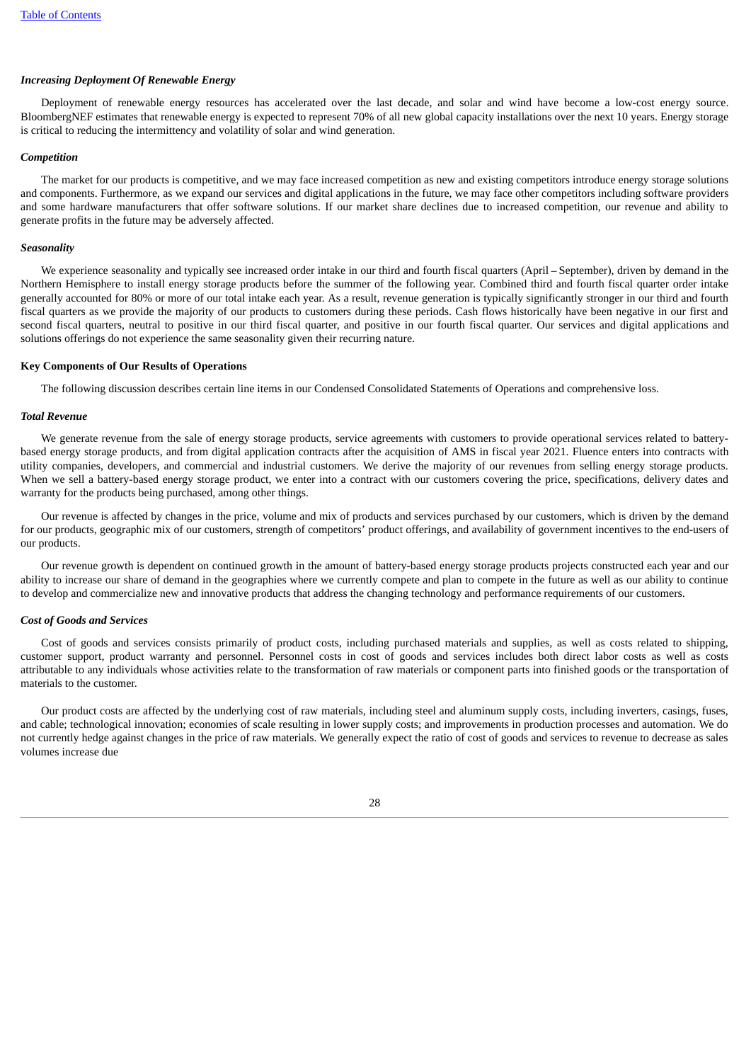### *Increasing Deployment Of Renewable Energy*

Deployment of renewable energy resources has accelerated over the last decade, and solar and wind have become a low-cost energy source. BloombergNEF estimates that renewable energy is expected to represent 70% of all new global capacity installations over the next 10 years. Energy storage is critical to reducing the intermittency and volatility of solar and wind generation.

### *Competition*

The market for our products is competitive, and we may face increased competition as new and existing competitors introduce energy storage solutions and components. Furthermore, as we expand our services and digital applications in the future, we may face other competitors including software providers and some hardware manufacturers that offer software solutions. If our market share declines due to increased competition, our revenue and ability to generate profits in the future may be adversely affected.

### *Seasonality*

We experience seasonality and typically see increased order intake in our third and fourth fiscal quarters (April – September), driven by demand in the Northern Hemisphere to install energy storage products before the summer of the following year. Combined third and fourth fiscal quarter order intake generally accounted for 80% or more of our total intake each year. As a result, revenue generation is typically significantly stronger in our third and fourth fiscal quarters as we provide the majority of our products to customers during these periods. Cash flows historically have been negative in our first and second fiscal quarters, neutral to positive in our third fiscal quarter, and positive in our fourth fiscal quarter. Our services and digital applications and solutions offerings do not experience the same seasonality given their recurring nature.

## **Key Components of Our Results of Operations**

The following discussion describes certain line items in our Condensed Consolidated Statements of Operations and comprehensive loss.

### *Total Revenue*

We generate revenue from the sale of energy storage products, service agreements with customers to provide operational services related to battery-based energy storage products, and from digital application contracts after the acquisition of AMS in fiscal year 2021. Fluence enters into contracts with utility companies, developers, and commercial and industrial customers. We derive the majority of our revenues from selling energy storage products. When we sell a battery-based energy storage product, we enter into a contract with our customers covering the price, specifications, delivery dates and warranty for the products being purchased, among other things.

Our revenue is affected by changes in the price, volume and mix of products and services purchased by our customers, which is driven by the demand for our products, geographic mix of our customers, strength of competitors' product offerings, and availability of government incentives to the end-users of our products.

Our revenue growth is dependent on continued growth in the amount of battery-based energy storage products projects constructed each year and our ability to increase our share of demand in the geographies where we currently compete and plan to compete in the future as well as our ability to continue to develop and commercialize new and innovative products that address the changing technology and performance requirements of our customers.

### *Cost of Goods and Services*

Cost of goods and services consists primarily of product costs, including purchased materials and supplies, as well as costs related to shipping, customer support, product warranty and personnel. Personnel costs in cost of goods and services includes both direct labor costs as well as costs attributable to any individuals whose activities relate to the transformation of raw materials or component parts into finished goods or the transportation of materials to the customer.

Our product costs are affected by the underlying cost of raw materials, including steel and aluminum supply costs, including inverters, casings, fuses, and cable; technological innovation; economies of scale resulting in lower supply costs; and improvements in production processes and automation. We do not currently hedge against changes in the price of raw materials. We generally expect the ratio of cost of goods and services to revenue to decrease as sales volumes increase due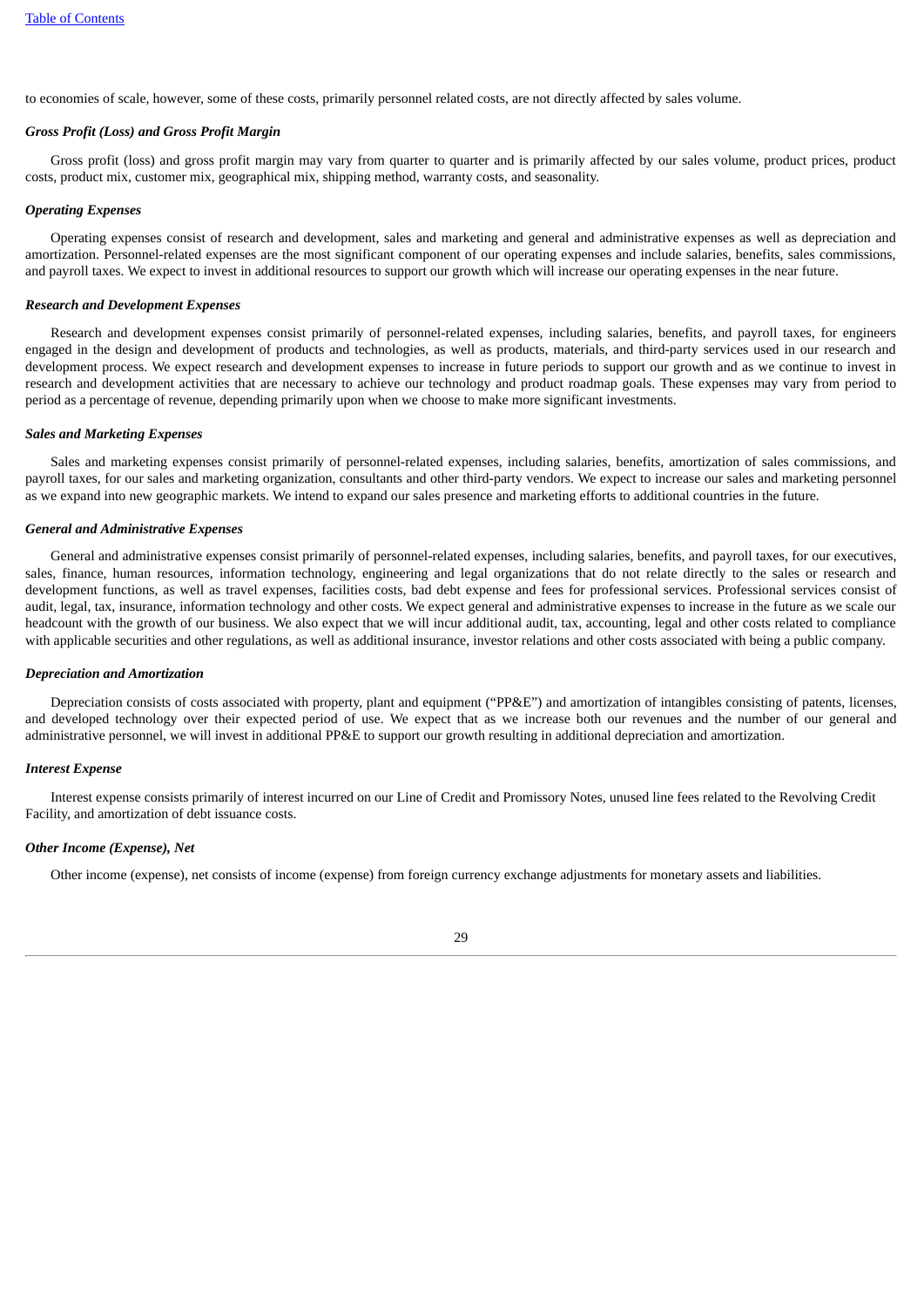to economies of scale, however, some of these costs, primarily personnel related costs, are not directly affected by sales volume.

***Gross Profit (Loss) and Gross Profit Margin***

Gross profit (loss) and gross profit margin may vary from quarter to quarter and is primarily affected by our sales volume, product prices, product costs, product mix, customer mix, geographical mix, shipping method, warranty costs, and seasonality.

***Operating Expenses***

Operating expenses consist of research and development, sales and marketing and general and administrative expenses as well as depreciation and amortization. Personnel-related expenses are the most significant component of our operating expenses and include salaries, benefits, sales commissions, and payroll taxes. We expect to invest in additional resources to support our growth which will increase our operating expenses in the near future.

***Research and Development Expenses***

Research and development expenses consist primarily of personnel-related expenses, including salaries, benefits, and payroll taxes, for engineers engaged in the design and development of products and technologies, as well as products, materials, and third-party services used in our research and development process. We expect research and development expenses to increase in future periods to support our growth and as we continue to invest in research and development activities that are necessary to achieve our technology and product roadmap goals. These expenses may vary from period to period as a percentage of revenue, depending primarily upon when we choose to make more significant investments.

***Sales and Marketing Expenses***

Sales and marketing expenses consist primarily of personnel-related expenses, including salaries, benefits, amortization of sales commissions, and payroll taxes, for our sales and marketing organization, consultants and other third-party vendors. We expect to increase our sales and marketing personnel as we expand into new geographic markets. We intend to expand our sales presence and marketing efforts to additional countries in the future.

***General and Administrative Expenses***

General and administrative expenses consist primarily of personnel-related expenses, including salaries, benefits, and payroll taxes, for our executives, sales, finance, human resources, information technology, engineering and legal organizations that do not relate directly to the sales or research and development functions, as well as travel expenses, facilities costs, bad debt expense and fees for professional services. Professional services consist of audit, legal, tax, insurance, information technology and other costs. We expect general and administrative expenses to increase in the future as we scale our headcount with the growth of our business. We also expect that we will incur additional audit, tax, accounting, legal and other costs related to compliance with applicable securities and other regulations, as well as additional insurance, investor relations and other costs associated with being a public company.

***Depreciation and Amortization***

Depreciation consists of costs associated with property, plant and equipment ("PP&E") and amortization of intangibles consisting of patents, licenses, and developed technology over their expected period of use. We expect that as we increase both our revenues and the number of our general and administrative personnel, we will invest in additional PP&E to support our growth resulting in additional depreciation and amortization.

***Interest Expense***

Interest expense consists primarily of interest incurred on our Line of Credit and Promissory Notes, unused line fees related to the Revolving Credit Facility, and amortization of debt issuance costs.

***Other Income (Expense), Net***

Other income (expense), net consists of income (expense) from foreign currency exchange adjustments for monetary assets and liabilities.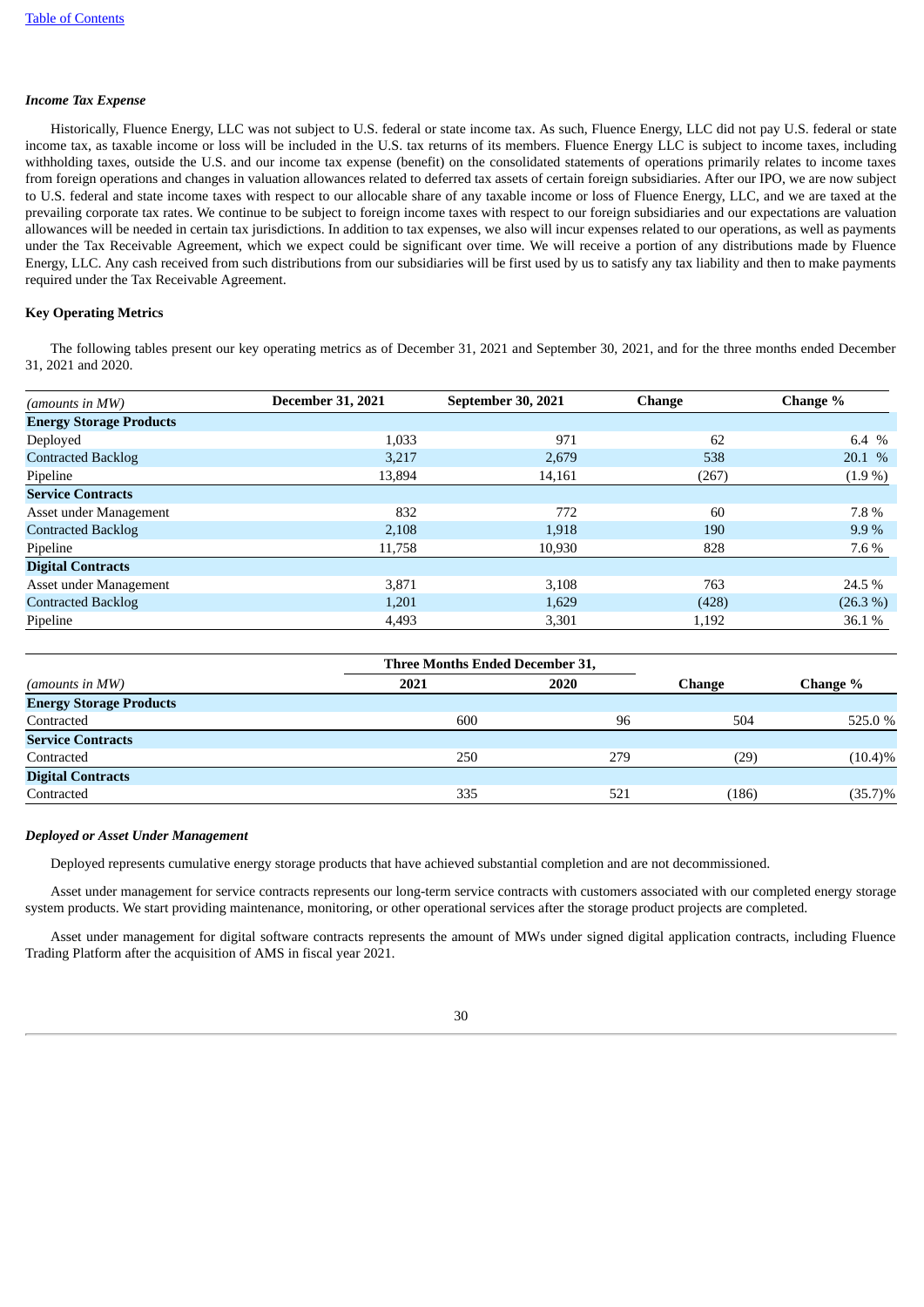*Income Tax Expense*

Historically, Fluence Energy, LLC was not subject to U.S. federal or state income tax. As such, Fluence Energy, LLC did not pay U.S. federal or state income tax, as taxable income or loss will be included in the U.S. tax returns of its members. Fluence Energy LLC is subject to income taxes, including withholding taxes, outside the U.S. and our income tax expense (benefit) on the consolidated statements of operations primarily relates to income taxes from foreign operations and changes in valuation allowances related to deferred tax assets of certain foreign subsidiaries. After our IPO, we are now subject to U.S. federal and state income taxes with respect to our allocable share of any taxable income or loss of Fluence Energy, LLC, and we are taxed at the prevailing corporate tax rates. We continue to be subject to foreign income taxes with respect to our foreign subsidiaries and our expectations are valuation allowances will be needed in certain tax jurisdictions. In addition to tax expenses, we also will incur expenses related to our operations, as well as payments under the Tax Receivable Agreement, which we expect could be significant over time. We will receive a portion of any distributions made by Fluence Energy, LLC. Any cash received from such distributions from our subsidiaries will be first used by us to satisfy any tax liability and then to make payments required under the Tax Receivable Agreement.

**Key Operating Metrics**

The following tables present our key operating metrics as of December 31, 2021 and September 30, 2021, and for the three months ended December 31, 2021 and 2020.

| *(amounts in MW)* | December 31, 2021 | September 30, 2021 | Change | Change % |
|---|---|---|---|---|
| **Energy Storage Products** | | | | |
| Deployed | 1,033 | 971 | 62 | 6.4 % |
| Contracted Backlog | 3,217 | 2,679 | 538 | 20.1 % |
| Pipeline | 13,894 | 14,161 | (267) | (1.9 %) |
| **Service Contracts** | | | | |
| Asset under Management | 832 | 772 | 60 | 7.8 % |
| Contracted Backlog | 2,108 | 1,918 | 190 | 9.9 % |
| Pipeline | 11,758 | 10,930 | 828 | 7.6 % |
| **Digital Contracts** | | | | |
| Asset under Management | 3,871 | 3,108 | 763 | 24.5 % |
| Contracted Backlog | 1,201 | 1,629 | (428) | (26.3 %) |
| Pipeline | 4,493 | 3,301 | 1,192 | 36.1 % |

| | Three Months Ended December 31, | | | |
|---|---|---|---|---|
| *(amounts in MW)* | 2021 | 2020 | Change | Change % |
| **Energy Storage Products** | | | | |
| Contracted | 600 | 96 | 504 | 525.0 % |
| **Service Contracts** | | | | |
| Contracted | 250 | 279 | (29) | (10.4)% |
| **Digital Contracts** | | | | |
| Contracted | 335 | 521 | (186) | (35.7)% |

*Deployed or Asset Under Management*

Deployed represents cumulative energy storage products that have achieved substantial completion and are not decommissioned.

Asset under management for service contracts represents our long-term service contracts with customers associated with our completed energy storage system products. We start providing maintenance, monitoring, or other operational services after the storage product projects are completed.

Asset under management for digital software contracts represents the amount of MWs under signed digital application contracts, including Fluence Trading Platform after the acquisition of AMS in fiscal year 2021.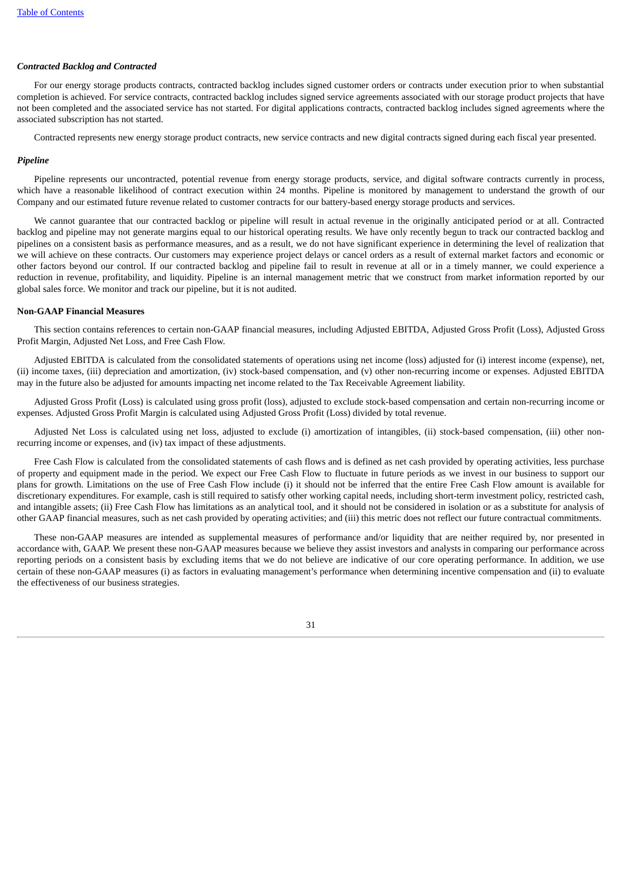### *Contracted Backlog and Contracted*

For our energy storage products contracts, contracted backlog includes signed customer orders or contracts under execution prior to when substantial completion is achieved. For service contracts, contracted backlog includes signed service agreements associated with our storage product projects that have not been completed and the associated service has not started. For digital applications contracts, contracted backlog includes signed agreements where the associated subscription has not started.

Contracted represents new energy storage product contracts, new service contracts and new digital contracts signed during each fiscal year presented.

### *Pipeline*

Pipeline represents our uncontracted, potential revenue from energy storage products, service, and digital software contracts currently in process, which have a reasonable likelihood of contract execution within 24 months. Pipeline is monitored by management to understand the growth of our Company and our estimated future revenue related to customer contracts for our battery-based energy storage products and services.

We cannot guarantee that our contracted backlog or pipeline will result in actual revenue in the originally anticipated period or at all. Contracted backlog and pipeline may not generate margins equal to our historical operating results. We have only recently begun to track our contracted backlog and pipelines on a consistent basis as performance measures, and as a result, we do not have significant experience in determining the level of realization that we will achieve on these contracts. Our customers may experience project delays or cancel orders as a result of external market factors and economic or other factors beyond our control. If our contracted backlog and pipeline fail to result in revenue at all or in a timely manner, we could experience a reduction in revenue, profitability, and liquidity. Pipeline is an internal management metric that we construct from market information reported by our global sales force. We monitor and track our pipeline, but it is not audited.

### Non-GAAP Financial Measures

This section contains references to certain non-GAAP financial measures, including Adjusted EBITDA, Adjusted Gross Profit (Loss), Adjusted Gross Profit Margin, Adjusted Net Loss, and Free Cash Flow.

Adjusted EBITDA is calculated from the consolidated statements of operations using net income (loss) adjusted for (i) interest income (expense), net, (ii) income taxes, (iii) depreciation and amortization, (iv) stock-based compensation, and (v) other non-recurring income or expenses. Adjusted EBITDA may in the future also be adjusted for amounts impacting net income related to the Tax Receivable Agreement liability.

Adjusted Gross Profit (Loss) is calculated using gross profit (loss), adjusted to exclude stock-based compensation and certain non-recurring income or expenses. Adjusted Gross Profit Margin is calculated using Adjusted Gross Profit (Loss) divided by total revenue.

Adjusted Net Loss is calculated using net loss, adjusted to exclude (i) amortization of intangibles, (ii) stock-based compensation, (iii) other non-recurring income or expenses, and (iv) tax impact of these adjustments.

Free Cash Flow is calculated from the consolidated statements of cash flows and is defined as net cash provided by operating activities, less purchase of property and equipment made in the period. We expect our Free Cash Flow to fluctuate in future periods as we invest in our business to support our plans for growth. Limitations on the use of Free Cash Flow include (i) it should not be inferred that the entire Free Cash Flow amount is available for discretionary expenditures. For example, cash is still required to satisfy other working capital needs, including short-term investment policy, restricted cash, and intangible assets; (ii) Free Cash Flow has limitations as an analytical tool, and it should not be considered in isolation or as a substitute for analysis of other GAAP financial measures, such as net cash provided by operating activities; and (iii) this metric does not reflect our future contractual commitments.

These non-GAAP measures are intended as supplemental measures of performance and/or liquidity that are neither required by, nor presented in accordance with, GAAP. We present these non-GAAP measures because we believe they assist investors and analysts in comparing our performance across reporting periods on a consistent basis by excluding items that we do not believe are indicative of our core operating performance. In addition, we use certain of these non-GAAP measures (i) as factors in evaluating management's performance when determining incentive compensation and (ii) to evaluate the effectiveness of our business strategies.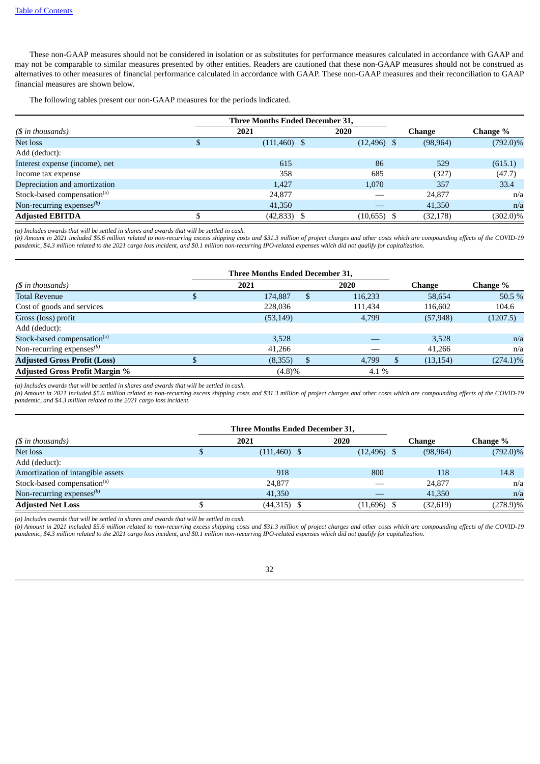These non-GAAP measures should not be considered in isolation or as substitutes for performance measures calculated in accordance with GAAP and may not be comparable to similar measures presented by other entities. Readers are cautioned that these non-GAAP measures should not be construed as alternatives to other measures of financial performance calculated in accordance with GAAP. These non-GAAP measures and their reconciliation to GAAP financial measures are shown below.

The following tables present our non-GAAP measures for the periods indicated.

| | Three Months Ended December 31, | | | |
|---|---|---|---|---|
| *($ in thousands)* | 2021 | 2020 | Change | Change % |
| Net loss | $ (111,460) | $ (12,496) | $ (98,964) | (792.0)% |
| Add (deduct): | | | | |
| Interest expense (income), net | 615 | 86 | 529 | (615.1) |
| Income tax expense | 358 | 685 | (327) | (47.7) |
| Depreciation and amortization | 1,427 | 1,070 | 357 | 33.4 |
| Stock-based compensation[(a)] | 24,877 | — | 24,877 | n/a |
| Non-recurring expenses[(b)] | 41,350 | — | 41,350 | n/a |
| **Adjusted EBITDA** | $ (42,833) | $ (10,655) | $ (32,178) | (302.0)% |

*(a) Includes awards that will be settled in shares and awards that will be settled in cash.*
*(b) Amount in 2021 included $5.6 million related to non-recurring excess shipping costs and $31.3 million of project charges and other costs which are compounding effects of the COVID-19 pandemic, $4.3 million related to the 2021 cargo loss incident, and $0.1 million non-recurring IPO-related expenses which did not qualify for capitalization.*

| | Three Months Ended December 31, | | | |
|---|---|---|---|---|
| *($ in thousands)* | 2021 | 2020 | Change | Change % |
| Total Revenue | $ 174,887 | $ 116,233 | 58,654 | 50.5 % |
| Cost of goods and services | 228,036 | 111,434 | 116,602 | 104.6 |
| Gross (loss) profit | (53,149) | 4,799 | (57,948) | (1207.5) |
| Add (deduct): | | | | |
| Stock-based compensation[(a)] | 3,528 | — | 3,528 | n/a |
| Non-recurring expenses[(b)] | 41,266 | — | 41,266 | n/a |
| **Adjusted Gross Profit (Loss)** | $ (8,355) | $ 4,799 | $ (13,154) | (274.1)% |
| **Adjusted Gross Profit Margin %** | (4.8)% | 4.1 % | | |

*(a) Includes awards that will be settled in shares and awards that will be settled in cash.*
*(b) Amount in 2021 included $5.6 million related to non-recurring excess shipping costs and $31.3 million of project charges and other costs which are compounding effects of the COVID-19 pandemic, and $4.3 million related to the 2021 cargo loss incident.*

| | Three Months Ended December 31, | | | |
|---|---|---|---|---|
| *($ in thousands)* | 2021 | 2020 | Change | Change % |
| Net loss | $ (111,460) | $ (12,496) | $ (98,964) | (792.0)% |
| Add (deduct): | | | | |
| Amortization of intangible assets | 918 | 800 | 118 | 14.8 |
| Stock-based compensation[(a)] | 24,877 | — | 24,877 | n/a |
| Non-recurring expenses[(b)] | 41,350 | — | 41,350 | n/a |
| **Adjusted Net Loss** | $ (44,315) | $ (11,696) | $ (32,619) | (278.9)% |

*(a) Includes awards that will be settled in shares and awards that will be settled in cash.*
*(b) Amount in 2021 included $5.6 million related to non-recurring excess shipping costs and $31.3 million of project charges and other costs which are compounding effects of the COVID-19 pandemic, $4.3 million related to the 2021 cargo loss incident, and $0.1 million non-recurring IPO-related expenses which did not qualify for capitalization.*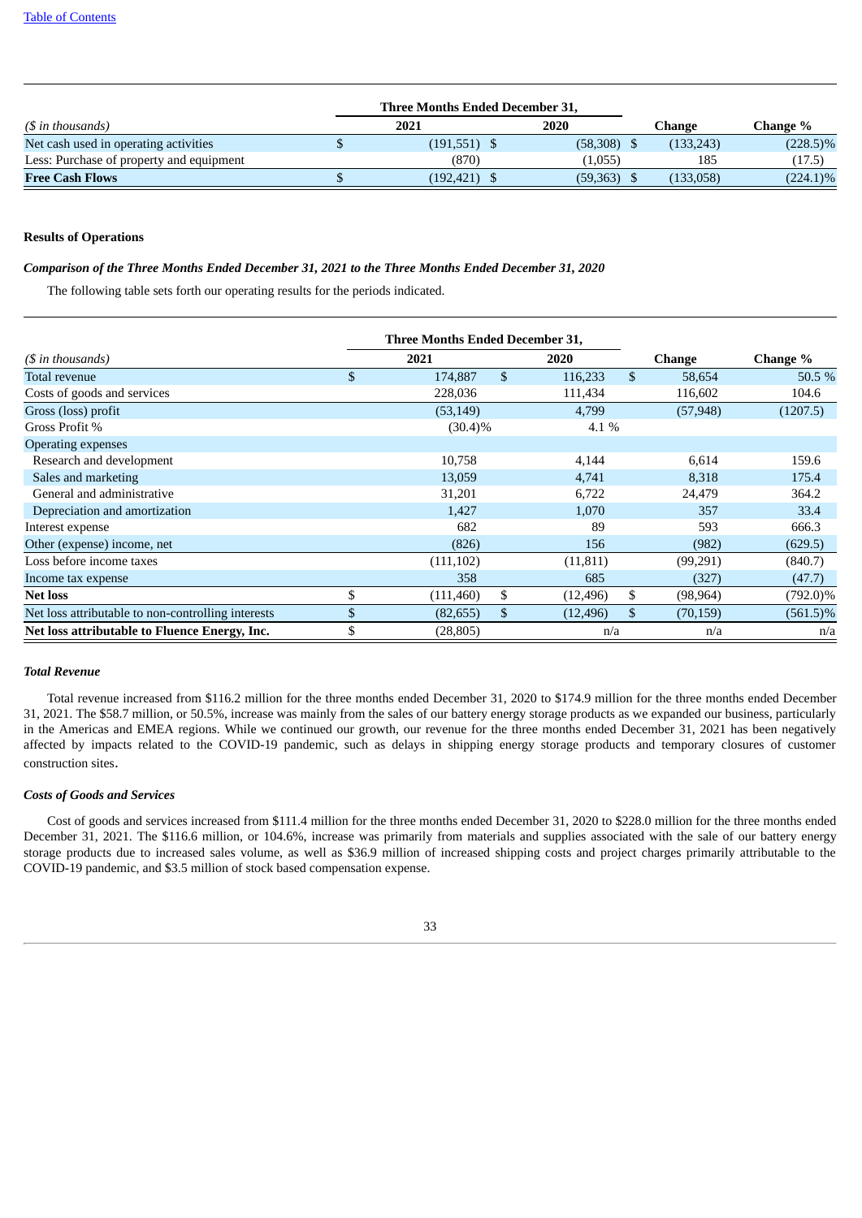| ($ in thousands) | Three Months Ended December 31, 2021 | Three Months Ended December 31, 2020 | Change | Change % |
|---|---|---|---|---|
| Net cash used in operating activities | $ (191,551) | $ (58,308) | $ (133,243) | (228.5)% |
| Less: Purchase of property and equipment | (870) | (1,055) | 185 | (17.5) |
| **Free Cash Flows** | $ (192,421) | $ (59,363) | $ (133,058) | (224.1)% |

**Results of Operations**

***Comparison of the Three Months Ended December 31, 2021 to the Three Months Ended December 31, 2020***

The following table sets forth our operating results for the periods indicated.

| ($ in thousands) | Three Months Ended December 31, 2021 | Three Months Ended December 31, 2020 | Change | Change % |
|---|---|---|---|---|
| Total revenue | $ 174,887 | $ 116,233 | $ 58,654 | 50.5 % |
| Costs of goods and services | 228,036 | 111,434 | 116,602 | 104.6 |
| Gross (loss) profit | (53,149) | 4,799 | (57,948) | (1207.5) |
| Gross Profit % | (30.4)% | 4.1 % | | |
| Operating expenses | | | | |
| Research and development | 10,758 | 4,144 | 6,614 | 159.6 |
| Sales and marketing | 13,059 | 4,741 | 8,318 | 175.4 |
| General and administrative | 31,201 | 6,722 | 24,479 | 364.2 |
| Depreciation and amortization | 1,427 | 1,070 | 357 | 33.4 |
| Interest expense | 682 | 89 | 593 | 666.3 |
| Other (expense) income, net | (826) | 156 | (982) | (629.5) |
| Loss before income taxes | (111,102) | (11,811) | (99,291) | (840.7) |
| Income tax expense | 358 | 685 | (327) | (47.7) |
| **Net loss** | $ (111,460) | $ (12,496) | $ (98,964) | (792.0)% |
| Net loss attributable to non-controlling interests | $ (82,655) | $ (12,496) | $ (70,159) | (561.5)% |
| **Net loss attributable to Fluence Energy, Inc.** | $ (28,805) | n/a | n/a | n/a |

***Total Revenue***

Total revenue increased from $116.2 million for the three months ended December 31, 2020 to $174.9 million for the three months ended December 31, 2021. The $58.7 million, or 50.5%, increase was mainly from the sales of our battery energy storage products as we expanded our business, particularly in the Americas and EMEA regions. While we continued our growth, our revenue for the three months ended December 31, 2021 has been negatively affected by impacts related to the COVID-19 pandemic, such as delays in shipping energy storage products and temporary closures of customer construction sites.

***Costs of Goods and Services***

Cost of goods and services increased from $111.4 million for the three months ended December 31, 2020 to $228.0 million for the three months ended December 31, 2021. The $116.6 million, or 104.6%, increase was primarily from materials and supplies associated with the sale of our battery energy storage products due to increased sales volume, as well as $36.9 million of increased shipping costs and project charges primarily attributable to the COVID-19 pandemic, and $3.5 million of stock based compensation expense.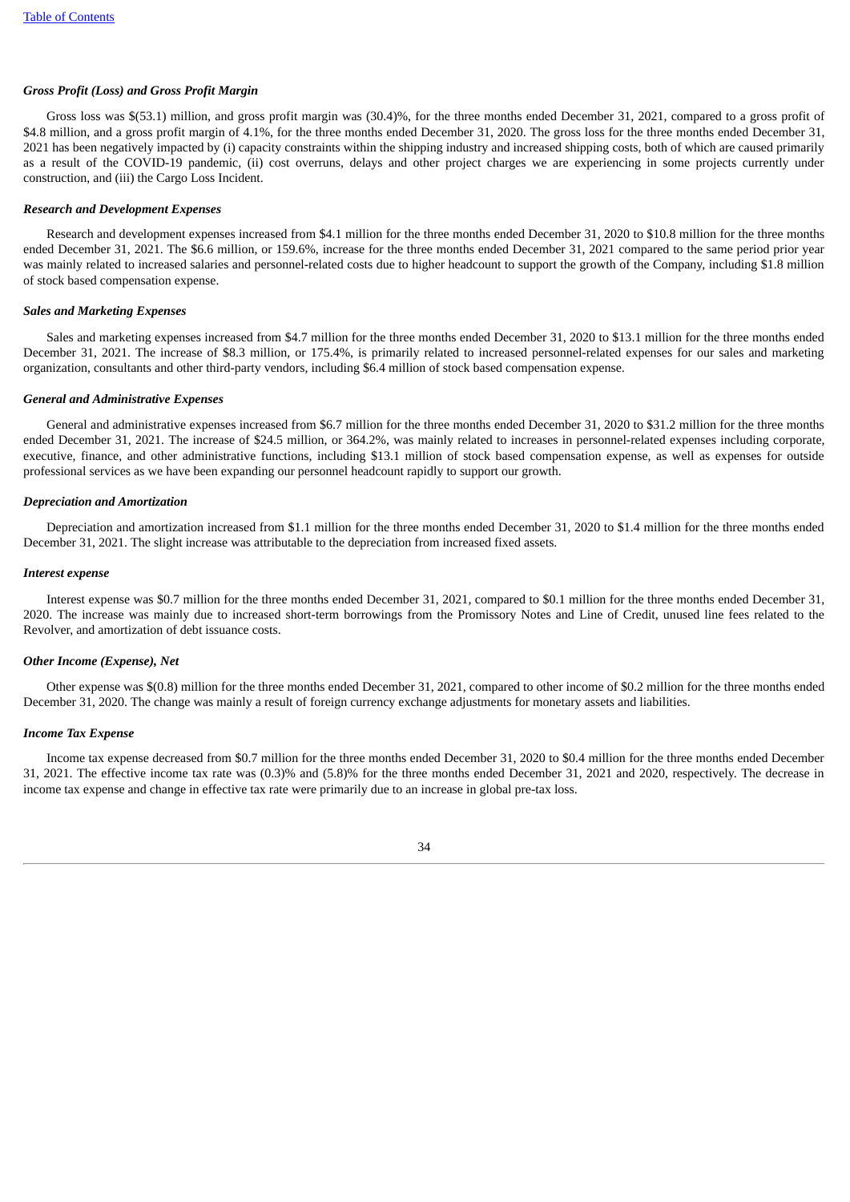***Gross Profit (Loss) and Gross Profit Margin***

Gross loss was $(53.1) million, and gross profit margin was (30.4)%, for the three months ended December 31, 2021, compared to a gross profit of $4.8 million, and a gross profit margin of 4.1%, for the three months ended December 31, 2020. The gross loss for the three months ended December 31, 2021 has been negatively impacted by (i) capacity constraints within the shipping industry and increased shipping costs, both of which are caused primarily as a result of the COVID-19 pandemic, (ii) cost overruns, delays and other project charges we are experiencing in some projects currently under construction, and (iii) the Cargo Loss Incident.

***Research and Development Expenses***

Research and development expenses increased from $4.1 million for the three months ended December 31, 2020 to $10.8 million for the three months ended December 31, 2021. The $6.6 million, or 159.6%, increase for the three months ended December 31, 2021 compared to the same period prior year was mainly related to increased salaries and personnel-related costs due to higher headcount to support the growth of the Company, including $1.8 million of stock based compensation expense.

***Sales and Marketing Expenses***

Sales and marketing expenses increased from $4.7 million for the three months ended December 31, 2020 to $13.1 million for the three months ended December 31, 2021. The increase of $8.3 million, or 175.4%, is primarily related to increased personnel-related expenses for our sales and marketing organization, consultants and other third-party vendors, including $6.4 million of stock based compensation expense.

***General and Administrative Expenses***

General and administrative expenses increased from $6.7 million for the three months ended December 31, 2020 to $31.2 million for the three months ended December 31, 2021. The increase of $24.5 million, or 364.2%, was mainly related to increases in personnel-related expenses including corporate, executive, finance, and other administrative functions, including $13.1 million of stock based compensation expense, as well as expenses for outside professional services as we have been expanding our personnel headcount rapidly to support our growth.

***Depreciation and Amortization***

Depreciation and amortization increased from $1.1 million for the three months ended December 31, 2020 to $1.4 million for the three months ended December 31, 2021. The slight increase was attributable to the depreciation from increased fixed assets.

***Interest expense***

Interest expense was $0.7 million for the three months ended December 31, 2021, compared to $0.1 million for the three months ended December 31, 2020. The increase was mainly due to increased short-term borrowings from the Promissory Notes and Line of Credit, unused line fees related to the Revolver, and amortization of debt issuance costs.

***Other Income (Expense), Net***

Other expense was $(0.8) million for the three months ended December 31, 2021, compared to other income of $0.2 million for the three months ended December 31, 2020. The change was mainly a result of foreign currency exchange adjustments for monetary assets and liabilities.

***Income Tax Expense***

Income tax expense decreased from $0.7 million for the three months ended December 31, 2020 to $0.4 million for the three months ended December 31, 2021. The effective income tax rate was (0.3)% and (5.8)% for the three months ended December 31, 2021 and 2020, respectively. The decrease in income tax expense and change in effective tax rate were primarily due to an increase in global pre-tax loss.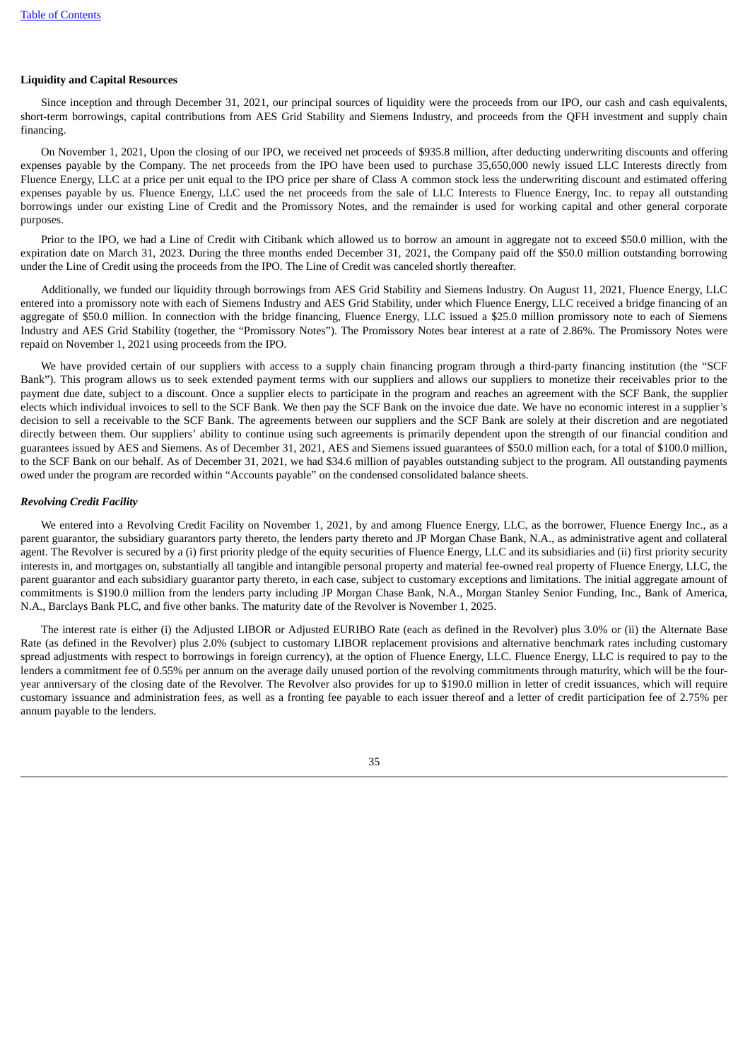**Liquidity and Capital Resources**

Since inception and through December 31, 2021, our principal sources of liquidity were the proceeds from our IPO, our cash and cash equivalents, short-term borrowings, capital contributions from AES Grid Stability and Siemens Industry, and proceeds from the QFH investment and supply chain financing.

On November 1, 2021, Upon the closing of our IPO, we received net proceeds of $935.8 million, after deducting underwriting discounts and offering expenses payable by the Company. The net proceeds from the IPO have been used to purchase 35,650,000 newly issued LLC Interests directly from Fluence Energy, LLC at a price per unit equal to the IPO price per share of Class A common stock less the underwriting discount and estimated offering expenses payable by us. Fluence Energy, LLC used the net proceeds from the sale of LLC Interests to Fluence Energy, Inc. to repay all outstanding borrowings under our existing Line of Credit and the Promissory Notes, and the remainder is used for working capital and other general corporate purposes.

Prior to the IPO, we had a Line of Credit with Citibank which allowed us to borrow an amount in aggregate not to exceed $50.0 million, with the expiration date on March 31, 2023. During the three months ended December 31, 2021, the Company paid off the $50.0 million outstanding borrowing under the Line of Credit using the proceeds from the IPO. The Line of Credit was canceled shortly thereafter.

Additionally, we funded our liquidity through borrowings from AES Grid Stability and Siemens Industry. On August 11, 2021, Fluence Energy, LLC entered into a promissory note with each of Siemens Industry and AES Grid Stability, under which Fluence Energy, LLC received a bridge financing of an aggregate of $50.0 million. In connection with the bridge financing, Fluence Energy, LLC issued a $25.0 million promissory note to each of Siemens Industry and AES Grid Stability (together, the "Promissory Notes"). The Promissory Notes bear interest at a rate of 2.86%. The Promissory Notes were repaid on November 1, 2021 using proceeds from the IPO.

We have provided certain of our suppliers with access to a supply chain financing program through a third-party financing institution (the "SCF Bank"). This program allows us to seek extended payment terms with our suppliers and allows our suppliers to monetize their receivables prior to the payment due date, subject to a discount. Once a supplier elects to participate in the program and reaches an agreement with the SCF Bank, the supplier elects which individual invoices to sell to the SCF Bank. We then pay the SCF Bank on the invoice due date. We have no economic interest in a supplier's decision to sell a receivable to the SCF Bank. The agreements between our suppliers and the SCF Bank are solely at their discretion and are negotiated directly between them. Our suppliers' ability to continue using such agreements is primarily dependent upon the strength of our financial condition and guarantees issued by AES and Siemens. As of December 31, 2021, AES and Siemens issued guarantees of $50.0 million each, for a total of $100.0 million, to the SCF Bank on our behalf. As of December 31, 2021, we had $34.6 million of payables outstanding subject to the program. All outstanding payments owed under the program are recorded within "Accounts payable" on the condensed consolidated balance sheets.

***Revolving Credit Facility***

We entered into a Revolving Credit Facility on November 1, 2021, by and among Fluence Energy, LLC, as the borrower, Fluence Energy Inc., as a parent guarantor, the subsidiary guarantors party thereto, the lenders party thereto and JP Morgan Chase Bank, N.A., as administrative agent and collateral agent. The Revolver is secured by a (i) first priority pledge of the equity securities of Fluence Energy, LLC and its subsidiaries and (ii) first priority security interests in, and mortgages on, substantially all tangible and intangible personal property and material fee-owned real property of Fluence Energy, LLC, the parent guarantor and each subsidiary guarantor party thereto, in each case, subject to customary exceptions and limitations. The initial aggregate amount of commitments is $190.0 million from the lenders party including JP Morgan Chase Bank, N.A., Morgan Stanley Senior Funding, Inc., Bank of America, N.A., Barclays Bank PLC, and five other banks. The maturity date of the Revolver is November 1, 2025.

The interest rate is either (i) the Adjusted LIBOR or Adjusted EURIBO Rate (each as defined in the Revolver) plus 3.0% or (ii) the Alternate Base Rate (as defined in the Revolver) plus 2.0% (subject to customary LIBOR replacement provisions and alternative benchmark rates including customary spread adjustments with respect to borrowings in foreign currency), at the option of Fluence Energy, LLC. Fluence Energy, LLC is required to pay to the lenders a commitment fee of 0.55% per annum on the average daily unused portion of the revolving commitments through maturity, which will be the four-year anniversary of the closing date of the Revolver. The Revolver also provides for up to $190.0 million in letter of credit issuances, which will require customary issuance and administration fees, as well as a fronting fee payable to each issuer thereof and a letter of credit participation fee of 2.75% per annum payable to the lenders.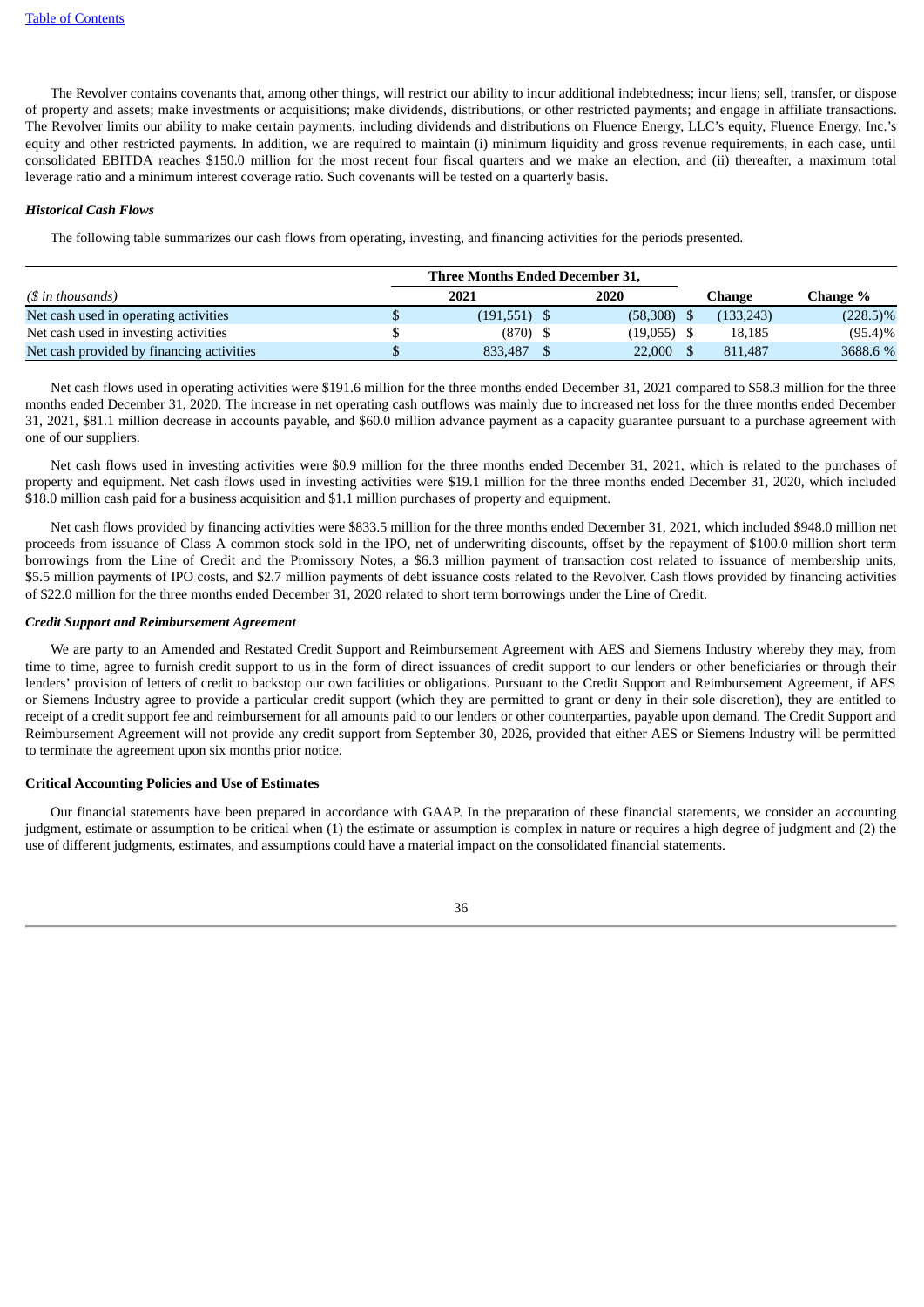The Revolver contains covenants that, among other things, will restrict our ability to incur additional indebtedness; incur liens; sell, transfer, or dispose of property and assets; make investments or acquisitions; make dividends, distributions, or other restricted payments; and engage in affiliate transactions. The Revolver limits our ability to make certain payments, including dividends and distributions on Fluence Energy, LLC's equity, Fluence Energy, Inc.'s equity and other restricted payments. In addition, we are required to maintain (i) minimum liquidity and gross revenue requirements, in each case, until consolidated EBITDA reaches $150.0 million for the most recent four fiscal quarters and we make an election, and (ii) thereafter, a maximum total leverage ratio and a minimum interest coverage ratio. Such covenants will be tested on a quarterly basis.

***Historical Cash Flows***

The following table summarizes our cash flows from operating, investing, and financing activities for the periods presented.

| | Three Months Ended December 31, | | | |
|---|---|---|---|---|
| *($ in thousands)* | **2021** | **2020** | **Change** | **Change %** |
| Net cash used in operating activities | $ (191,551) | $ (58,308) | $ (133,243) | (228.5)% |
| Net cash used in investing activities | $ (870) | $ (19,055) | $ 18,185 | (95.4)% |
| Net cash provided by financing activities | $ 833,487 | $ 22,000 | $ 811,487 | 3688.6 % |

Net cash flows used in operating activities were $191.6 million for the three months ended December 31, 2021 compared to $58.3 million for the three months ended December 31, 2020. The increase in net operating cash outflows was mainly due to increased net loss for the three months ended December 31, 2021, $81.1 million decrease in accounts payable, and $60.0 million advance payment as a capacity guarantee pursuant to a purchase agreement with one of our suppliers.

Net cash flows used in investing activities were $0.9 million for the three months ended December 31, 2021, which is related to the purchases of property and equipment. Net cash flows used in investing activities were $19.1 million for the three months ended December 31, 2020, which included $18.0 million cash paid for a business acquisition and $1.1 million purchases of property and equipment.

Net cash flows provided by financing activities were $833.5 million for the three months ended December 31, 2021, which included $948.0 million net proceeds from issuance of Class A common stock sold in the IPO, net of underwriting discounts, offset by the repayment of $100.0 million short term borrowings from the Line of Credit and the Promissory Notes, a $6.3 million payment of transaction cost related to issuance of membership units, $5.5 million payments of IPO costs, and $2.7 million payments of debt issuance costs related to the Revolver. Cash flows provided by financing activities of $22.0 million for the three months ended December 31, 2020 related to short term borrowings under the Line of Credit.

***Credit Support and Reimbursement Agreement***

We are party to an Amended and Restated Credit Support and Reimbursement Agreement with AES and Siemens Industry whereby they may, from time to time, agree to furnish credit support to us in the form of direct issuances of credit support to our lenders or other beneficiaries or through their lenders' provision of letters of credit to backstop our own facilities or obligations. Pursuant to the Credit Support and Reimbursement Agreement, if AES or Siemens Industry agree to provide a particular credit support (which they are permitted to grant or deny in their sole discretion), they are entitled to receipt of a credit support fee and reimbursement for all amounts paid to our lenders or other counterparties, payable upon demand. The Credit Support and Reimbursement Agreement will not provide any credit support from September 30, 2026, provided that either AES or Siemens Industry will be permitted to terminate the agreement upon six months prior notice.

**Critical Accounting Policies and Use of Estimates**

Our financial statements have been prepared in accordance with GAAP. In the preparation of these financial statements, we consider an accounting judgment, estimate or assumption to be critical when (1) the estimate or assumption is complex in nature or requires a high degree of judgment and (2) the use of different judgments, estimates, and assumptions could have a material impact on the consolidated financial statements.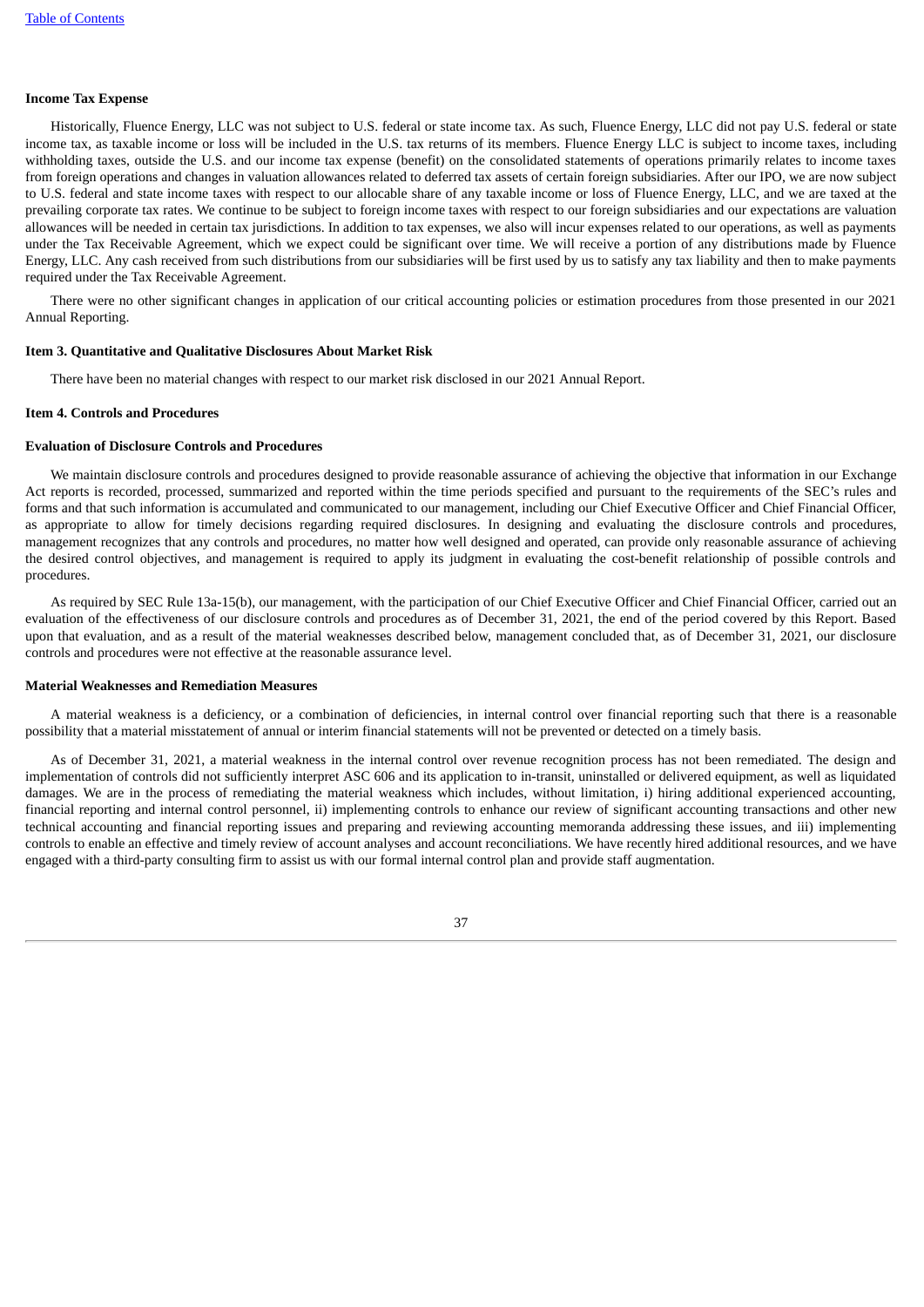**Income Tax Expense**

Historically, Fluence Energy, LLC was not subject to U.S. federal or state income tax. As such, Fluence Energy, LLC did not pay U.S. federal or state income tax, as taxable income or loss will be included in the U.S. tax returns of its members. Fluence Energy LLC is subject to income taxes, including withholding taxes, outside the U.S. and our income tax expense (benefit) on the consolidated statements of operations primarily relates to income taxes from foreign operations and changes in valuation allowances related to deferred tax assets of certain foreign subsidiaries. After our IPO, we are now subject to U.S. federal and state income taxes with respect to our allocable share of any taxable income or loss of Fluence Energy, LLC, and we are taxed at the prevailing corporate tax rates. We continue to be subject to foreign income taxes with respect to our foreign subsidiaries and our expectations are valuation allowances will be needed in certain tax jurisdictions. In addition to tax expenses, we also will incur expenses related to our operations, as well as payments under the Tax Receivable Agreement, which we expect could be significant over time. We will receive a portion of any distributions made by Fluence Energy, LLC. Any cash received from such distributions from our subsidiaries will be first used by us to satisfy any tax liability and then to make payments required under the Tax Receivable Agreement.

There were no other significant changes in application of our critical accounting policies or estimation procedures from those presented in our 2021 Annual Reporting.

**Item 3. Quantitative and Qualitative Disclosures About Market Risk**

There have been no material changes with respect to our market risk disclosed in our 2021 Annual Report.

**Item 4. Controls and Procedures**

**Evaluation of Disclosure Controls and Procedures**

We maintain disclosure controls and procedures designed to provide reasonable assurance of achieving the objective that information in our Exchange Act reports is recorded, processed, summarized and reported within the time periods specified and pursuant to the requirements of the SEC's rules and forms and that such information is accumulated and communicated to our management, including our Chief Executive Officer and Chief Financial Officer, as appropriate to allow for timely decisions regarding required disclosures. In designing and evaluating the disclosure controls and procedures, management recognizes that any controls and procedures, no matter how well designed and operated, can provide only reasonable assurance of achieving the desired control objectives, and management is required to apply its judgment in evaluating the cost-benefit relationship of possible controls and procedures.

As required by SEC Rule 13a-15(b), our management, with the participation of our Chief Executive Officer and Chief Financial Officer, carried out an evaluation of the effectiveness of our disclosure controls and procedures as of December 31, 2021, the end of the period covered by this Report. Based upon that evaluation, and as a result of the material weaknesses described below, management concluded that, as of December 31, 2021, our disclosure controls and procedures were not effective at the reasonable assurance level.

**Material Weaknesses and Remediation Measures**

A material weakness is a deficiency, or a combination of deficiencies, in internal control over financial reporting such that there is a reasonable possibility that a material misstatement of annual or interim financial statements will not be prevented or detected on a timely basis.

As of December 31, 2021, a material weakness in the internal control over revenue recognition process has not been remediated. The design and implementation of controls did not sufficiently interpret ASC 606 and its application to in-transit, uninstalled or delivered equipment, as well as liquidated damages. We are in the process of remediating the material weakness which includes, without limitation, i) hiring additional experienced accounting, financial reporting and internal control personnel, ii) implementing controls to enhance our review of significant accounting transactions and other new technical accounting and financial reporting issues and preparing and reviewing accounting memoranda addressing these issues, and iii) implementing controls to enable an effective and timely review of account analyses and account reconciliations. We have recently hired additional resources, and we have engaged with a third-party consulting firm to assist us with our formal internal control plan and provide staff augmentation.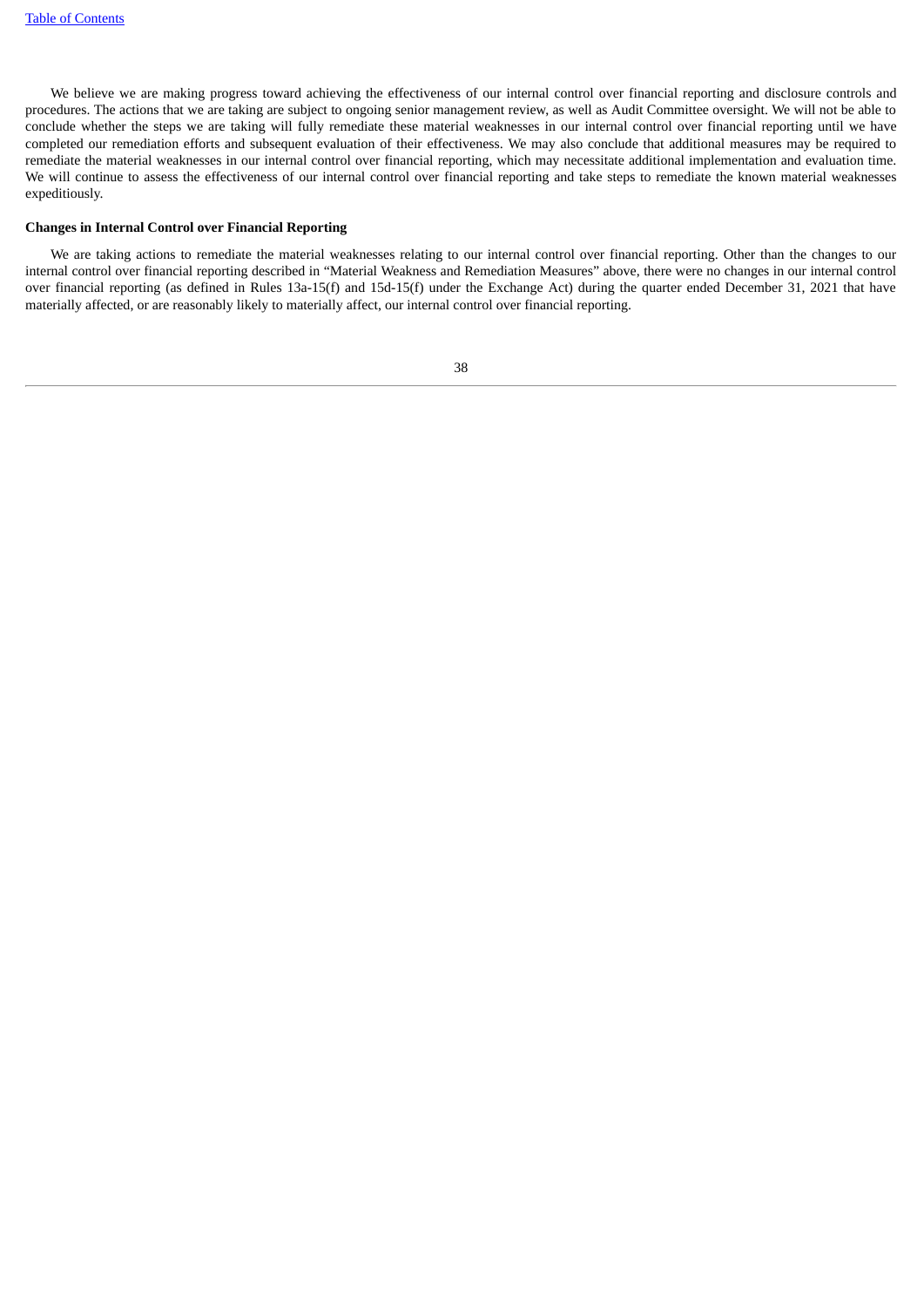We believe we are making progress toward achieving the effectiveness of our internal control over financial reporting and disclosure controls and procedures. The actions that we are taking are subject to ongoing senior management review, as well as Audit Committee oversight. We will not be able to conclude whether the steps we are taking will fully remediate these material weaknesses in our internal control over financial reporting until we have completed our remediation efforts and subsequent evaluation of their effectiveness. We may also conclude that additional measures may be required to remediate the material weaknesses in our internal control over financial reporting, which may necessitate additional implementation and evaluation time. We will continue to assess the effectiveness of our internal control over financial reporting and take steps to remediate the known material weaknesses expeditiously.

**Changes in Internal Control over Financial Reporting**

We are taking actions to remediate the material weaknesses relating to our internal control over financial reporting. Other than the changes to our internal control over financial reporting described in "Material Weakness and Remediation Measures" above, there were no changes in our internal control over financial reporting (as defined in Rules 13a-15(f) and 15d-15(f) under the Exchange Act) during the quarter ended December 31, 2021 that have materially affected, or are reasonably likely to materially affect, our internal control over financial reporting.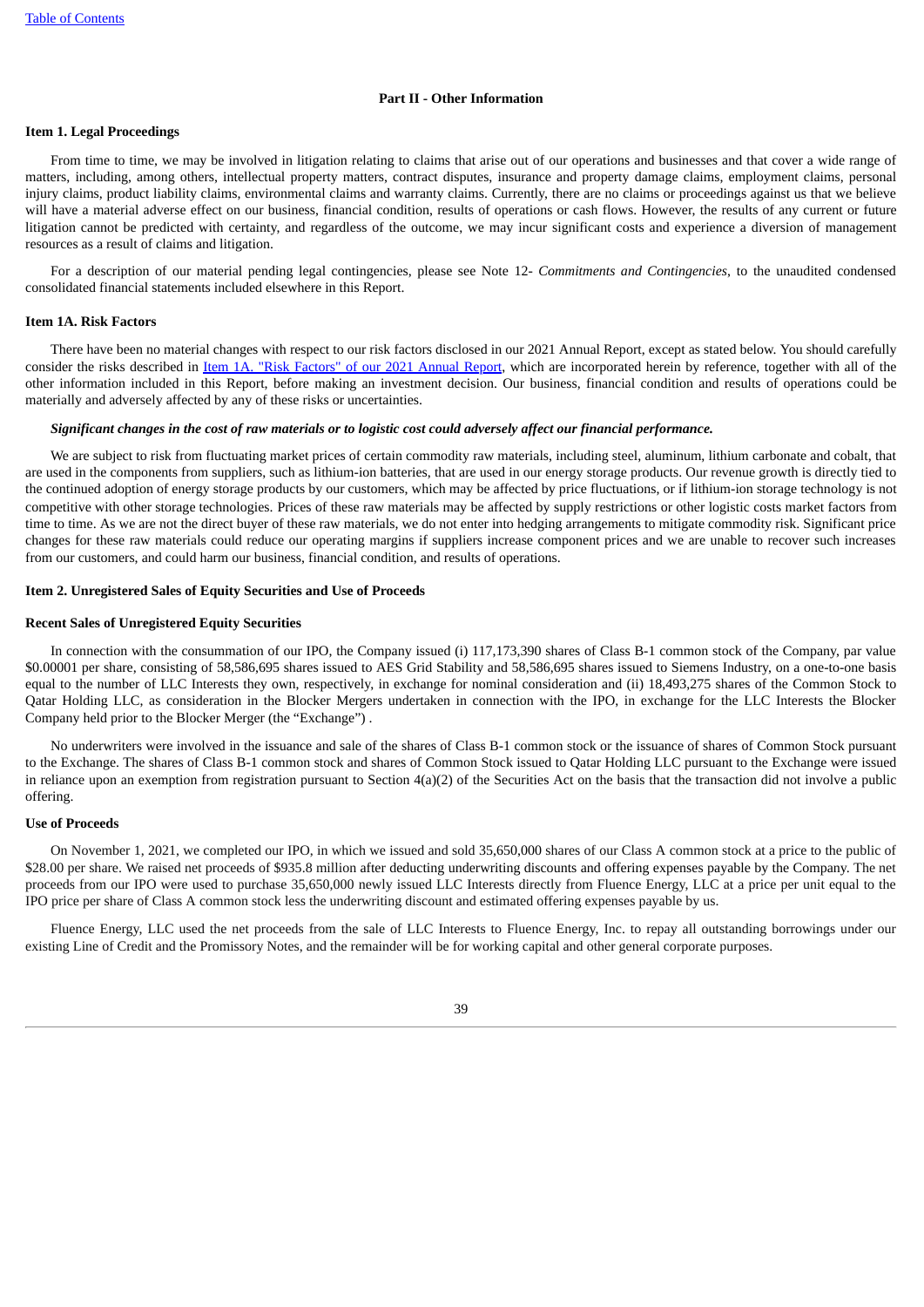Table of Contents

## Part II - Other Information

### Item 1. Legal Proceedings

From time to time, we may be involved in litigation relating to claims that arise out of our operations and businesses and that cover a wide range of matters, including, among others, intellectual property matters, contract disputes, insurance and property damage claims, employment claims, personal injury claims, product liability claims, environmental claims and warranty claims. Currently, there are no claims or proceedings against us that we believe will have a material adverse effect on our business, financial condition, results of operations or cash flows. However, the results of any current or future litigation cannot be predicted with certainty, and regardless of the outcome, we may incur significant costs and experience a diversion of management resources as a result of claims and litigation.

For a description of our material pending legal contingencies, please see Note 12- *Commitments and Contingencies*, to the unaudited condensed consolidated financial statements included elsewhere in this Report.

### Item 1A. Risk Factors

There have been no material changes with respect to our risk factors disclosed in our 2021 Annual Report, except as stated below. You should carefully consider the risks described in Item 1A. "Risk Factors" of our 2021 Annual Report, which are incorporated herein by reference, together with all of the other information included in this Report, before making an investment decision. Our business, financial condition and results of operations could be materially and adversely affected by any of these risks or uncertainties.

***Significant changes in the cost of raw materials or to logistic cost could adversely affect our financial performance.***

We are subject to risk from fluctuating market prices of certain commodity raw materials, including steel, aluminum, lithium carbonate and cobalt, that are used in the components from suppliers, such as lithium-ion batteries, that are used in our energy storage products. Our revenue growth is directly tied to the continued adoption of energy storage products by our customers, which may be affected by price fluctuations, or if lithium-ion storage technology is not competitive with other storage technologies. Prices of these raw materials may be affected by supply restrictions or other logistic costs market factors from time to time. As we are not the direct buyer of these raw materials, we do not enter into hedging arrangements to mitigate commodity risk. Significant price changes for these raw materials could reduce our operating margins if suppliers increase component prices and we are unable to recover such increases from our customers, and could harm our business, financial condition, and results of operations.

### Item 2. Unregistered Sales of Equity Securities and Use of Proceeds

#### Recent Sales of Unregistered Equity Securities

In connection with the consummation of our IPO, the Company issued (i) 117,173,390 shares of Class B-1 common stock of the Company, par value $0.00001 per share, consisting of 58,586,695 shares issued to AES Grid Stability and 58,586,695 shares issued to Siemens Industry, on a one-to-one basis equal to the number of LLC Interests they own, respectively, in exchange for nominal consideration and (ii) 18,493,275 shares of the Common Stock to Qatar Holding LLC, as consideration in the Blocker Mergers undertaken in connection with the IPO, in exchange for the LLC Interests the Blocker Company held prior to the Blocker Merger (the "Exchange") .

No underwriters were involved in the issuance and sale of the shares of Class B-1 common stock or the issuance of shares of Common Stock pursuant to the Exchange. The shares of Class B-1 common stock and shares of Common Stock issued to Qatar Holding LLC pursuant to the Exchange were issued in reliance upon an exemption from registration pursuant to Section 4(a)(2) of the Securities Act on the basis that the transaction did not involve a public offering.

#### Use of Proceeds

On November 1, 2021, we completed our IPO, in which we issued and sold 35,650,000 shares of our Class A common stock at a price to the public of $28.00 per share. We raised net proceeds of $935.8 million after deducting underwriting discounts and offering expenses payable by the Company. The net proceeds from our IPO were used to purchase 35,650,000 newly issued LLC Interests directly from Fluence Energy, LLC at a price per unit equal to the IPO price per share of Class A common stock less the underwriting discount and estimated offering expenses payable by us.

Fluence Energy, LLC used the net proceeds from the sale of LLC Interests to Fluence Energy, Inc. to repay all outstanding borrowings under our existing Line of Credit and the Promissory Notes, and the remainder will be for working capital and other general corporate purposes.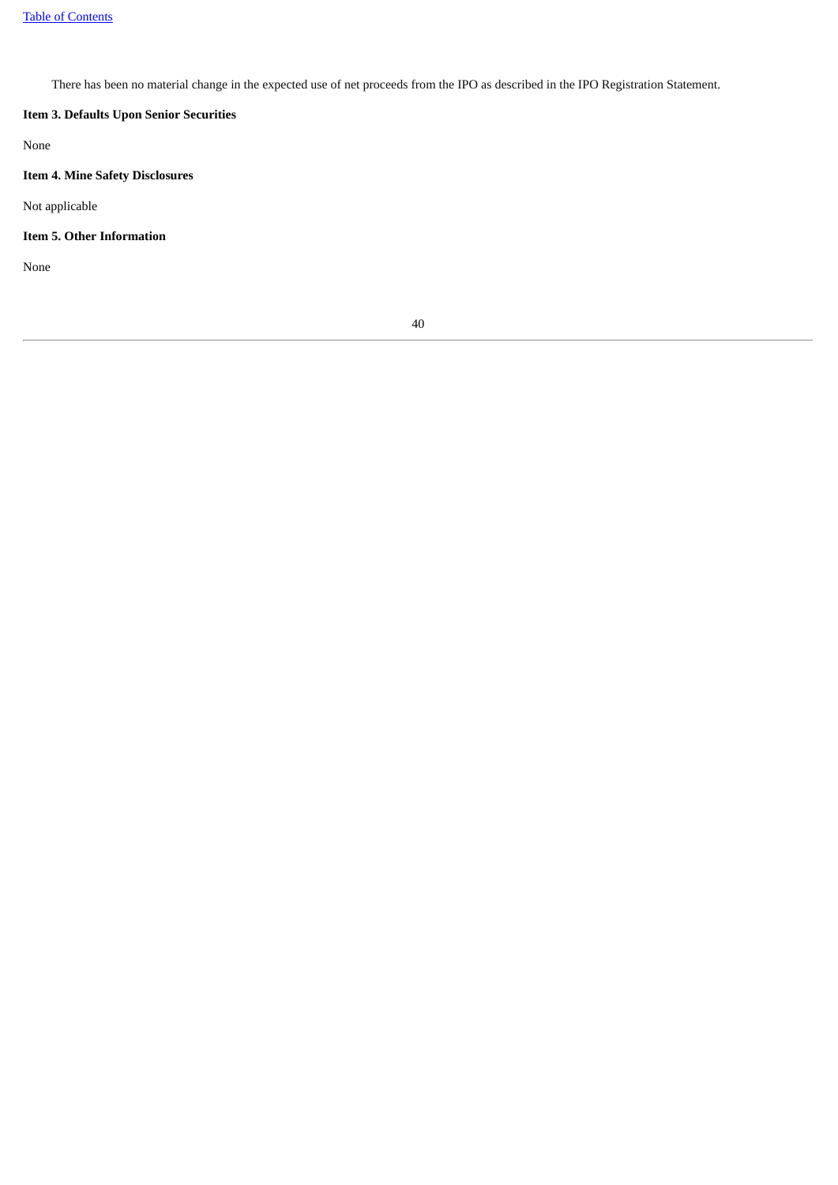There has been no material change in the expected use of net proceeds from the IPO as described in the IPO Registration Statement.

**Item 3. Defaults Upon Senior Securities**

None

**Item 4. Mine Safety Disclosures**

Not applicable

**Item 5. Other Information**

None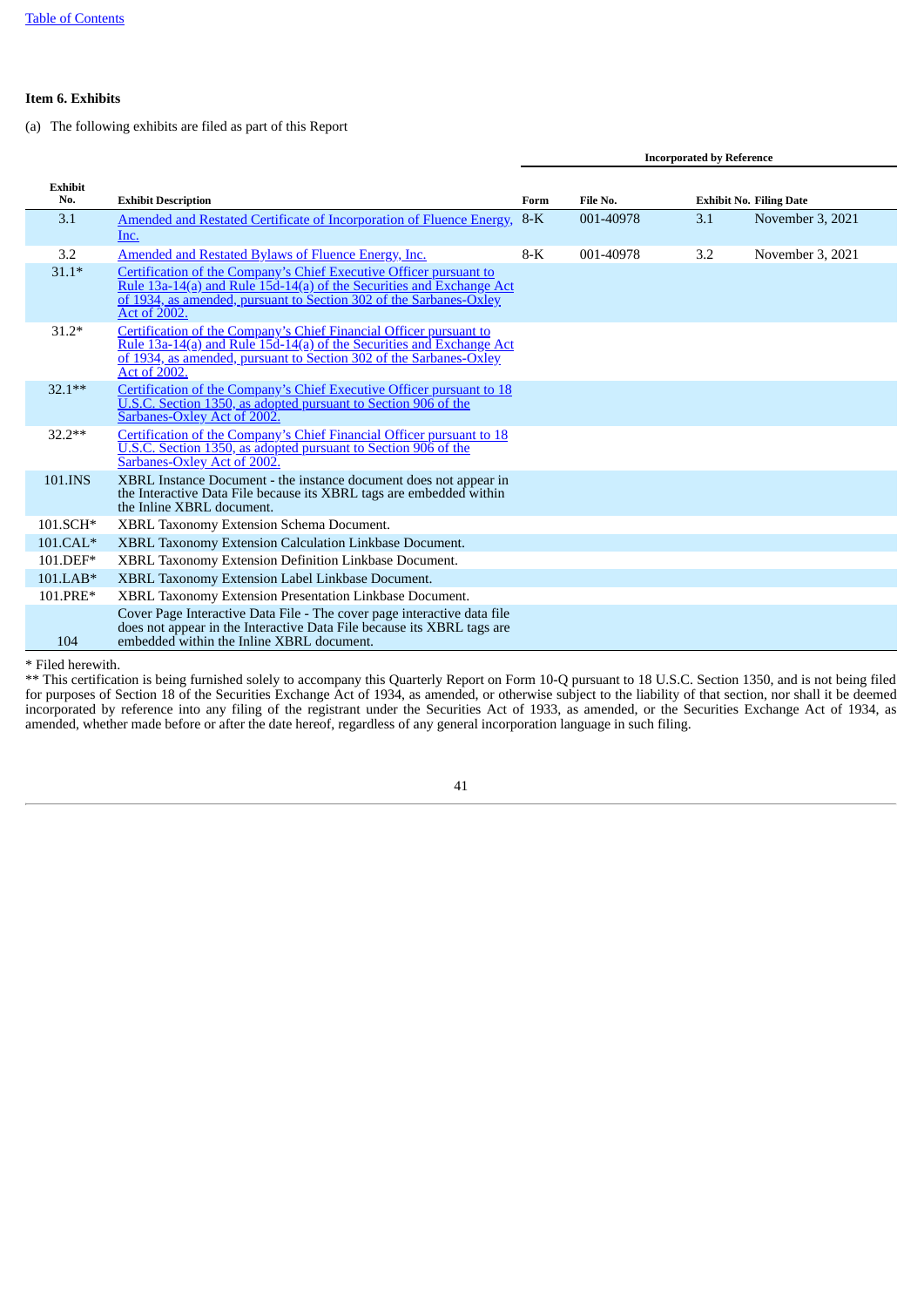**Item 6. Exhibits**

(a) The following exhibits are filed as part of this Report

| | | Incorporated by Reference | | | |
|---|---|---|---|---|---|
| Exhibit No. | Exhibit Description | Form | File No. | Exhibit No. | Filing Date |
| 3.1 | Amended and Restated Certificate of Incorporation of Fluence Energy, Inc. | 8-K | 001-40978 | 3.1 | November 3, 2021 |
| 3.2 | Amended and Restated Bylaws of Fluence Energy, Inc. | 8-K | 001-40978 | 3.2 | November 3, 2021 |
| 31.1* | Certification of the Company's Chief Executive Officer pursuant to Rule 13a-14(a) and Rule 15d-14(a) of the Securities and Exchange Act of 1934, as amended, pursuant to Section 302 of the Sarbanes-Oxley Act of 2002. | | | | |
| 31.2* | Certification of the Company's Chief Financial Officer pursuant to Rule 13a-14(a) and Rule 15d-14(a) of the Securities and Exchange Act of 1934, as amended, pursuant to Section 302 of the Sarbanes-Oxley Act of 2002. | | | | |
| 32.1** | Certification of the Company's Chief Executive Officer pursuant to 18 U.S.C. Section 1350, as adopted pursuant to Section 906 of the Sarbanes-Oxley Act of 2002. | | | | |
| 32.2** | Certification of the Company's Chief Financial Officer pursuant to 18 U.S.C. Section 1350, as adopted pursuant to Section 906 of the Sarbanes-Oxley Act of 2002. | | | | |
| 101.INS | XBRL Instance Document - the instance document does not appear in the Interactive Data File because its XBRL tags are embedded within the Inline XBRL document. | | | | |
| 101.SCH* | XBRL Taxonomy Extension Schema Document. | | | | |
| 101.CAL* | XBRL Taxonomy Extension Calculation Linkbase Document. | | | | |
| 101.DEF* | XBRL Taxonomy Extension Definition Linkbase Document. | | | | |
| 101.LAB* | XBRL Taxonomy Extension Label Linkbase Document. | | | | |
| 101.PRE* | XBRL Taxonomy Extension Presentation Linkbase Document. | | | | |
| 104 | Cover Page Interactive Data File - The cover page interactive data file does not appear in the Interactive Data File because its XBRL tags are embedded within the Inline XBRL document. | | | | |

* Filed herewith.

** This certification is being furnished solely to accompany this Quarterly Report on Form 10-Q pursuant to 18 U.S.C. Section 1350, and is not being filed for purposes of Section 18 of the Securities Exchange Act of 1934, as amended, or otherwise subject to the liability of that section, nor shall it be deemed incorporated by reference into any filing of the registrant under the Securities Act of 1933, as amended, or the Securities Exchange Act of 1934, as amended, whether made before or after the date hereof, regardless of any general incorporation language in such filing.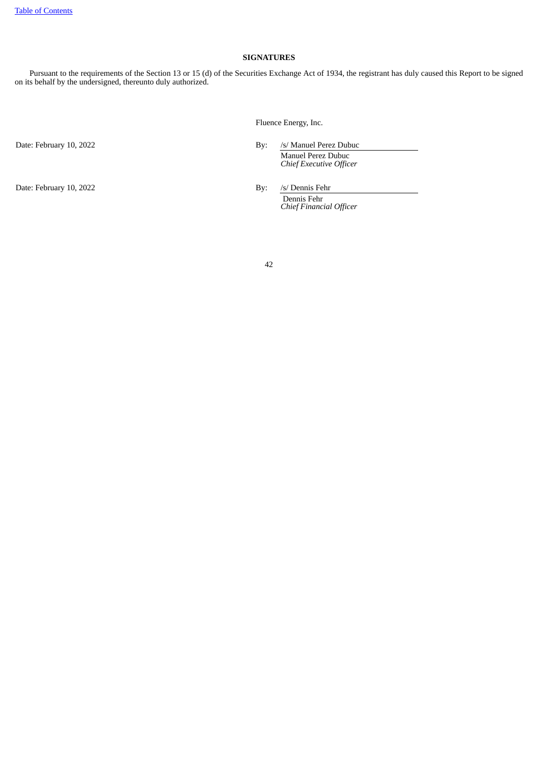[Table of Contents](#)

# SIGNATURES

Pursuant to the requirements of the Section 13 or 15 (d) of the Securities Exchange Act of 1934, the registrant has duly caused this Report to be signed on its behalf by the undersigned, thereunto duly authorized.

Fluence Energy, Inc.

Date: February 10, 2022

By: /s/ Manuel Perez Dubuc
Manuel Perez Dubuc
*Chief Executive Officer*

Date: February 10, 2022

By: /s/ Dennis Fehr
Dennis Fehr
*Chief Financial Officer*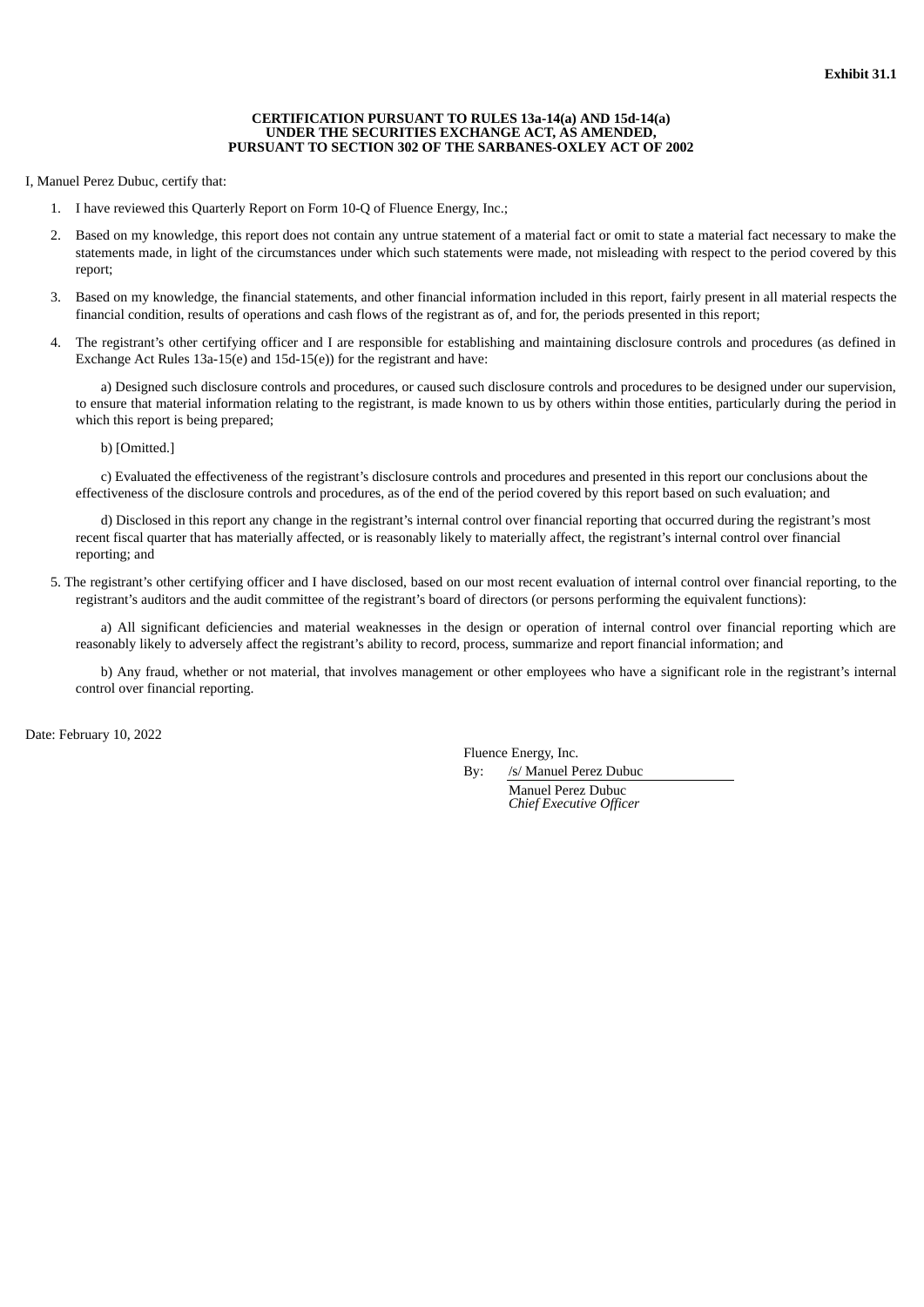**Exhibit 31.1**

**CERTIFICATION PURSUANT TO RULES 13a-14(a) AND 15d-14(a)**
**UNDER THE SECURITIES EXCHANGE ACT, AS AMENDED,**
**PURSUANT TO SECTION 302 OF THE SARBANES-OXLEY ACT OF 2002**

I, Manuel Perez Dubuc, certify that:

1. I have reviewed this Quarterly Report on Form 10-Q of Fluence Energy, Inc.;

2. Based on my knowledge, this report does not contain any untrue statement of a material fact or omit to state a material fact necessary to make the statements made, in light of the circumstances under which such statements were made, not misleading with respect to the period covered by this report;

3. Based on my knowledge, the financial statements, and other financial information included in this report, fairly present in all material respects the financial condition, results of operations and cash flows of the registrant as of, and for, the periods presented in this report;

4. The registrant's other certifying officer and I are responsible for establishing and maintaining disclosure controls and procedures (as defined in Exchange Act Rules 13a-15(e) and 15d-15(e)) for the registrant and have:

   a) Designed such disclosure controls and procedures, or caused such disclosure controls and procedures to be designed under our supervision, to ensure that material information relating to the registrant, is made known to us by others within those entities, particularly during the period in which this report is being prepared;

   b) [Omitted.]

   c) Evaluated the effectiveness of the registrant's disclosure controls and procedures and presented in this report our conclusions about the effectiveness of the disclosure controls and procedures, as of the end of the period covered by this report based on such evaluation; and

   d) Disclosed in this report any change in the registrant's internal control over financial reporting that occurred during the registrant's most recent fiscal quarter that has materially affected, or is reasonably likely to materially affect, the registrant's internal control over financial reporting; and

5. The registrant's other certifying officer and I have disclosed, based on our most recent evaluation of internal control over financial reporting, to the registrant's auditors and the audit committee of the registrant's board of directors (or persons performing the equivalent functions):

   a) All significant deficiencies and material weaknesses in the design or operation of internal control over financial reporting which are reasonably likely to adversely affect the registrant's ability to record, process, summarize and report financial information; and

   b) Any fraud, whether or not material, that involves management or other employees who have a significant role in the registrant's internal control over financial reporting.

Date: February 10, 2022

Fluence Energy, Inc.

By: /s/ Manuel Perez Dubuc

Manuel Perez Dubuc
*Chief Executive Officer*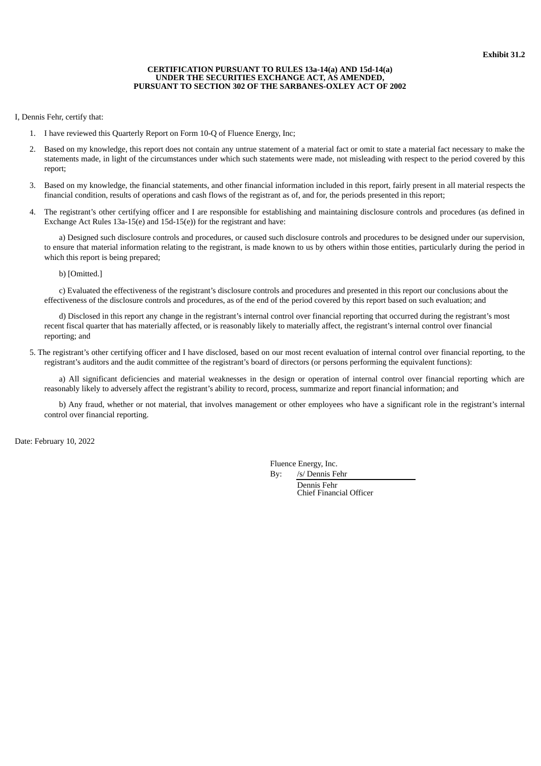**Exhibit 31.2**

**CERTIFICATION PURSUANT TO RULES 13a-14(a) AND 15d-14(a)**
**UNDER THE SECURITIES EXCHANGE ACT, AS AMENDED,**
**PURSUANT TO SECTION 302 OF THE SARBANES-OXLEY ACT OF 2002**

I, Dennis Fehr, certify that:

1. I have reviewed this Quarterly Report on Form 10-Q of Fluence Energy, Inc;
2. Based on my knowledge, this report does not contain any untrue statement of a material fact or omit to state a material fact necessary to make the statements made, in light of the circumstances under which such statements were made, not misleading with respect to the period covered by this report;
3. Based on my knowledge, the financial statements, and other financial information included in this report, fairly present in all material respects the financial condition, results of operations and cash flows of the registrant as of, and for, the periods presented in this report;
4. The registrant's other certifying officer and I are responsible for establishing and maintaining disclosure controls and procedures (as defined in Exchange Act Rules 13a-15(e) and 15d-15(e)) for the registrant and have:

   a) Designed such disclosure controls and procedures, or caused such disclosure controls and procedures to be designed under our supervision, to ensure that material information relating to the registrant, is made known to us by others within those entities, particularly during the period in which this report is being prepared;

   b) [Omitted.]

   c) Evaluated the effectiveness of the registrant's disclosure controls and procedures and presented in this report our conclusions about the effectiveness of the disclosure controls and procedures, as of the end of the period covered by this report based on such evaluation; and

   d) Disclosed in this report any change in the registrant's internal control over financial reporting that occurred during the registrant's most recent fiscal quarter that has materially affected, or is reasonably likely to materially affect, the registrant's internal control over financial reporting; and

5. The registrant's other certifying officer and I have disclosed, based on our most recent evaluation of internal control over financial reporting, to the registrant's auditors and the audit committee of the registrant's board of directors (or persons performing the equivalent functions):

   a) All significant deficiencies and material weaknesses in the design or operation of internal control over financial reporting which are reasonably likely to adversely affect the registrant's ability to record, process, summarize and report financial information; and

   b) Any fraud, whether or not material, that involves management or other employees who have a significant role in the registrant's internal control over financial reporting.

Date: February 10, 2022

Fluence Energy, Inc.
By: /s/ Dennis Fehr
Dennis Fehr
Chief Financial Officer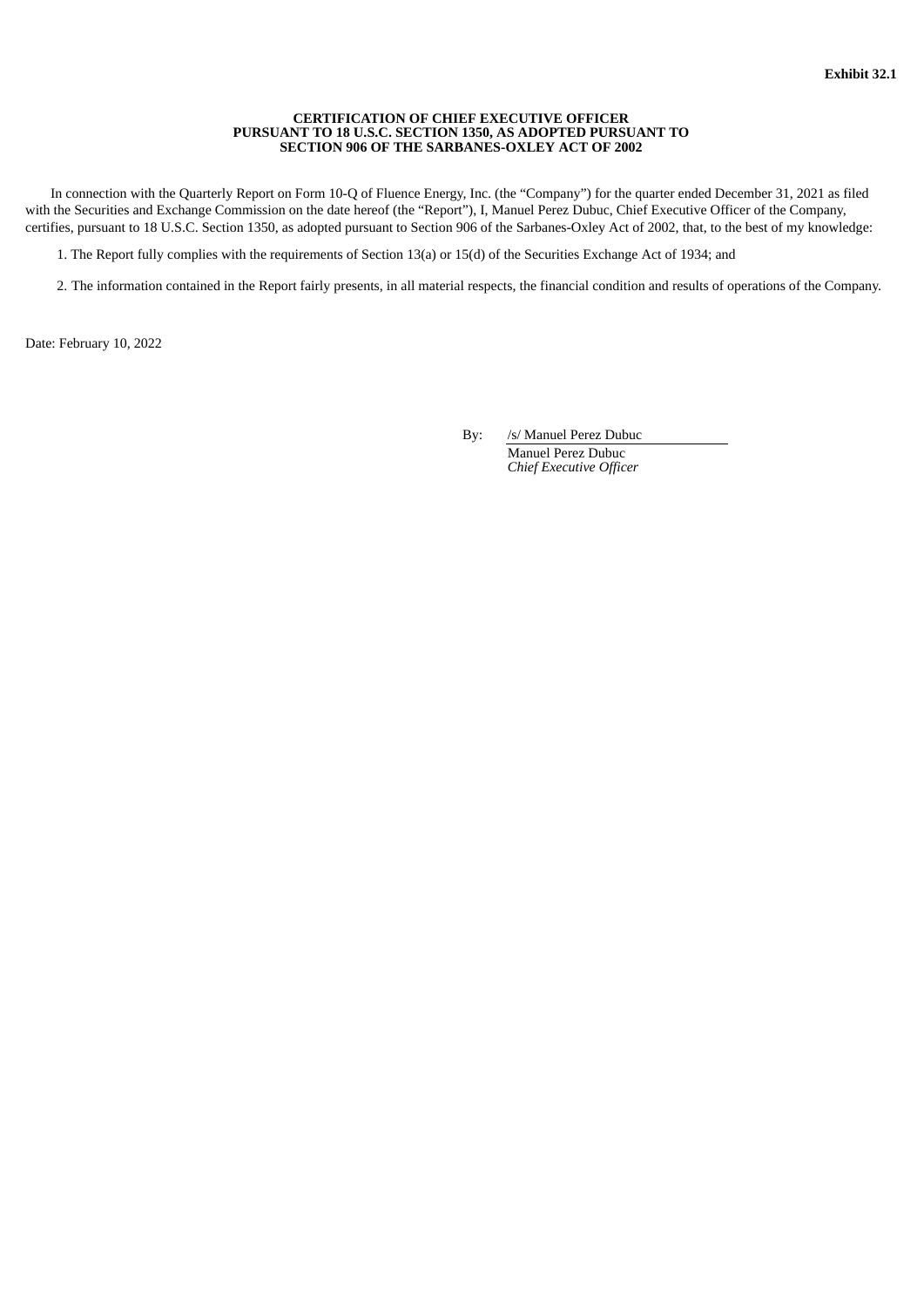**Exhibit 32.1**

**CERTIFICATION OF CHIEF EXECUTIVE OFFICER**
**PURSUANT TO 18 U.S.C. SECTION 1350, AS ADOPTED PURSUANT TO**
**SECTION 906 OF THE SARBANES-OXLEY ACT OF 2002**

In connection with the Quarterly Report on Form 10-Q of Fluence Energy, Inc. (the "Company") for the quarter ended December 31, 2021 as filed with the Securities and Exchange Commission on the date hereof (the "Report"), I, Manuel Perez Dubuc, Chief Executive Officer of the Company, certifies, pursuant to 18 U.S.C. Section 1350, as adopted pursuant to Section 906 of the Sarbanes-Oxley Act of 2002, that, to the best of my knowledge:

1. The Report fully complies with the requirements of Section 13(a) or 15(d) of the Securities Exchange Act of 1934; and

2. The information contained in the Report fairly presents, in all material respects, the financial condition and results of operations of the Company.

Date: February 10, 2022

By: /s/ Manuel Perez Dubuc
Manuel Perez Dubuc
*Chief Executive Officer*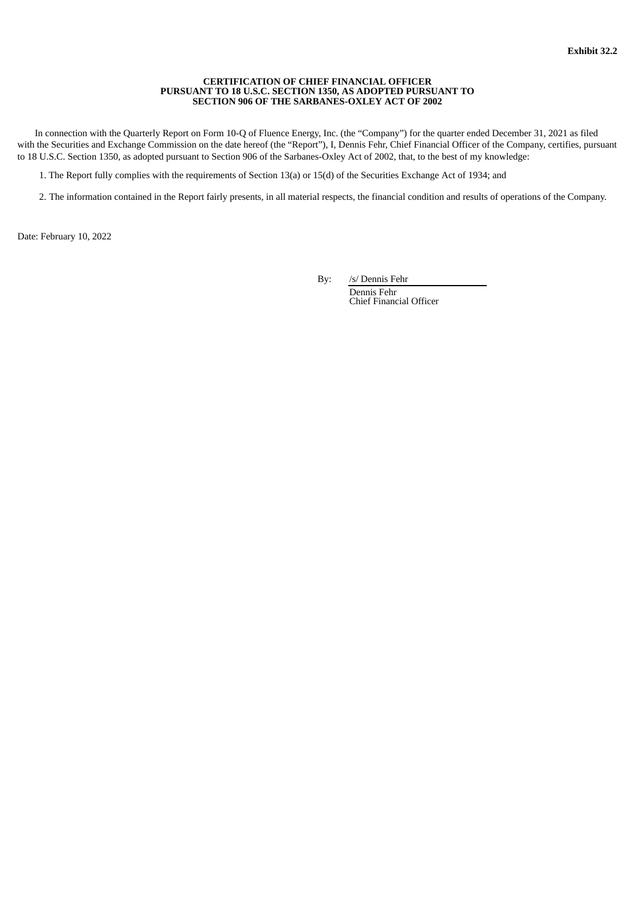**Exhibit 32.2**

**CERTIFICATION OF CHIEF FINANCIAL OFFICER
PURSUANT TO 18 U.S.C. SECTION 1350, AS ADOPTED PURSUANT TO
SECTION 906 OF THE SARBANES-OXLEY ACT OF 2002**

In connection with the Quarterly Report on Form 10-Q of Fluence Energy, Inc. (the "Company") for the quarter ended December 31, 2021 as filed with the Securities and Exchange Commission on the date hereof (the "Report"), I, Dennis Fehr, Chief Financial Officer of the Company, certifies, pursuant to 18 U.S.C. Section 1350, as adopted pursuant to Section 906 of the Sarbanes-Oxley Act of 2002, that, to the best of my knowledge:

1. The Report fully complies with the requirements of Section 13(a) or 15(d) of the Securities Exchange Act of 1934; and

2. The information contained in the Report fairly presents, in all material respects, the financial condition and results of operations of the Company.

Date: February 10, 2022

By: /s/ Dennis Fehr
Dennis Fehr
Chief Financial Officer